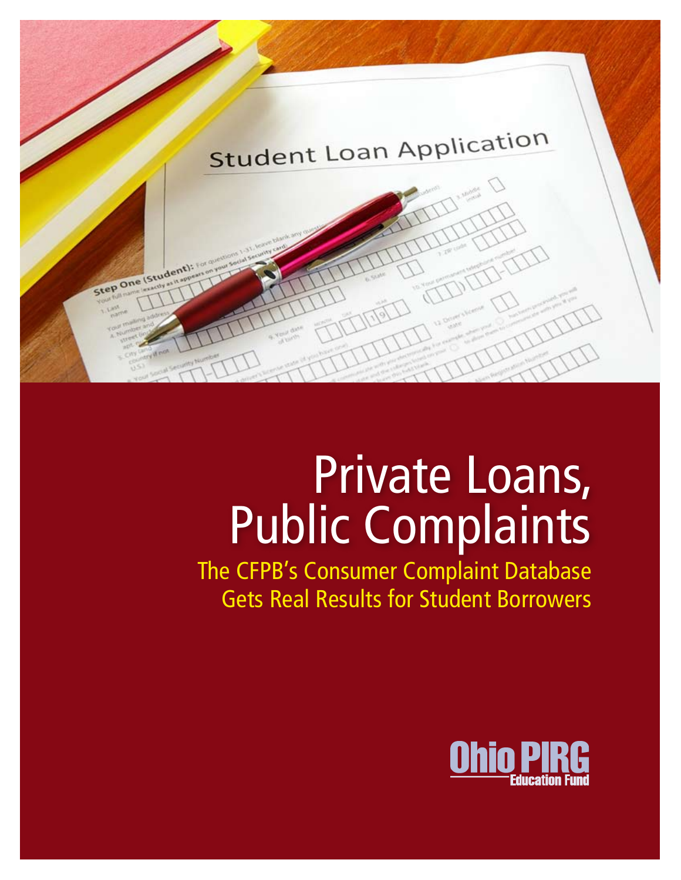# Private Loans, Public Complaints

## The CFPB's Consumer Complaint Database Gets Real Results for Student Borrowers

Ohio PIRG Education Fund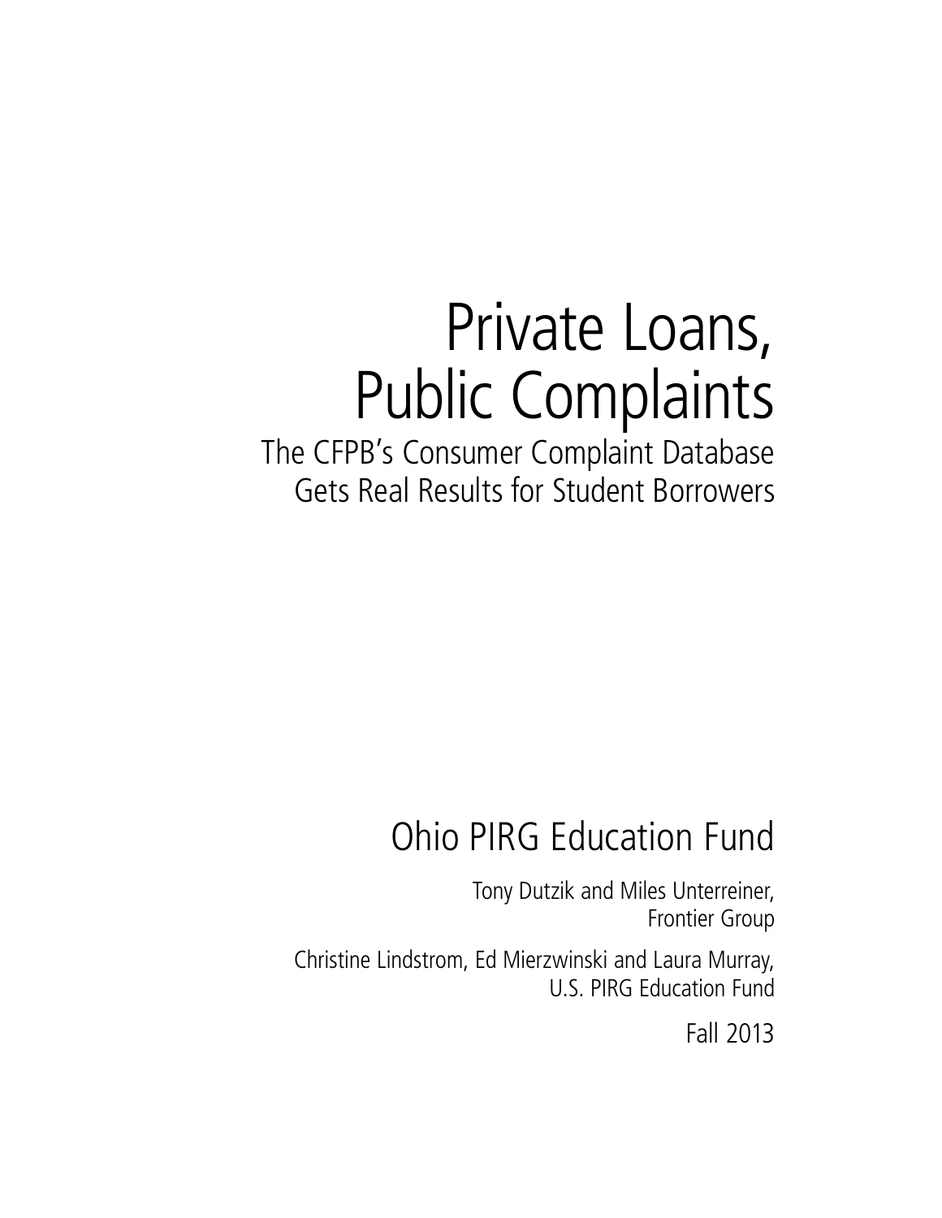# Private Loans, Public Complaints

## The CFPB's Consumer Complaint Database Gets Real Results for Student Borrowers

## Ohio PIRG Education Fund

Tony Dutzik and Miles Unterreiner,
Frontier Group

Christine Lindstrom, Ed Mierzwinski and Laura Murray,
U.S. PIRG Education Fund

Fall 2013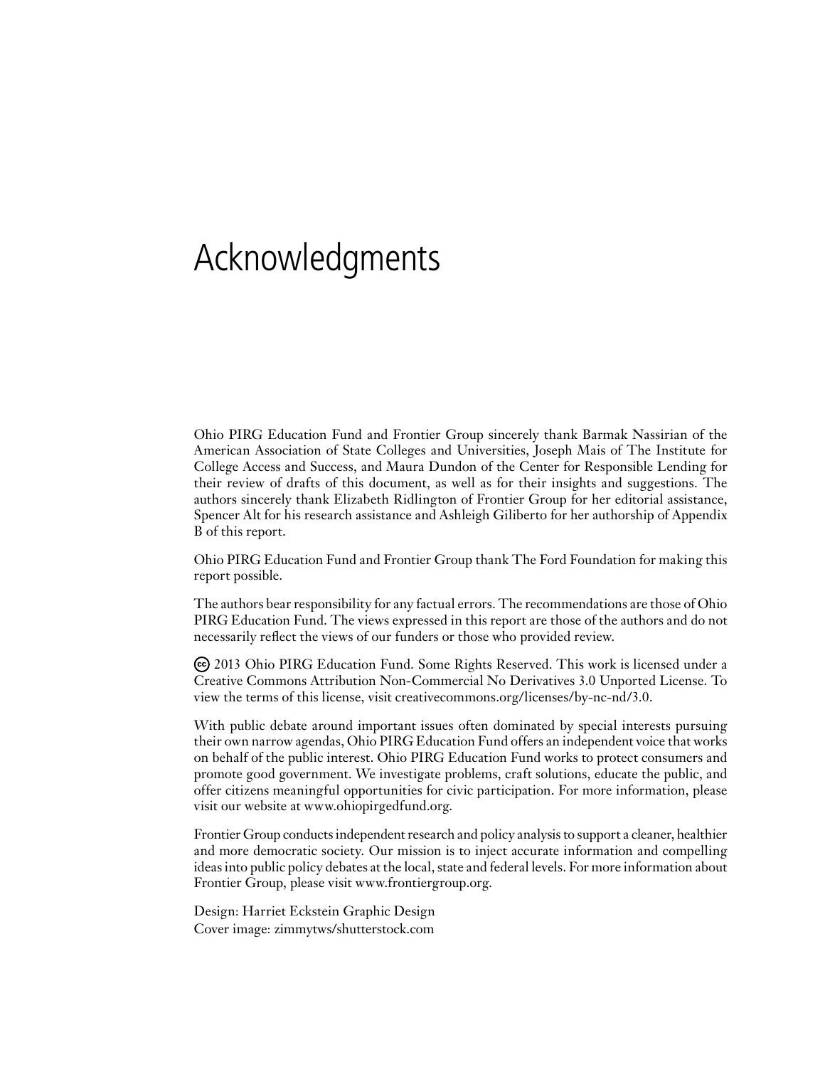# Acknowledgments

Ohio PIRG Education Fund and Frontier Group sincerely thank Barmak Nassirian of the American Association of State Colleges and Universities, Joseph Mais of The Institute for College Access and Success, and Maura Dundon of the Center for Responsible Lending for their review of drafts of this document, as well as for their insights and suggestions. The authors sincerely thank Elizabeth Ridlington of Frontier Group for her editorial assistance, Spencer Alt for his research assistance and Ashleigh Giliberto for her authorship of Appendix B of this report.

Ohio PIRG Education Fund and Frontier Group thank The Ford Foundation for making this report possible.

The authors bear responsibility for any factual errors. The recommendations are those of Ohio PIRG Education Fund. The views expressed in this report are those of the authors and do not necessarily reflect the views of our funders or those who provided review.

© 2013 Ohio PIRG Education Fund. Some Rights Reserved. This work is licensed under a Creative Commons Attribution Non-Commercial No Derivatives 3.0 Unported License. To view the terms of this license, visit creativecommons.org/licenses/by-nc-nd/3.0.

With public debate around important issues often dominated by special interests pursuing their own narrow agendas, Ohio PIRG Education Fund offers an independent voice that works on behalf of the public interest. Ohio PIRG Education Fund works to protect consumers and promote good government. We investigate problems, craft solutions, educate the public, and offer citizens meaningful opportunities for civic participation. For more information, please visit our website at www.ohiopirgedfund.org.

Frontier Group conducts independent research and policy analysis to support a cleaner, healthier and more democratic society. Our mission is to inject accurate information and compelling ideas into public policy debates at the local, state and federal levels. For more information about Frontier Group, please visit www.frontiergroup.org.

Design: Harriet Eckstein Graphic Design
Cover image: zimmytws/shutterstock.com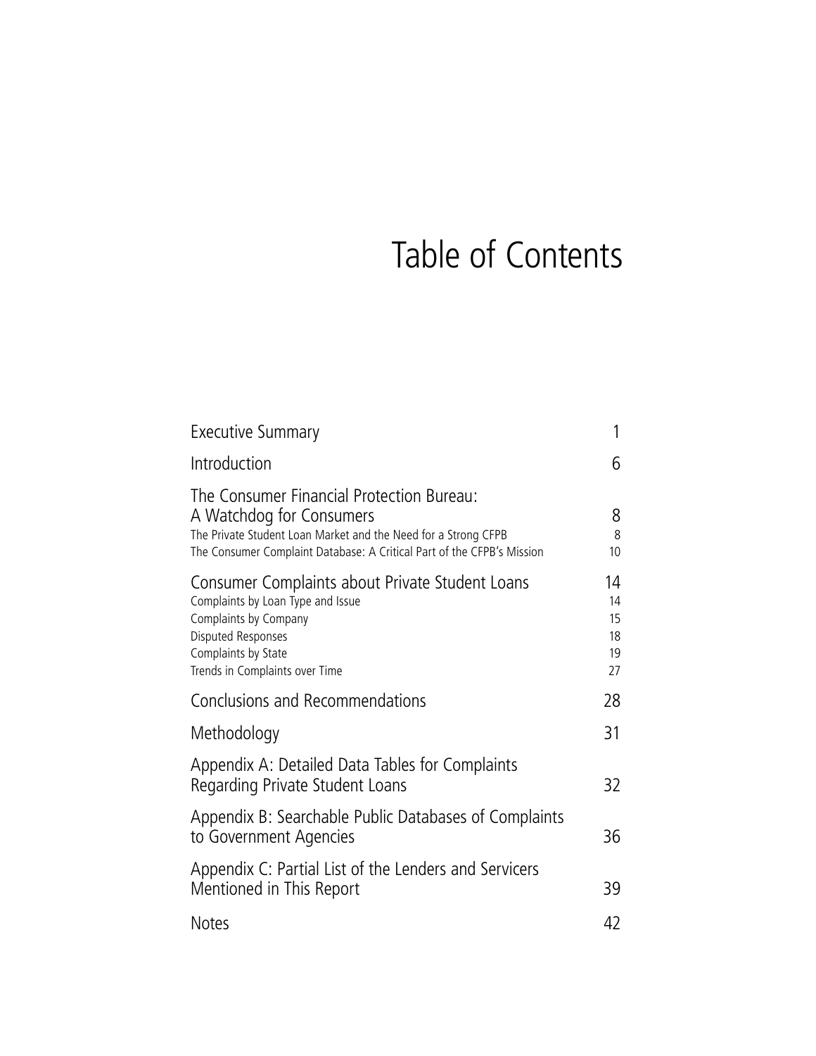# Table of Contents

| | |
|---|---|
| Executive Summary | 1 |
| Introduction | 6 |
| The Consumer Financial Protection Bureau: A Watchdog for Consumers | 8 |
| The Private Student Loan Market and the Need for a Strong CFPB | 8 |
| The Consumer Complaint Database: A Critical Part of the CFPB's Mission | 10 |
| Consumer Complaints about Private Student Loans | 14 |
| Complaints by Loan Type and Issue | 14 |
| Complaints by Company | 15 |
| Disputed Responses | 18 |
| Complaints by State | 19 |
| Trends in Complaints over Time | 27 |
| Conclusions and Recommendations | 28 |
| Methodology | 31 |
| Appendix A: Detailed Data Tables for Complaints Regarding Private Student Loans | 32 |
| Appendix B: Searchable Public Databases of Complaints to Government Agencies | 36 |
| Appendix C: Partial List of the Lenders and Servicers Mentioned in This Report | 39 |
| Notes | 42 |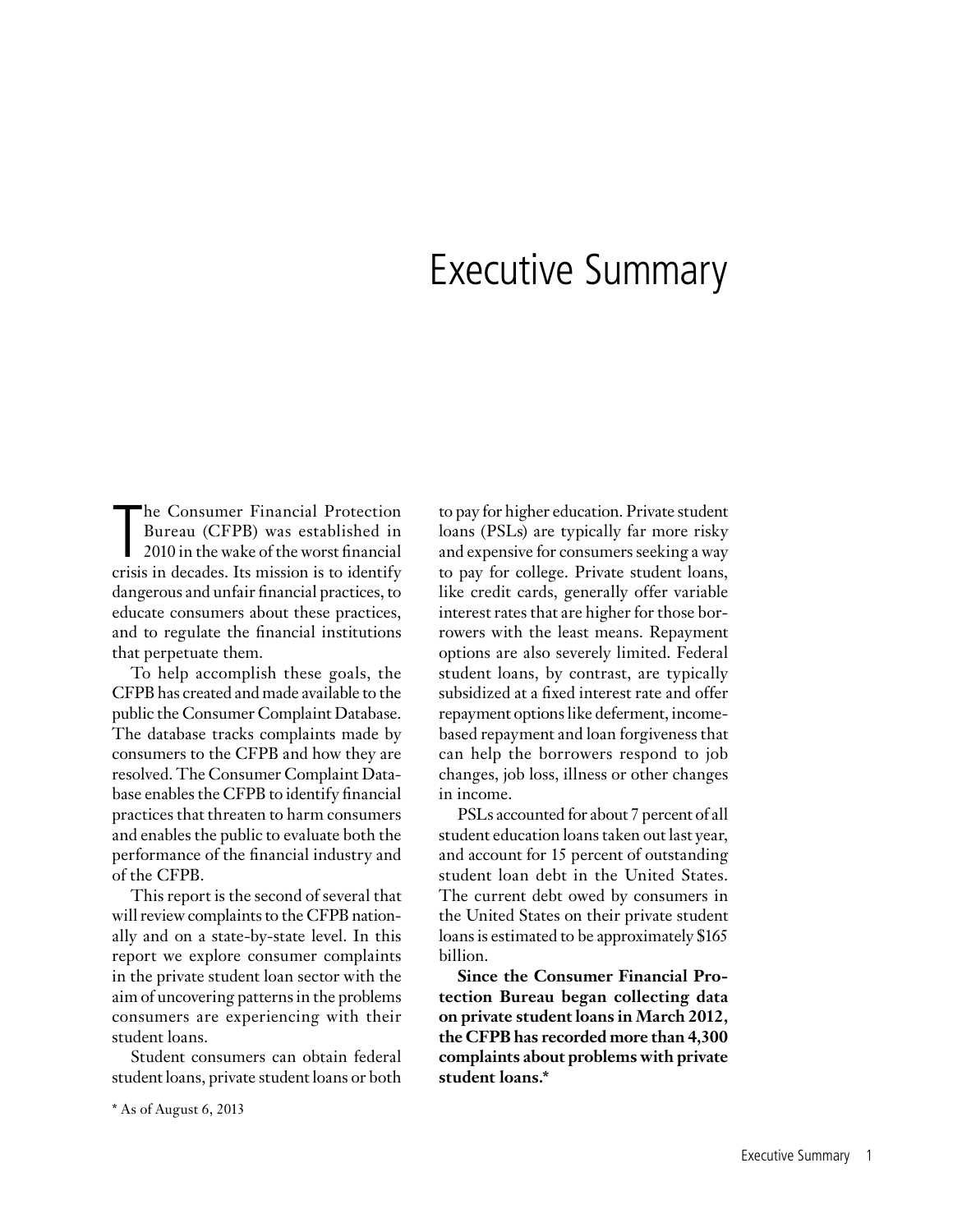# Executive Summary

The Consumer Financial Protection Bureau (CFPB) was established in 2010 in the wake of the worst financial crisis in decades. Its mission is to identify dangerous and unfair financial practices, to educate consumers about these practices, and to regulate the financial institutions that perpetuate them.

To help accomplish these goals, the CFPB has created and made available to the public the Consumer Complaint Database. The database tracks complaints made by consumers to the CFPB and how they are resolved. The Consumer Complaint Database enables the CFPB to identify financial practices that threaten to harm consumers and enables the public to evaluate both the performance of the financial industry and of the CFPB.

This report is the second of several that will review complaints to the CFPB nationally and on a state-by-state level. In this report we explore consumer complaints in the private student loan sector with the aim of uncovering patterns in the problems consumers are experiencing with their student loans.

Student consumers can obtain federal student loans, private student loans or both to pay for higher education. Private student loans (PSLs) are typically far more risky and expensive for consumers seeking a way to pay for college. Private student loans, like credit cards, generally offer variable interest rates that are higher for those borrowers with the least means. Repayment options are also severely limited. Federal student loans, by contrast, are typically subsidized at a fixed interest rate and offer repayment options like deferment, income-based repayment and loan forgiveness that can help the borrowers respond to job changes, job loss, illness or other changes in income.

PSLs accounted for about 7 percent of all student education loans taken out last year, and account for 15 percent of outstanding student loan debt in the United States. The current debt owed by consumers in the United States on their private student loans is estimated to be approximately $165 billion.

**Since the Consumer Financial Protection Bureau began collecting data on private student loans in March 2012, the CFPB has recorded more than 4,300 complaints about problems with private student loans.***

* As of August 6, 2013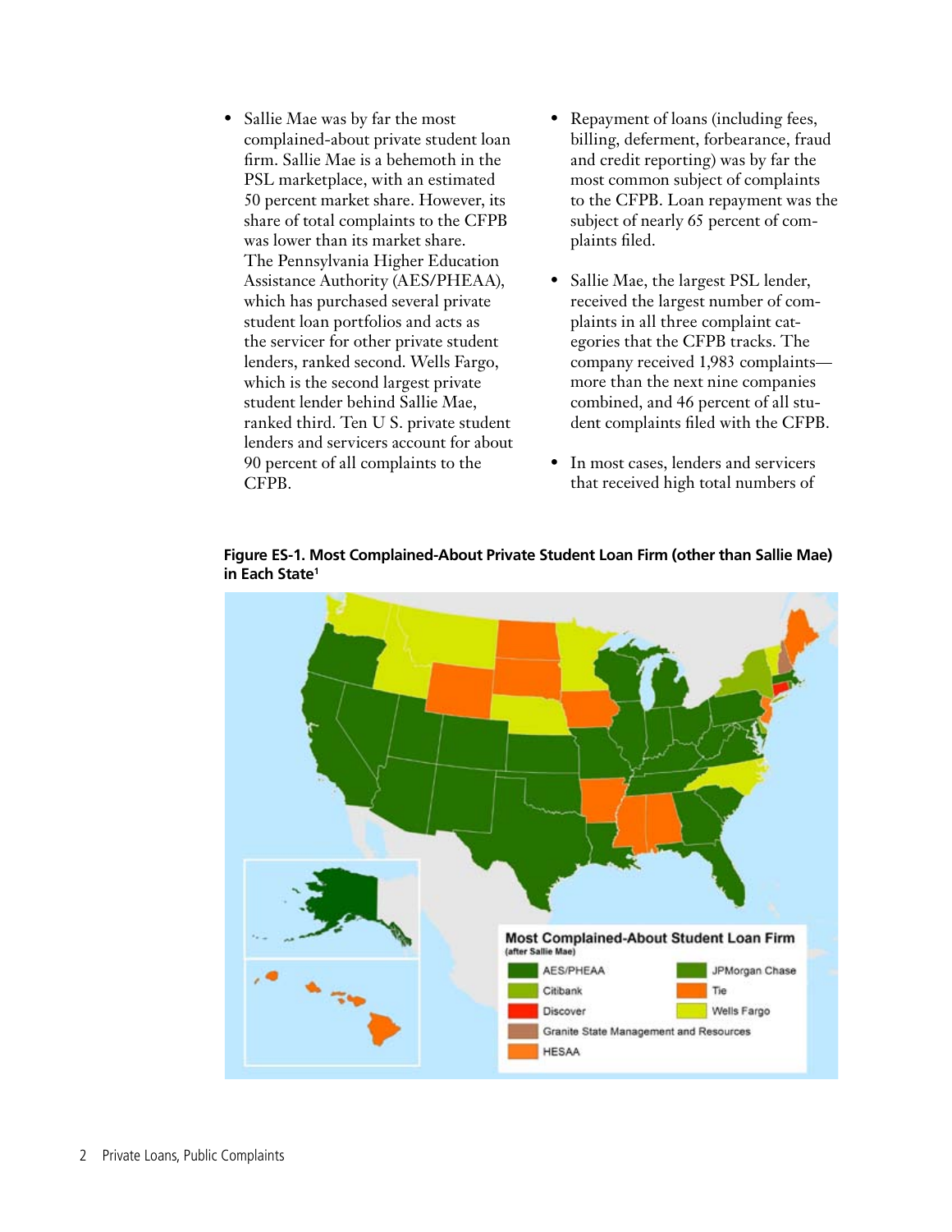- Sallie Mae was by far the most complained-about private student loan firm. Sallie Mae is a behemoth in the PSL marketplace, with an estimated 50 percent market share. However, its share of total complaints to the CFPB was lower than its market share. The Pennsylvania Higher Education Assistance Authority (AES/PHEAA), which has purchased several private student loan portfolios and acts as the servicer for other private student lenders, ranked second. Wells Fargo, which is the second largest private student lender behind Sallie Mae, ranked third. Ten U S. private student lenders and servicers account for about 90 percent of all complaints to the CFPB.

- Repayment of loans (including fees, billing, deferment, forbearance, fraud and credit reporting) was by far the most common subject of complaints to the CFPB. Loan repayment was the subject of nearly 65 percent of complaints filed.

- Sallie Mae, the largest PSL lender, received the largest number of complaints in all three complaint categories that the CFPB tracks. The company received 1,983 complaints—more than the next nine companies combined, and 46 percent of all student complaints filed with the CFPB.

- In most cases, lenders and servicers that received high total numbers of

**Figure ES-1. Most Complained-About Private Student Loan Firm (other than Sallie Mae) in Each State[1]**

Most Complained-About Student Loan Firm
(after Sallie Mae)

AES/PHEAA
JPMorgan Chase
Citibank
Tie
Discover
Wells Fargo
Granite State Management and Resources
HESAA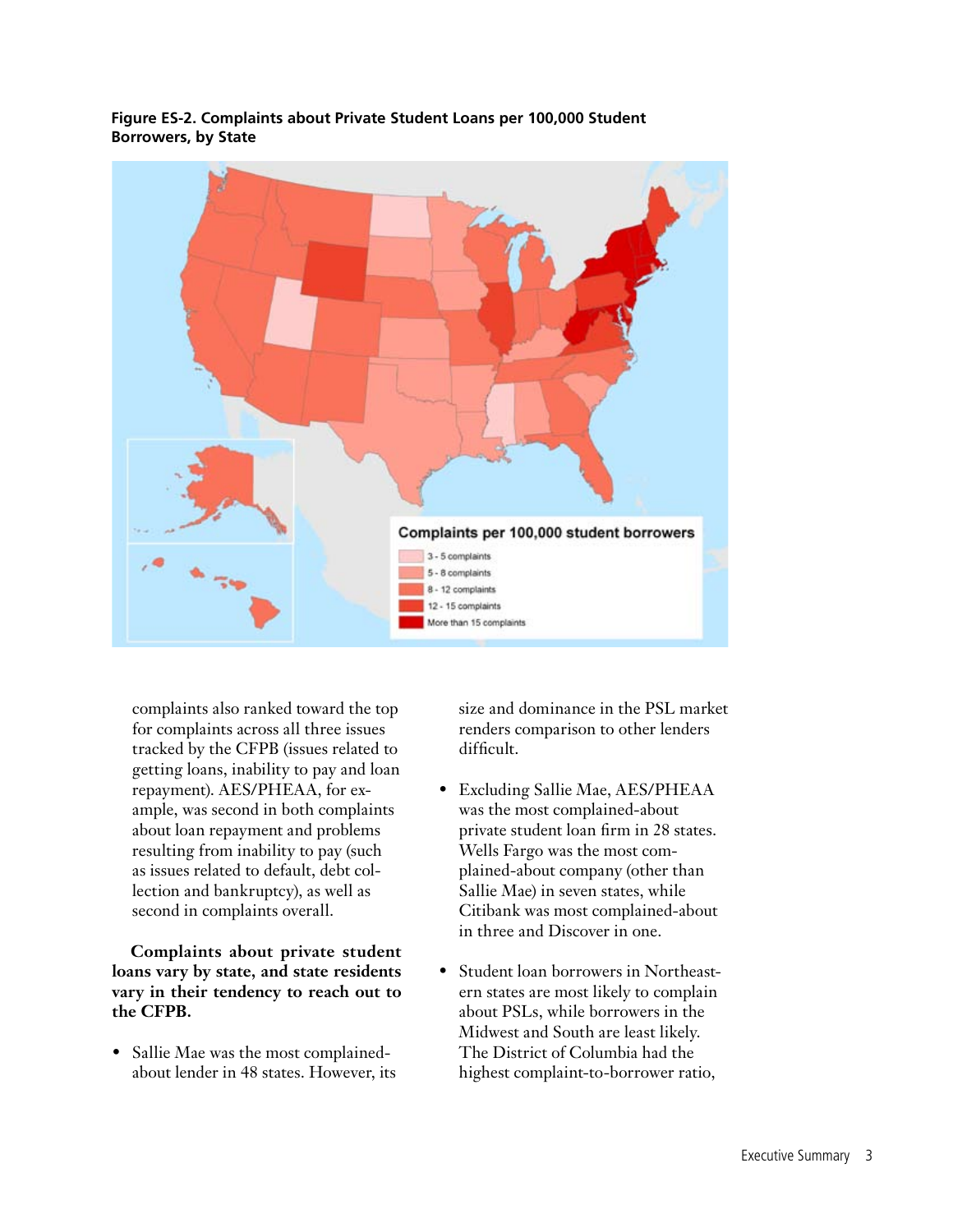**Figure ES-2. Complaints about Private Student Loans per 100,000 Student Borrowers, by State**

complaints also ranked toward the top for complaints across all three issues tracked by the CFPB (issues related to getting loans, inability to pay and loan repayment). AES/PHEAA, for example, was second in both complaints about loan repayment and problems resulting from inability to pay (such as issues related to default, debt collection and bankruptcy), as well as second in complaints overall.

**Complaints about private student loans vary by state, and state residents vary in their tendency to reach out to the CFPB.**

- Sallie Mae was the most complained-about lender in 48 states. However, its size and dominance in the PSL market renders comparison to other lenders difficult.
- Excluding Sallie Mae, AES/PHEAA was the most complained-about private student loan firm in 28 states. Wells Fargo was the most complained-about company (other than Sallie Mae) in seven states, while Citibank was most complained-about in three and Discover in one.
- Student loan borrowers in Northeastern states are most likely to complain about PSLs, while borrowers in the Midwest and South are least likely. The District of Columbia had the highest complaint-to-borrower ratio,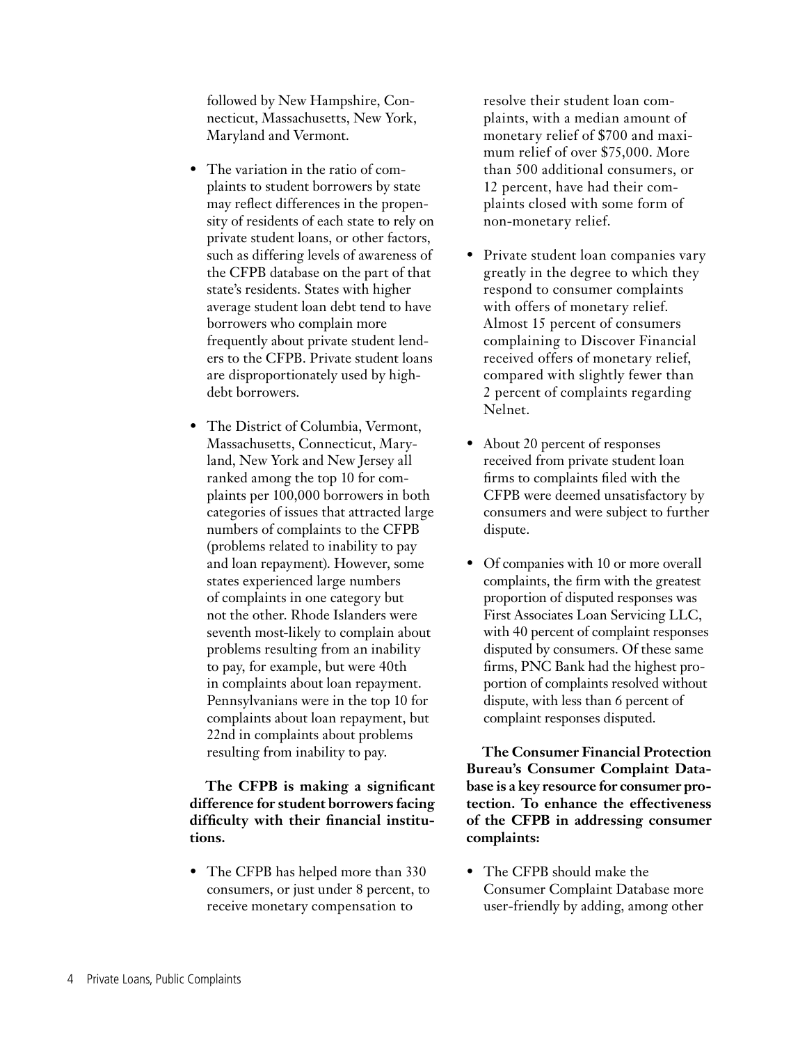followed by New Hampshire, Connecticut, Massachusetts, New York, Maryland and Vermont.

- The variation in the ratio of complaints to student borrowers by state may reflect differences in the propensity of residents of each state to rely on private student loans, or other factors, such as differing levels of awareness of the CFPB database on the part of that state's residents. States with higher average student loan debt tend to have borrowers who complain more frequently about private student lenders to the CFPB. Private student loans are disproportionately used by high-debt borrowers.
- The District of Columbia, Vermont, Massachusetts, Connecticut, Maryland, New York and New Jersey all ranked among the top 10 for complaints per 100,000 borrowers in both categories of issues that attracted large numbers of complaints to the CFPB (problems related to inability to pay and loan repayment). However, some states experienced large numbers of complaints in one category but not the other. Rhode Islanders were seventh most-likely to complain about problems resulting from an inability to pay, for example, but were 40th in complaints about loan repayment. Pennsylvanians were in the top 10 for complaints about loan repayment, but 22nd in complaints about problems resulting from inability to pay.

**The CFPB is making a significant difference for student borrowers facing difficulty with their financial institutions.**

- The CFPB has helped more than 330 consumers, or just under 8 percent, to receive monetary compensation to resolve their student loan complaints, with a median amount of monetary relief of $700 and maximum relief of over $75,000. More than 500 additional consumers, or 12 percent, have had their complaints closed with some form of non-monetary relief.
- Private student loan companies vary greatly in the degree to which they respond to consumer complaints with offers of monetary relief. Almost 15 percent of consumers complaining to Discover Financial received offers of monetary relief, compared with slightly fewer than 2 percent of complaints regarding Nelnet.
- About 20 percent of responses received from private student loan firms to complaints filed with the CFPB were deemed unsatisfactory by consumers and were subject to further dispute.
- Of companies with 10 or more overall complaints, the firm with the greatest proportion of disputed responses was First Associates Loan Servicing LLC, with 40 percent of complaint responses disputed by consumers. Of these same firms, PNC Bank had the highest proportion of complaints resolved without dispute, with less than 6 percent of complaint responses disputed.

**The Consumer Financial Protection Bureau's Consumer Complaint Database is a key resource for consumer protection. To enhance the effectiveness of the CFPB in addressing consumer complaints:**

- The CFPB should make the Consumer Complaint Database more user-friendly by adding, among other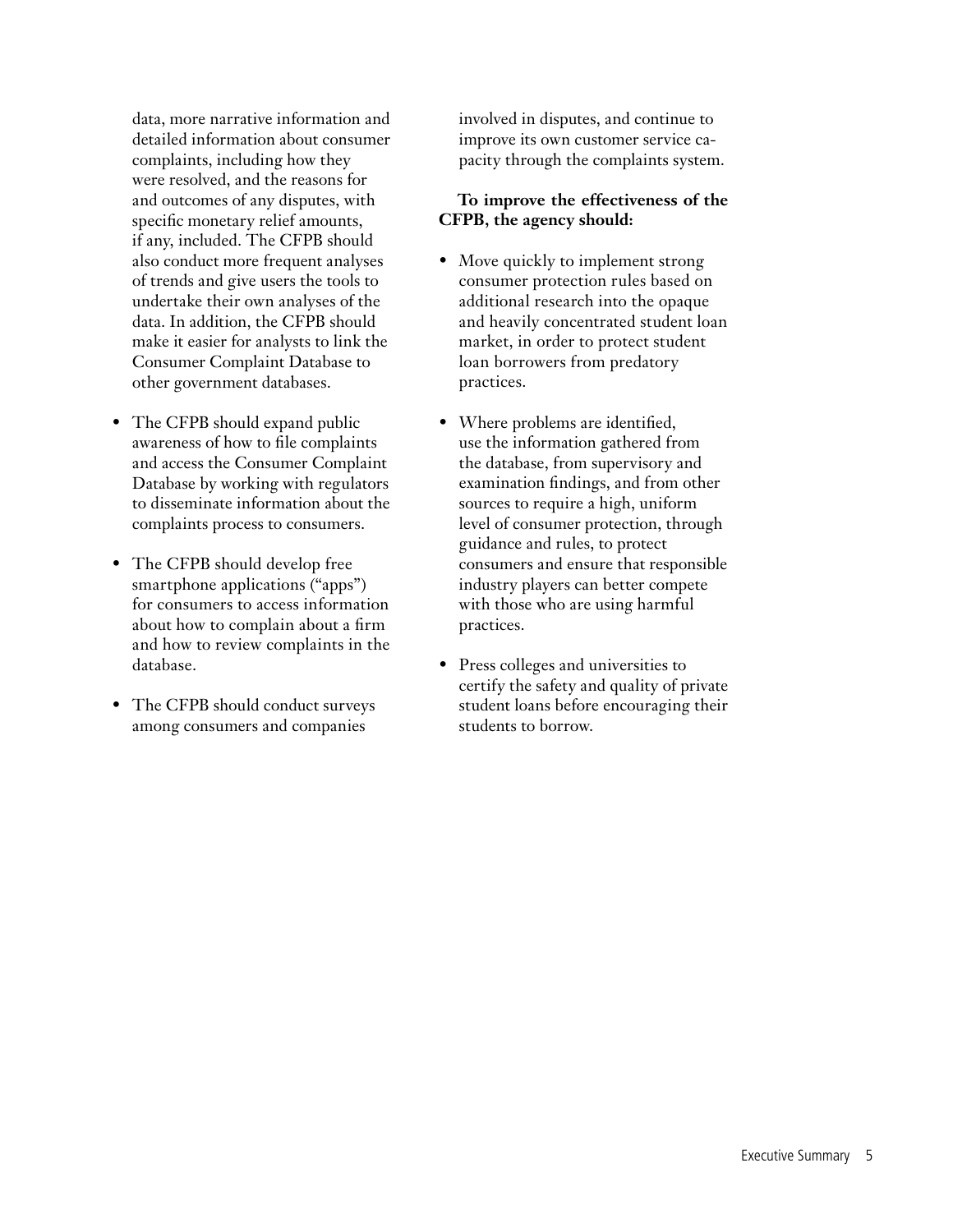data, more narrative information and detailed information about consumer complaints, including how they were resolved, and the reasons for and outcomes of any disputes, with specific monetary relief amounts, if any, included. The CFPB should also conduct more frequent analyses of trends and give users the tools to undertake their own analyses of the data. In addition, the CFPB should make it easier for analysts to link the Consumer Complaint Database to other government databases.

- The CFPB should expand public awareness of how to file complaints and access the Consumer Complaint Database by working with regulators to disseminate information about the complaints process to consumers.
- The CFPB should develop free smartphone applications ("apps") for consumers to access information about how to complain about a firm and how to review complaints in the database.
- The CFPB should conduct surveys among consumers and companies involved in disputes, and continue to improve its own customer service capacity through the complaints system.

**To improve the effectiveness of the CFPB, the agency should:**

- Move quickly to implement strong consumer protection rules based on additional research into the opaque and heavily concentrated student loan market, in order to protect student loan borrowers from predatory practices.
- Where problems are identified, use the information gathered from the database, from supervisory and examination findings, and from other sources to require a high, uniform level of consumer protection, through guidance and rules, to protect consumers and ensure that responsible industry players can better compete with those who are using harmful practices.
- Press colleges and universities to certify the safety and quality of private student loans before encouraging their students to borrow.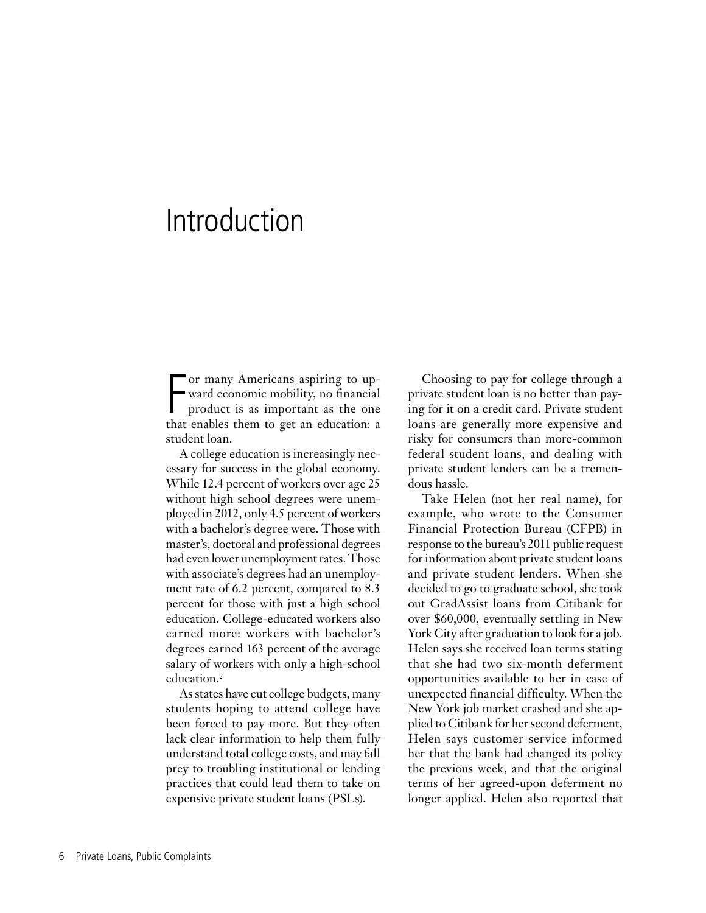# Introduction

For many Americans aspiring to upward economic mobility, no financial product is as important as the one that enables them to get an education: a student loan.

A college education is increasingly necessary for success in the global economy. While 12.4 percent of workers over age 25 without high school degrees were unemployed in 2012, only 4.5 percent of workers with a bachelor's degree were. Those with master's, doctoral and professional degrees had even lower unemployment rates. Those with associate's degrees had an unemployment rate of 6.2 percent, compared to 8.3 percent for those with just a high school education. College-educated workers also earned more: workers with bachelor's degrees earned 163 percent of the average salary of workers with only a high-school education.[2]

As states have cut college budgets, many students hoping to attend college have been forced to pay more. But they often lack clear information to help them fully understand total college costs, and may fall prey to troubling institutional or lending practices that could lead them to take on expensive private student loans (PSLs).

Choosing to pay for college through a private student loan is no better than paying for it on a credit card. Private student loans are generally more expensive and risky for consumers than more-common federal student loans, and dealing with private student lenders can be a tremendous hassle.

Take Helen (not her real name), for example, who wrote to the Consumer Financial Protection Bureau (CFPB) in response to the bureau's 2011 public request for information about private student loans and private student lenders. When she decided to go to graduate school, she took out GradAssist loans from Citibank for over $60,000, eventually settling in New York City after graduation to look for a job. Helen says she received loan terms stating that she had two six-month deferment opportunities available to her in case of unexpected financial difficulty. When the New York job market crashed and she applied to Citibank for her second deferment, Helen says customer service informed her that the bank had changed its policy the previous week, and that the original terms of her agreed-upon deferment no longer applied. Helen also reported that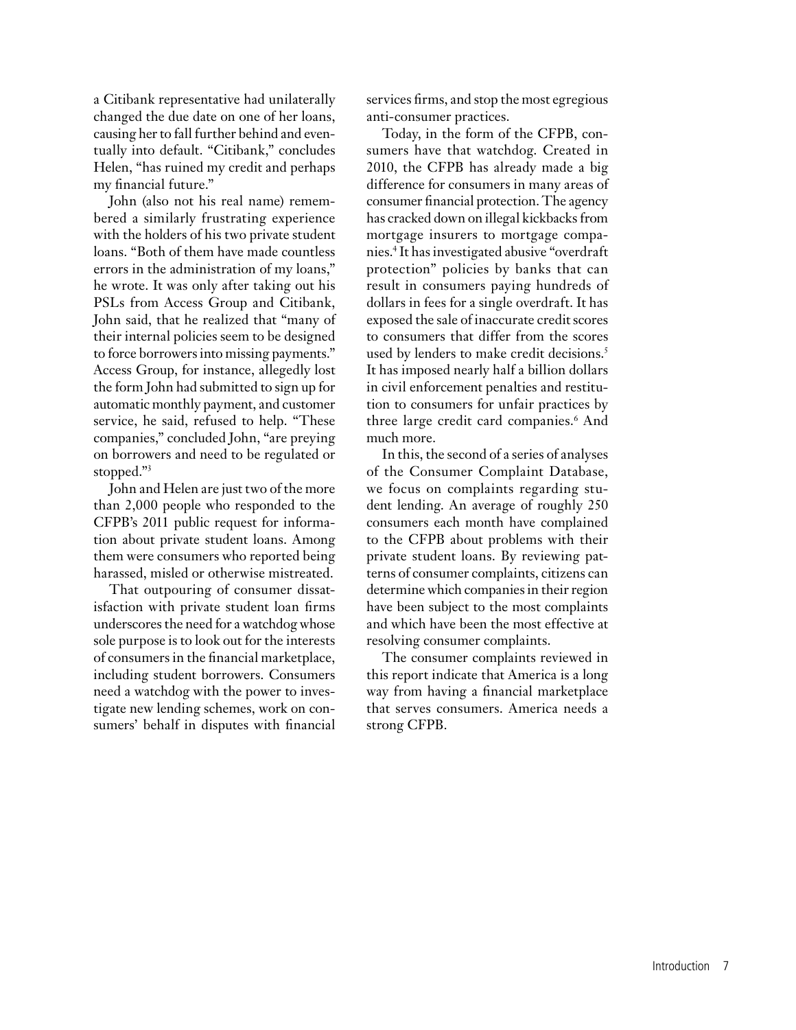a Citibank representative had unilaterally changed the due date on one of her loans, causing her to fall further behind and eventually into default. "Citibank," concludes Helen, "has ruined my credit and perhaps my financial future."

John (also not his real name) remembered a similarly frustrating experience with the holders of his two private student loans. "Both of them have made countless errors in the administration of my loans," he wrote. It was only after taking out his PSLs from Access Group and Citibank, John said, that he realized that "many of their internal policies seem to be designed to force borrowers into missing payments." Access Group, for instance, allegedly lost the form John had submitted to sign up for automatic monthly payment, and customer service, he said, refused to help. "These companies," concluded John, "are preying on borrowers and need to be regulated or stopped."[3]

John and Helen are just two of the more than 2,000 people who responded to the CFPB's 2011 public request for information about private student loans. Among them were consumers who reported being harassed, misled or otherwise mistreated.

That outpouring of consumer dissatisfaction with private student loan firms underscores the need for a watchdog whose sole purpose is to look out for the interests of consumers in the financial marketplace, including student borrowers. Consumers need a watchdog with the power to investigate new lending schemes, work on consumers' behalf in disputes with financial services firms, and stop the most egregious anti-consumer practices.

Today, in the form of the CFPB, consumers have that watchdog. Created in 2010, the CFPB has already made a big difference for consumers in many areas of consumer financial protection. The agency has cracked down on illegal kickbacks from mortgage insurers to mortgage companies.[4] It has investigated abusive "overdraft protection" policies by banks that can result in consumers paying hundreds of dollars in fees for a single overdraft. It has exposed the sale of inaccurate credit scores to consumers that differ from the scores used by lenders to make credit decisions.[5] It has imposed nearly half a billion dollars in civil enforcement penalties and restitution to consumers for unfair practices by three large credit card companies.[6] And much more.

In this, the second of a series of analyses of the Consumer Complaint Database, we focus on complaints regarding student lending. An average of roughly 250 consumers each month have complained to the CFPB about problems with their private student loans. By reviewing patterns of consumer complaints, citizens can determine which companies in their region have been subject to the most complaints and which have been the most effective at resolving consumer complaints.

The consumer complaints reviewed in this report indicate that America is a long way from having a financial marketplace that serves consumers. America needs a strong CFPB.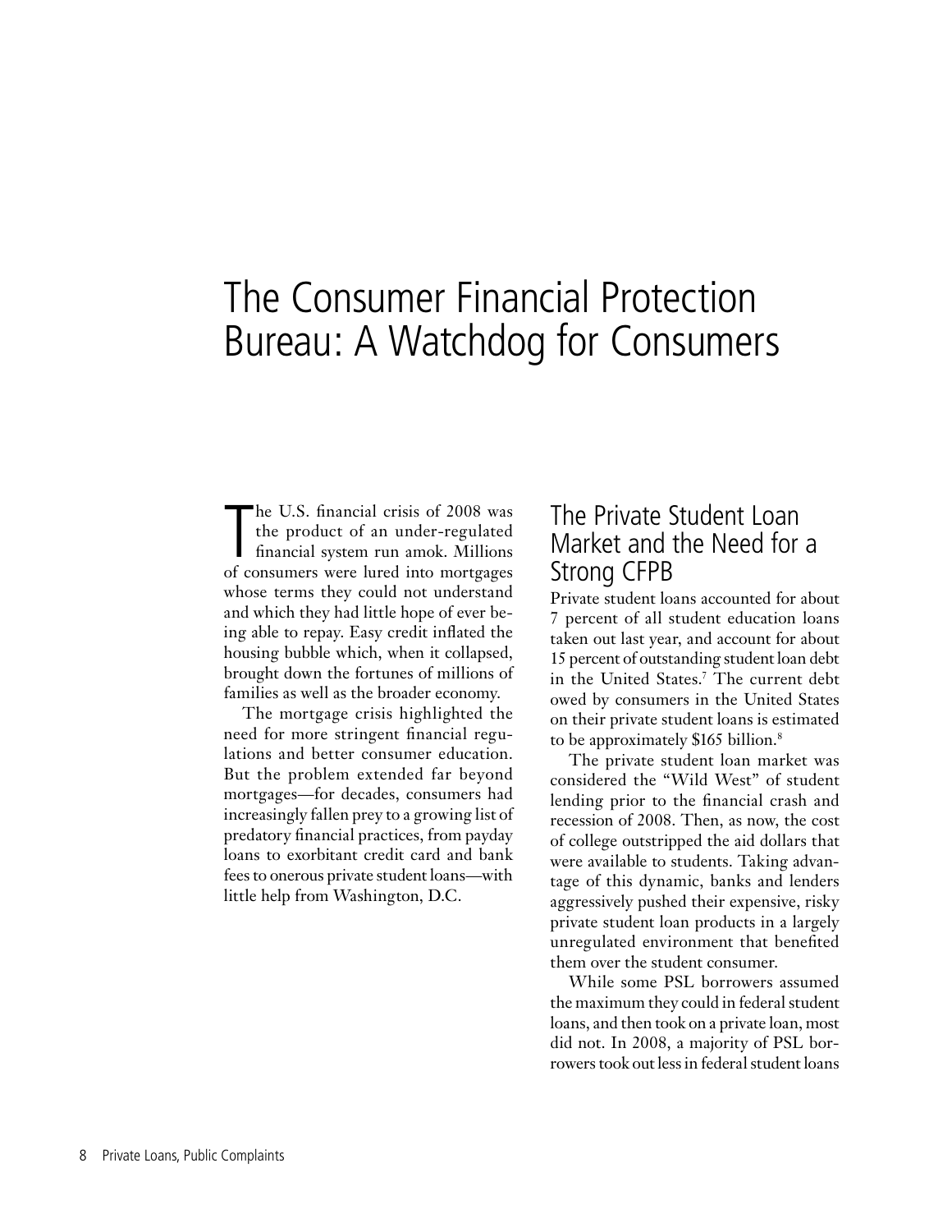# The Consumer Financial Protection Bureau: A Watchdog for Consumers

The U.S. financial crisis of 2008 was the product of an under-regulated financial system run amok. Millions of consumers were lured into mortgages whose terms they could not understand and which they had little hope of ever being able to repay. Easy credit inflated the housing bubble which, when it collapsed, brought down the fortunes of millions of families as well as the broader economy.

The mortgage crisis highlighted the need for more stringent financial regulations and better consumer education. But the problem extended far beyond mortgages—for decades, consumers had increasingly fallen prey to a growing list of predatory financial practices, from payday loans to exorbitant credit card and bank fees to onerous private student loans—with little help from Washington, D.C.

## The Private Student Loan Market and the Need for a Strong CFPB

Private student loans accounted for about 7 percent of all student education loans taken out last year, and account for about 15 percent of outstanding student loan debt in the United States.[7] The current debt owed by consumers in the United States on their private student loans is estimated to be approximately $165 billion.[8]

The private student loan market was considered the "Wild West" of student lending prior to the financial crash and recession of 2008. Then, as now, the cost of college outstripped the aid dollars that were available to students. Taking advantage of this dynamic, banks and lenders aggressively pushed their expensive, risky private student loan products in a largely unregulated environment that benefited them over the student consumer.

While some PSL borrowers assumed the maximum they could in federal student loans, and then took on a private loan, most did not. In 2008, a majority of PSL borrowers took out less in federal student loans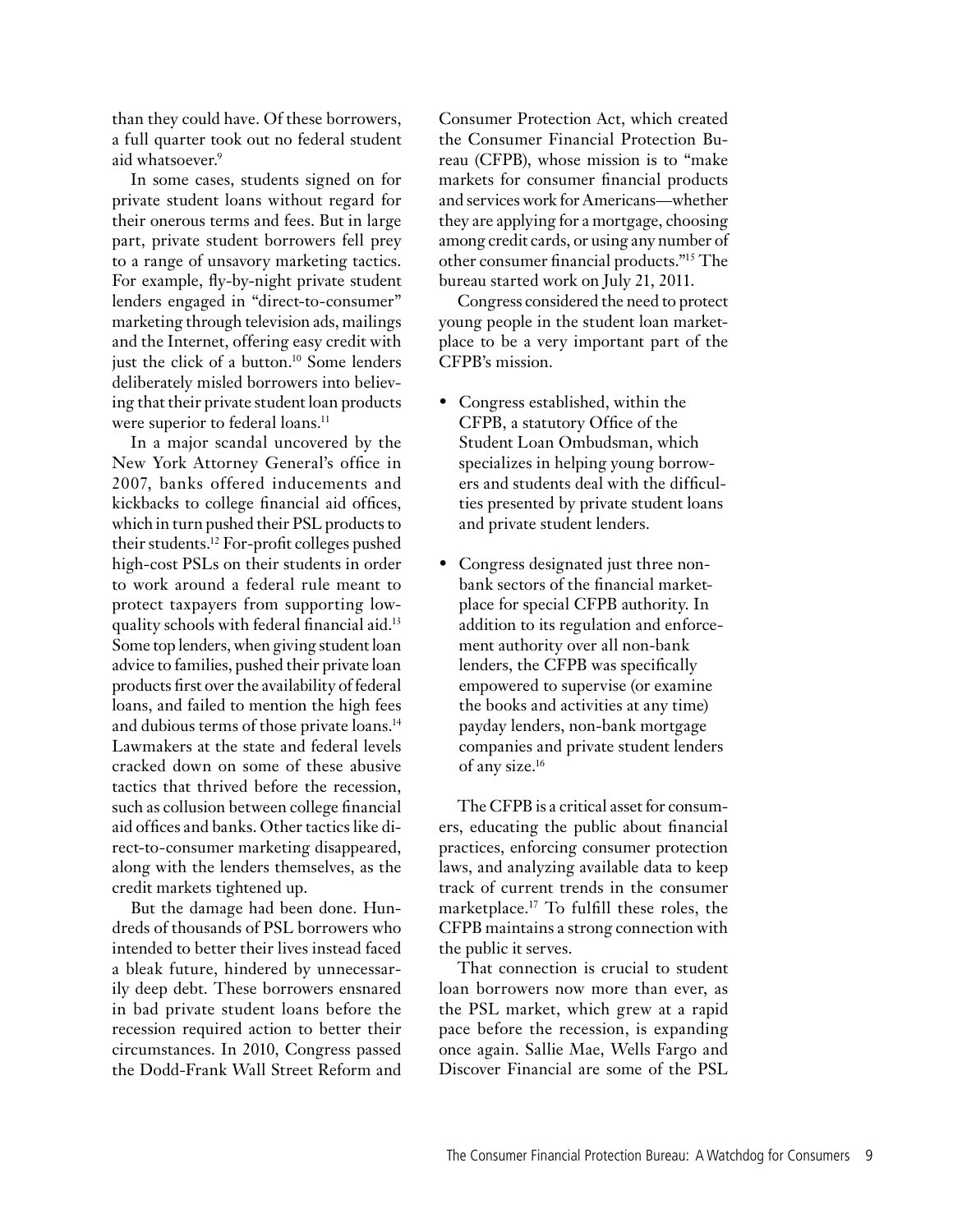than they could have. Of these borrowers, a full quarter took out no federal student aid whatsoever.[9]

In some cases, students signed on for private student loans without regard for their onerous terms and fees. But in large part, private student borrowers fell prey to a range of unsavory marketing tactics. For example, fly-by-night private student lenders engaged in "direct-to-consumer" marketing through television ads, mailings and the Internet, offering easy credit with just the click of a button.[10] Some lenders deliberately misled borrowers into believing that their private student loan products were superior to federal loans.[11]

In a major scandal uncovered by the New York Attorney General's office in 2007, banks offered inducements and kickbacks to college financial aid offices, which in turn pushed their PSL products to their students.[12] For-profit colleges pushed high-cost PSLs on their students in order to work around a federal rule meant to protect taxpayers from supporting low-quality schools with federal financial aid.[13] Some top lenders, when giving student loan advice to families, pushed their private loan products first over the availability of federal loans, and failed to mention the high fees and dubious terms of those private loans.[14] Lawmakers at the state and federal levels cracked down on some of these abusive tactics that thrived before the recession, such as collusion between college financial aid offices and banks. Other tactics like direct-to-consumer marketing disappeared, along with the lenders themselves, as the credit markets tightened up.

But the damage had been done. Hundreds of thousands of PSL borrowers who intended to better their lives instead faced a bleak future, hindered by unnecessarily deep debt. These borrowers ensnared in bad private student loans before the recession required action to better their circumstances. In 2010, Congress passed the Dodd-Frank Wall Street Reform and Consumer Protection Act, which created the Consumer Financial Protection Bureau (CFPB), whose mission is to "make markets for consumer financial products and services work for Americans—whether they are applying for a mortgage, choosing among credit cards, or using any number of other consumer financial products."[15] The bureau started work on July 21, 2011.

Congress considered the need to protect young people in the student loan marketplace to be a very important part of the CFPB's mission.

- Congress established, within the CFPB, a statutory Office of the Student Loan Ombudsman, which specializes in helping young borrowers and students deal with the difficulties presented by private student loans and private student lenders.
- Congress designated just three non-bank sectors of the financial marketplace for special CFPB authority. In addition to its regulation and enforcement authority over all non-bank lenders, the CFPB was specifically empowered to supervise (or examine the books and activities at any time) payday lenders, non-bank mortgage companies and private student lenders of any size.[16]

The CFPB is a critical asset for consumers, educating the public about financial practices, enforcing consumer protection laws, and analyzing available data to keep track of current trends in the consumer marketplace.[17] To fulfill these roles, the CFPB maintains a strong connection with the public it serves.

That connection is crucial to student loan borrowers now more than ever, as the PSL market, which grew at a rapid pace before the recession, is expanding once again. Sallie Mae, Wells Fargo and Discover Financial are some of the PSL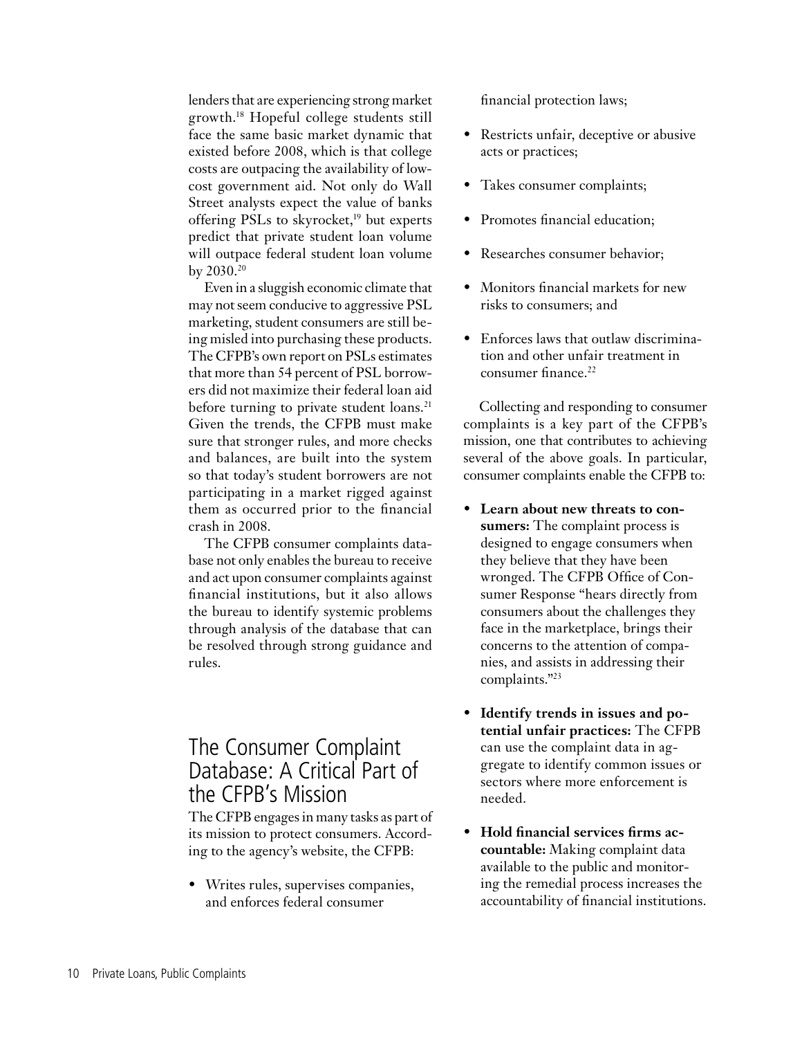lenders that are experiencing strong market growth.[18] Hopeful college students still face the same basic market dynamic that existed before 2008, which is that college costs are outpacing the availability of low-cost government aid. Not only do Wall Street analysts expect the value of banks offering PSLs to skyrocket,[19] but experts predict that private student loan volume will outpace federal student loan volume by 2030.[20]

Even in a sluggish economic climate that may not seem conducive to aggressive PSL marketing, student consumers are still being misled into purchasing these products. The CFPB's own report on PSLs estimates that more than 54 percent of PSL borrowers did not maximize their federal loan aid before turning to private student loans.[21] Given the trends, the CFPB must make sure that stronger rules, and more checks and balances, are built into the system so that today's student borrowers are not participating in a market rigged against them as occurred prior to the financial crash in 2008.

The CFPB consumer complaints database not only enables the bureau to receive and act upon consumer complaints against financial institutions, but it also allows the bureau to identify systemic problems through analysis of the database that can be resolved through strong guidance and rules.

## The Consumer Complaint Database: A Critical Part of the CFPB's Mission

The CFPB engages in many tasks as part of its mission to protect consumers. According to the agency's website, the CFPB:

- Writes rules, supervises companies, and enforces federal consumer financial protection laws;
- Restricts unfair, deceptive or abusive acts or practices;
- Takes consumer complaints;
- Promotes financial education;
- Researches consumer behavior;
- Monitors financial markets for new risks to consumers; and
- Enforces laws that outlaw discrimination and other unfair treatment in consumer finance.[22]

Collecting and responding to consumer complaints is a key part of the CFPB's mission, one that contributes to achieving several of the above goals. In particular, consumer complaints enable the CFPB to:

- **Learn about new threats to consumers:** The complaint process is designed to engage consumers when they believe that they have been wronged. The CFPB Office of Consumer Response "hears directly from consumers about the challenges they face in the marketplace, brings their concerns to the attention of companies, and assists in addressing their complaints."[23]
- **Identify trends in issues and potential unfair practices:** The CFPB can use the complaint data in aggregate to identify common issues or sectors where more enforcement is needed.
- **Hold financial services firms accountable:** Making complaint data available to the public and monitoring the remedial process increases the accountability of financial institutions.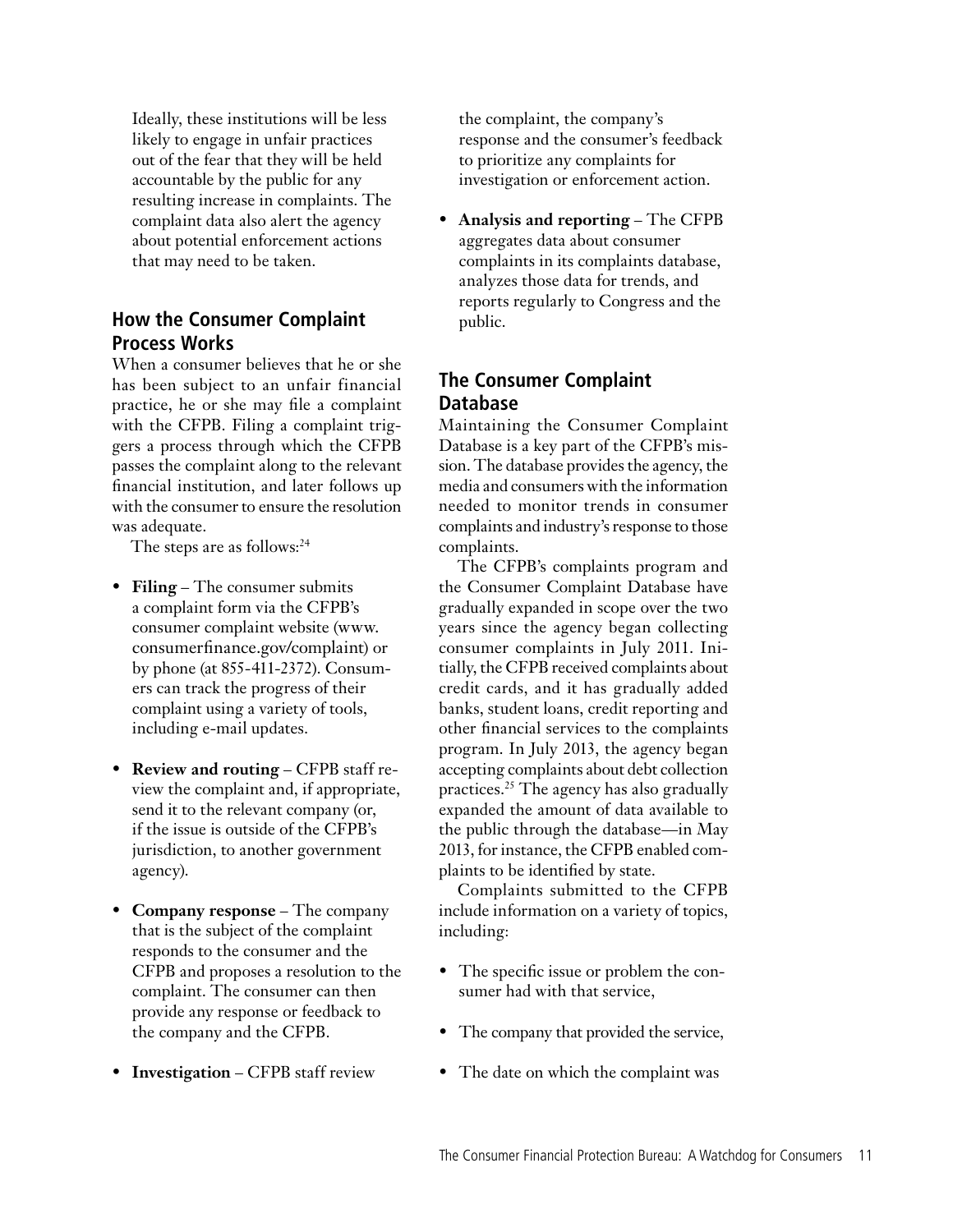Ideally, these institutions will be less likely to engage in unfair practices out of the fear that they will be held accountable by the public for any resulting increase in complaints. The complaint data also alert the agency about potential enforcement actions that may need to be taken.

## How the Consumer Complaint Process Works

When a consumer believes that he or she has been subject to an unfair financial practice, he or she may file a complaint with the CFPB. Filing a complaint triggers a process through which the CFPB passes the complaint along to the relevant financial institution, and later follows up with the consumer to ensure the resolution was adequate.

The steps are as follows:[24]

- **Filing** – The consumer submits a complaint form via the CFPB's consumer complaint website (www.consumerfinance.gov/complaint) or by phone (at 855-411-2372). Consumers can track the progress of their complaint using a variety of tools, including e-mail updates.
- **Review and routing** – CFPB staff review the complaint and, if appropriate, send it to the relevant company (or, if the issue is outside of the CFPB's jurisdiction, to another government agency).
- **Company response** – The company that is the subject of the complaint responds to the consumer and the CFPB and proposes a resolution to the complaint. The consumer can then provide any response or feedback to the company and the CFPB.
- **Investigation** – CFPB staff review the complaint, the company's response and the consumer's feedback to prioritize any complaints for investigation or enforcement action.
- **Analysis and reporting** – The CFPB aggregates data about consumer complaints in its complaints database, analyzes those data for trends, and reports regularly to Congress and the public.

## The Consumer Complaint Database

Maintaining the Consumer Complaint Database is a key part of the CFPB's mission. The database provides the agency, the media and consumers with the information needed to monitor trends in consumer complaints and industry's response to those complaints.

The CFPB's complaints program and the Consumer Complaint Database have gradually expanded in scope over the two years since the agency began collecting consumer complaints in July 2011. Initially, the CFPB received complaints about credit cards, and it has gradually added banks, student loans, credit reporting and other financial services to the complaints program. In July 2013, the agency began accepting complaints about debt collection practices.[25] The agency has also gradually expanded the amount of data available to the public through the database—in May 2013, for instance, the CFPB enabled complaints to be identified by state.

Complaints submitted to the CFPB include information on a variety of topics, including:

- The specific issue or problem the consumer had with that service,
- The company that provided the service,
- The date on which the complaint was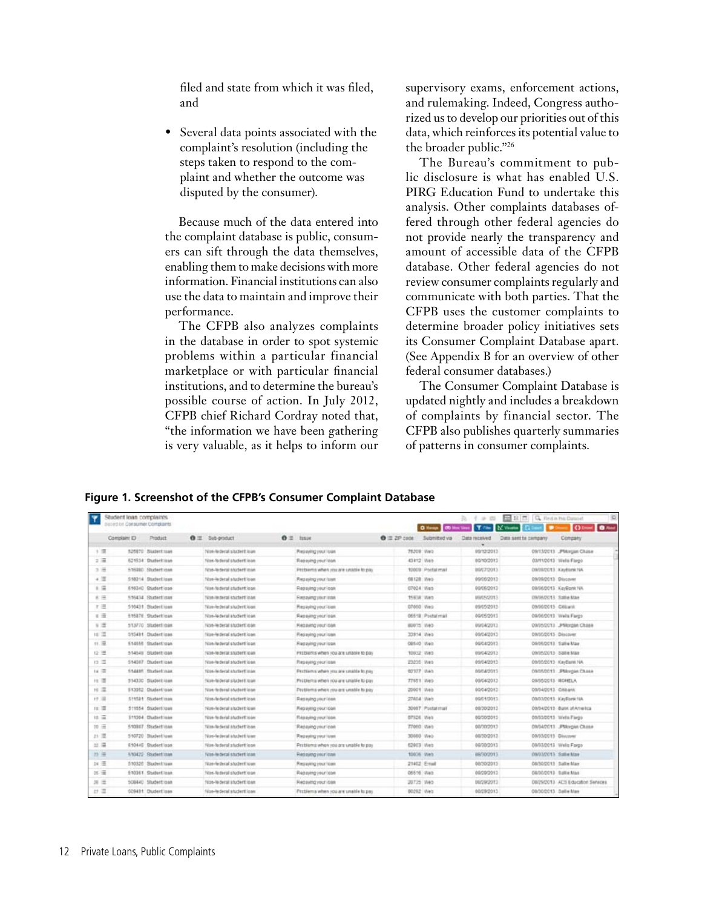filed and state from which it was filed, and

- Several data points associated with the complaint's resolution (including the steps taken to respond to the complaint and whether the outcome was disputed by the consumer).

Because much of the data entered into the complaint database is public, consumers can sift through the data themselves, enabling them to make decisions with more information. Financial institutions can also use the data to maintain and improve their performance.

The CFPB also analyzes complaints in the database in order to spot systemic problems within a particular financial marketplace or with particular financial institutions, and to determine the bureau's possible course of action. In July 2012, CFPB chief Richard Cordray noted that, "the information we have been gathering is very valuable, as it helps to inform our supervisory exams, enforcement actions, and rulemaking. Indeed, Congress authorized us to develop our priorities out of this data, which reinforces its potential value to the broader public."[26]

The Bureau's commitment to public disclosure is what has enabled U.S. PIRG Education Fund to undertake this analysis. Other complaints databases offered through other federal agencies do not provide nearly the transparency and amount of accessible data of the CFPB database. Other federal agencies do not review consumer complaints regularly and communicate with both parties. That the CFPB uses the customer complaints to determine broader policy initiatives sets its Consumer Complaint Database apart. (See Appendix B for an overview of other federal consumer databases.)

The Consumer Complaint Database is updated nightly and includes a breakdown of complaints by financial sector. The CFPB also publishes quarterly summaries of patterns in consumer complaints.

**Figure 1. Screenshot of the CFPB's Consumer Complaint Database**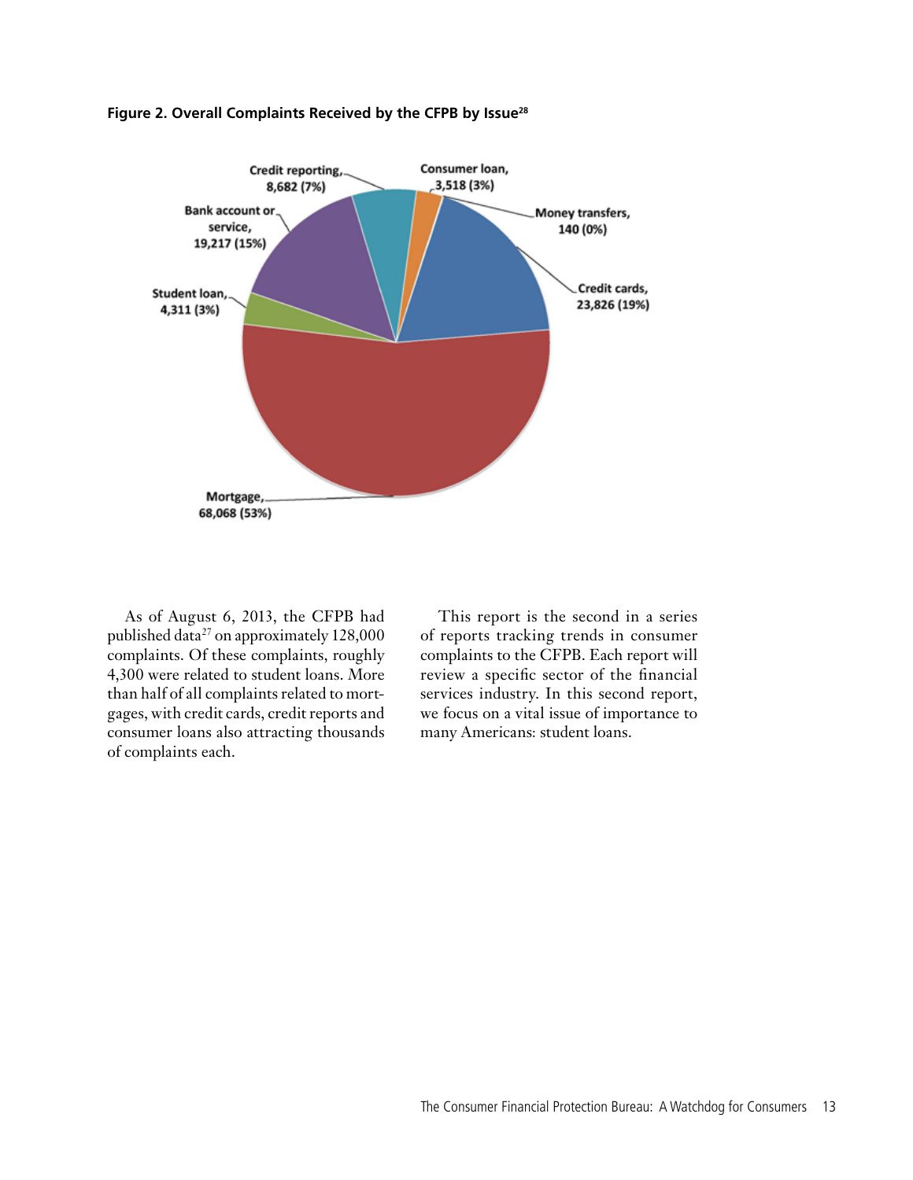**Figure 2. Overall Complaints Received by the CFPB by Issue[28]**

Credit reporting, 8,682 (7%)

Consumer loan, 3,518 (3%)

Bank account or service, 19,217 (15%)

Money transfers, 140 (0%)

Student loan, 4,311 (3%)

Credit cards, 23,826 (19%)

Mortgage, 68,068 (53%)

As of August 6, 2013, the CFPB had published data[27] on approximately 128,000 complaints. Of these complaints, roughly 4,300 were related to student loans. More than half of all complaints related to mortgages, with credit cards, credit reports and consumer loans also attracting thousands of complaints each.

This report is the second in a series of reports tracking trends in consumer complaints to the CFPB. Each report will review a specific sector of the financial services industry. In this second report, we focus on a vital issue of importance to many Americans: student loans.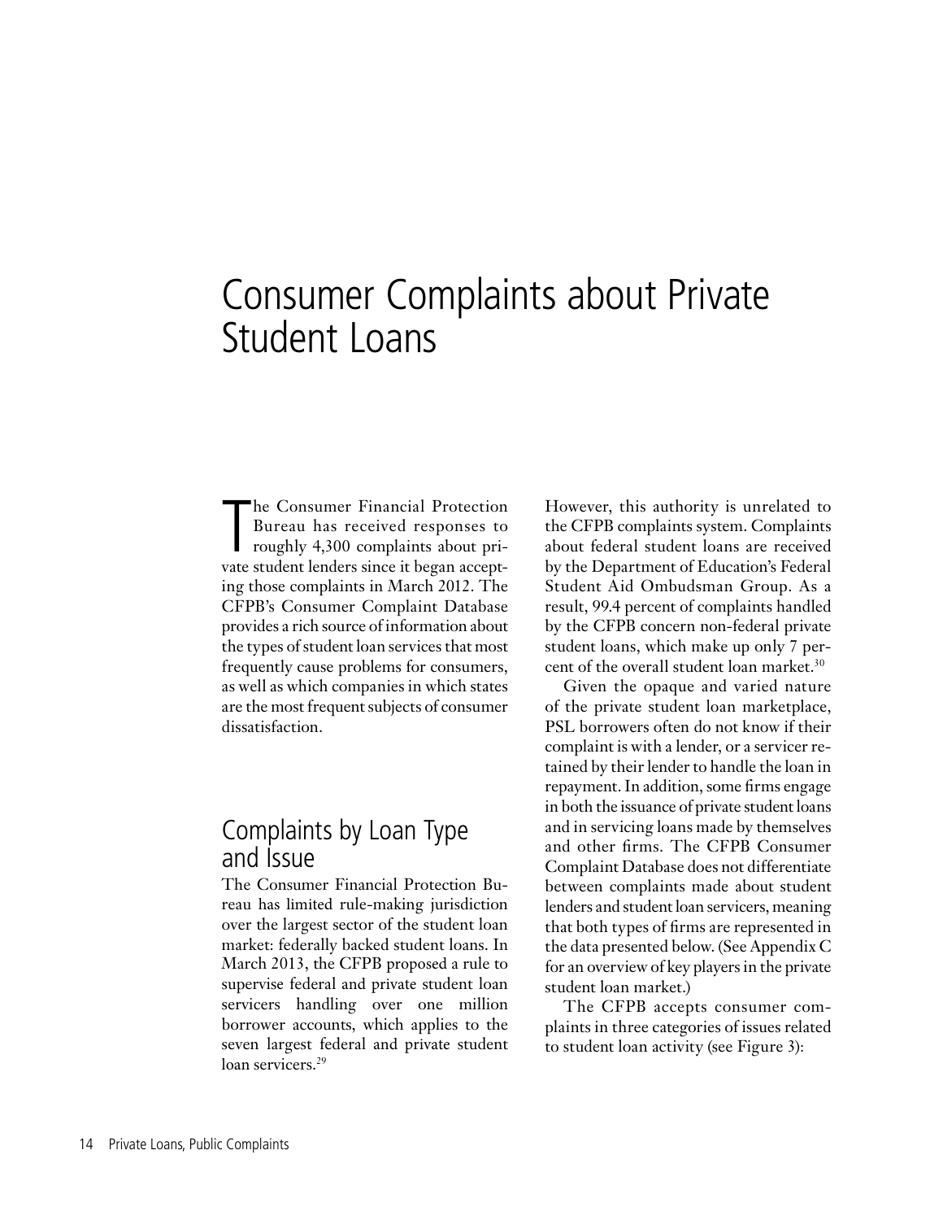# Consumer Complaints about Private Student Loans

The Consumer Financial Protection Bureau has received responses to roughly 4,300 complaints about private student lenders since it began accepting those complaints in March 2012. The CFPB's Consumer Complaint Database provides a rich source of information about the types of student loan services that most frequently cause problems for consumers, as well as which companies in which states are the most frequent subjects of consumer dissatisfaction.

## Complaints by Loan Type and Issue

The Consumer Financial Protection Bureau has limited rule-making jurisdiction over the largest sector of the student loan market: federally backed student loans. In March 2013, the CFPB proposed a rule to supervise federal and private student loan servicers handling over one million borrower accounts, which applies to the seven largest federal and private student loan servicers.[29]

However, this authority is unrelated to the CFPB complaints system. Complaints about federal student loans are received by the Department of Education's Federal Student Aid Ombudsman Group. As a result, 99.4 percent of complaints handled by the CFPB concern non-federal private student loans, which make up only 7 percent of the overall student loan market.[30]

Given the opaque and varied nature of the private student loan marketplace, PSL borrowers often do not know if their complaint is with a lender, or a servicer retained by their lender to handle the loan in repayment. In addition, some firms engage in both the issuance of private student loans and in servicing loans made by themselves and other firms. The CFPB Consumer Complaint Database does not differentiate between complaints made about student lenders and student loan servicers, meaning that both types of firms are represented in the data presented below. (See Appendix C for an overview of key players in the private student loan market.)

The CFPB accepts consumer complaints in three categories of issues related to student loan activity (see Figure 3):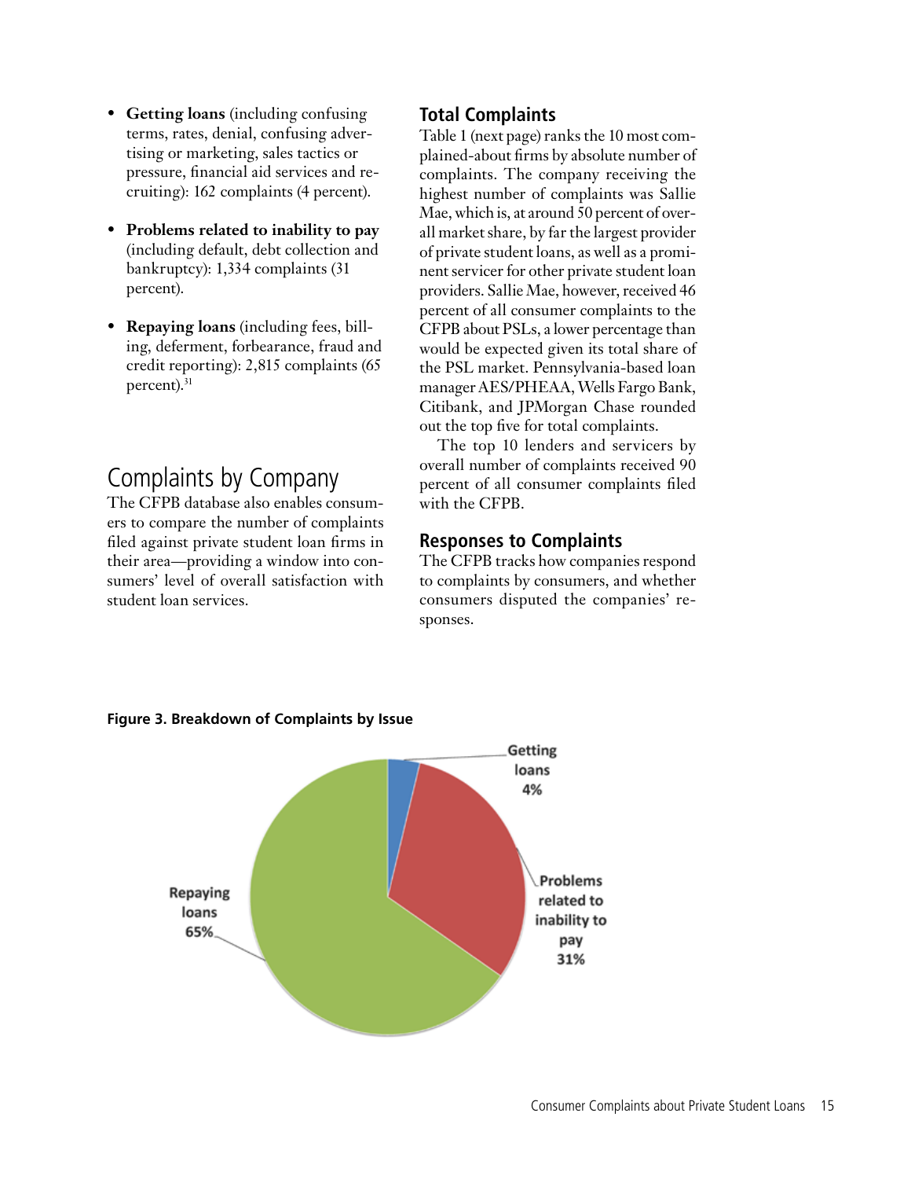- **Getting loans** (including confusing terms, rates, denial, confusing advertising or marketing, sales tactics or pressure, financial aid services and recruiting): 162 complaints (4 percent).

- **Problems related to inability to pay** (including default, debt collection and bankruptcy): 1,334 complaints (31 percent).

- **Repaying loans** (including fees, billing, deferment, forbearance, fraud and credit reporting): 2,815 complaints (65 percent).[31]

## Complaints by Company

The CFPB database also enables consumers to compare the number of complaints filed against private student loan firms in their area—providing a window into consumers' level of overall satisfaction with student loan services.

### Total Complaints

Table 1 (next page) ranks the 10 most complained-about firms by absolute number of complaints. The company receiving the highest number of complaints was Sallie Mae, which is, at around 50 percent of overall market share, by far the largest provider of private student loans, as well as a prominent servicer for other private student loan providers. Sallie Mae, however, received 46 percent of all consumer complaints to the CFPB about PSLs, a lower percentage than would be expected given its total share of the PSL market. Pennsylvania-based loan manager AES/PHEAA, Wells Fargo Bank, Citibank, and JPMorgan Chase rounded out the top five for total complaints.

The top 10 lenders and servicers by overall number of complaints received 90 percent of all consumer complaints filed with the CFPB.

### Responses to Complaints

The CFPB tracks how companies respond to complaints by consumers, and whether consumers disputed the companies' responses.

**Figure 3. Breakdown of Complaints by Issue**

Getting loans 4%

Problems related to inability to pay 31%

Repaying loans 65%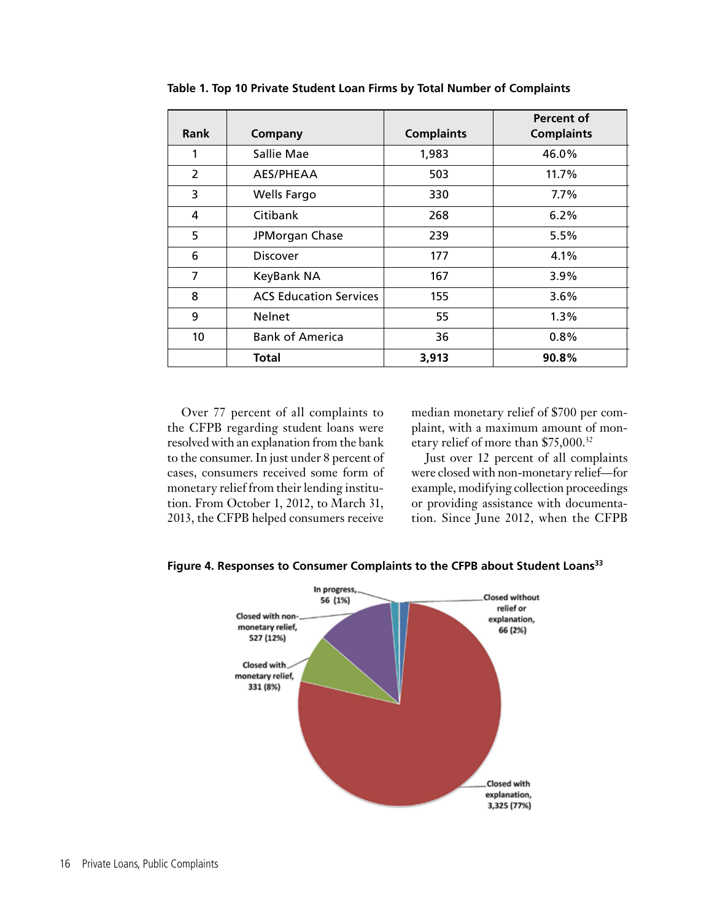**Table 1. Top 10 Private Student Loan Firms by Total Number of Complaints**

| Rank | Company | Complaints | Percent of Complaints |
|---|---|---|---|
| 1 | Sallie Mae | 1,983 | 46.0% |
| 2 | AES/PHEAA | 503 | 11.7% |
| 3 | Wells Fargo | 330 | 7.7% |
| 4 | Citibank | 268 | 6.2% |
| 5 | JPMorgan Chase | 239 | 5.5% |
| 6 | Discover | 177 | 4.1% |
| 7 | KeyBank NA | 167 | 3.9% |
| 8 | ACS Education Services | 155 | 3.6% |
| 9 | Nelnet | 55 | 1.3% |
| 10 | Bank of America | 36 | 0.8% |
| | **Total** | **3,913** | **90.8%** |

Over 77 percent of all complaints to the CFPB regarding student loans were resolved with an explanation from the bank to the consumer. In just under 8 percent of cases, consumers received some form of monetary relief from their lending institution. From October 1, 2012, to March 31, 2013, the CFPB helped consumers receive median monetary relief of $700 per complaint, with a maximum amount of monetary relief of more than $75,000.[32]

Just over 12 percent of all complaints were closed with non-monetary relief—for example, modifying collection proceedings or providing assistance with documentation. Since June 2012, when the CFPB

**Figure 4. Responses to Consumer Complaints to the CFPB about Student Loans[33]**

In progress, 56 (1%)

Closed without relief or explanation, 66 (2%)

Closed with non-monetary relief, 527 (12%)

Closed with monetary relief, 331 (8%)

Closed with explanation, 3,325 (77%)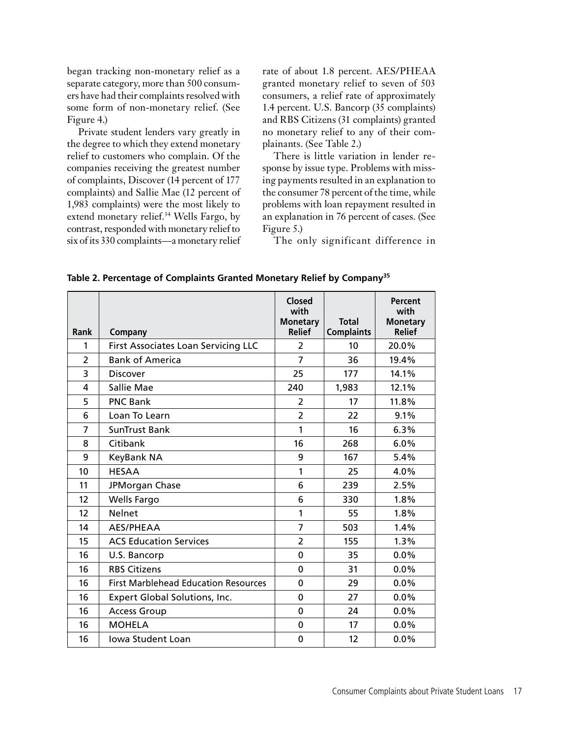began tracking non-monetary relief as a separate category, more than 500 consumers have had their complaints resolved with some form of non-monetary relief. (See Figure 4.)

Private student lenders vary greatly in the degree to which they extend monetary relief to customers who complain. Of the companies receiving the greatest number of complaints, Discover (14 percent of 177 complaints) and Sallie Mae (12 percent of 1,983 complaints) were the most likely to extend monetary relief.[34] Wells Fargo, by contrast, responded with monetary relief to six of its 330 complaints—a monetary relief rate of about 1.8 percent. AES/PHEAA granted monetary relief to seven of 503 consumers, a relief rate of approximately 1.4 percent. U.S. Bancorp (35 complaints) and RBS Citizens (31 complaints) granted no monetary relief to any of their complainants. (See Table 2.)

There is little variation in lender response by issue type. Problems with missing payments resulted in an explanation to the consumer 78 percent of the time, while problems with loan repayment resulted in an explanation in 76 percent of cases. (See Figure 5.)

The only significant difference in

**Table 2. Percentage of Complaints Granted Monetary Relief by Company[35]**

| Rank | Company | Closed with Monetary Relief | Total Complaints | Percent with Monetary Relief |
|---|---|---|---|---|
| 1 | First Associates Loan Servicing LLC | 2 | 10 | 20.0% |
| 2 | Bank of America | 7 | 36 | 19.4% |
| 3 | Discover | 25 | 177 | 14.1% |
| 4 | Sallie Mae | 240 | 1,983 | 12.1% |
| 5 | PNC Bank | 2 | 17 | 11.8% |
| 6 | Loan To Learn | 2 | 22 | 9.1% |
| 7 | SunTrust Bank | 1 | 16 | 6.3% |
| 8 | Citibank | 16 | 268 | 6.0% |
| 9 | KeyBank NA | 9 | 167 | 5.4% |
| 10 | HESAA | 1 | 25 | 4.0% |
| 11 | JPMorgan Chase | 6 | 239 | 2.5% |
| 12 | Wells Fargo | 6 | 330 | 1.8% |
| 12 | Nelnet | 1 | 55 | 1.8% |
| 14 | AES/PHEAA | 7 | 503 | 1.4% |
| 15 | ACS Education Services | 2 | 155 | 1.3% |
| 16 | U.S. Bancorp | 0 | 35 | 0.0% |
| 16 | RBS Citizens | 0 | 31 | 0.0% |
| 16 | First Marblehead Education Resources | 0 | 29 | 0.0% |
| 16 | Expert Global Solutions, Inc. | 0 | 27 | 0.0% |
| 16 | Access Group | 0 | 24 | 0.0% |
| 16 | MOHELA | 0 | 17 | 0.0% |
| 16 | Iowa Student Loan | 0 | 12 | 0.0% |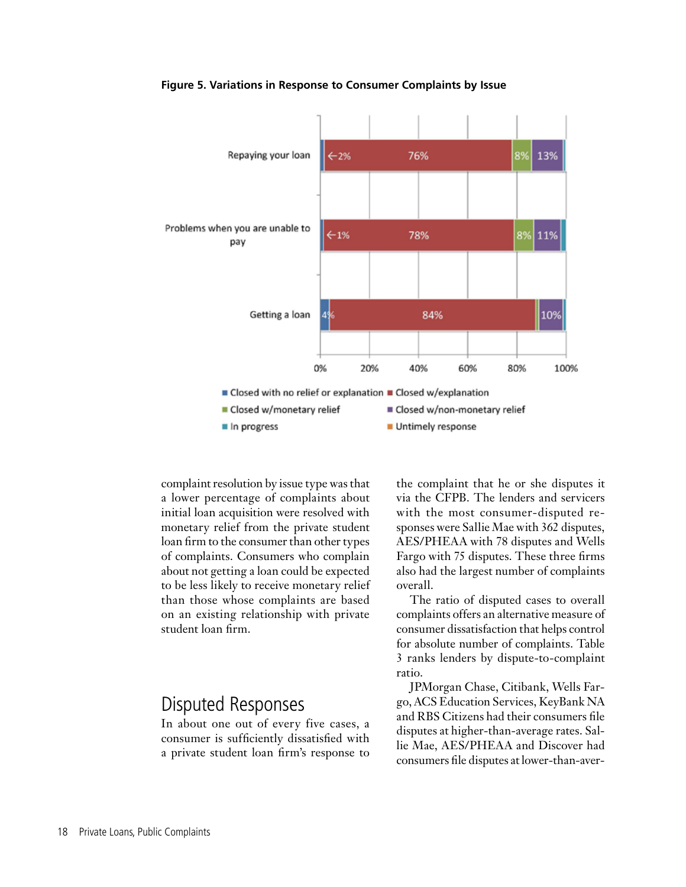**Figure 5. Variations in Response to Consumer Complaints by Issue**

Repaying your loan
←2%
76%
8%
13%

Problems when you are unable to pay
←1%
78%
8%
11%

Getting a loan
4%
84%
10%

0%
20%
40%
60%
80%
100%

Closed with no relief or explanation
Closed w/explanation
Closed w/monetary relief
Closed w/non-monetary relief
In progress
Untimely response

complaint resolution by issue type was that a lower percentage of complaints about initial loan acquisition were resolved with monetary relief from the private student loan firm to the consumer than other types of complaints. Consumers who complain about not getting a loan could be expected to be less likely to receive monetary relief than those whose complaints are based on an existing relationship with private student loan firm.

## Disputed Responses

In about one out of every five cases, a consumer is sufficiently dissatisfied with a private student loan firm's response to the complaint that he or she disputes it via the CFPB. The lenders and servicers with the most consumer-disputed responses were Sallie Mae with 362 disputes, AES/PHEAA with 78 disputes and Wells Fargo with 75 disputes. These three firms also had the largest number of complaints overall.

The ratio of disputed cases to overall complaints offers an alternative measure of consumer dissatisfaction that helps control for absolute number of complaints. Table 3 ranks lenders by dispute-to-complaint ratio.

JPMorgan Chase, Citibank, Wells Fargo, ACS Education Services, KeyBank NA and RBS Citizens had their consumers file disputes at higher-than-average rates. Sallie Mae, AES/PHEAA and Discover had consumers file disputes at lower-than-aver-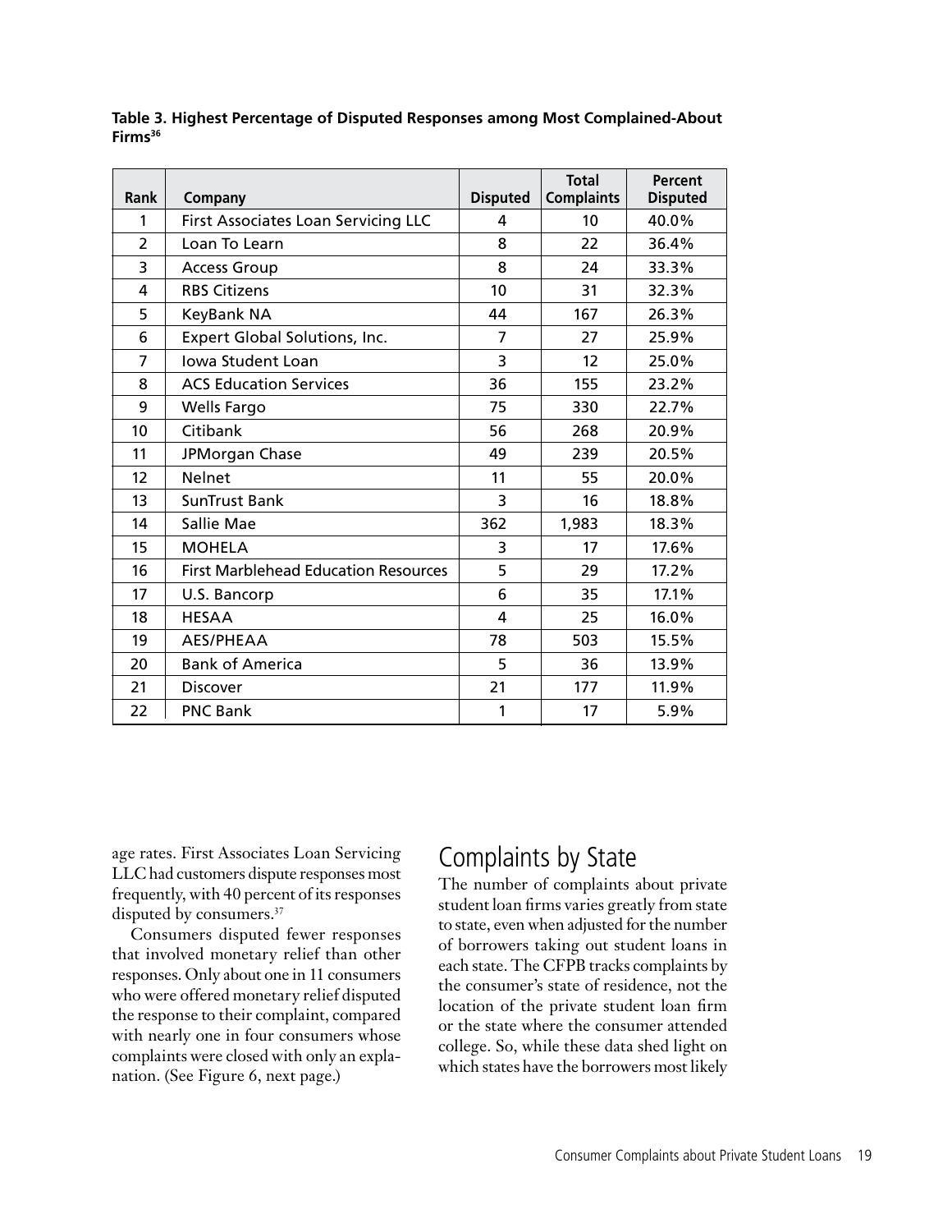**Table 3. Highest Percentage of Disputed Responses among Most Complained-About Firms[36]**

| Rank | Company | Disputed | Total Complaints | Percent Disputed |
|---|---|---|---|---|
| 1 | First Associates Loan Servicing LLC | 4 | 10 | 40.0% |
| 2 | Loan To Learn | 8 | 22 | 36.4% |
| 3 | Access Group | 8 | 24 | 33.3% |
| 4 | RBS Citizens | 10 | 31 | 32.3% |
| 5 | KeyBank NA | 44 | 167 | 26.3% |
| 6 | Expert Global Solutions, Inc. | 7 | 27 | 25.9% |
| 7 | Iowa Student Loan | 3 | 12 | 25.0% |
| 8 | ACS Education Services | 36 | 155 | 23.2% |
| 9 | Wells Fargo | 75 | 330 | 22.7% |
| 10 | Citibank | 56 | 268 | 20.9% |
| 11 | JPMorgan Chase | 49 | 239 | 20.5% |
| 12 | Nelnet | 11 | 55 | 20.0% |
| 13 | SunTrust Bank | 3 | 16 | 18.8% |
| 14 | Sallie Mae | 362 | 1,983 | 18.3% |
| 15 | MOHELA | 3 | 17 | 17.6% |
| 16 | First Marblehead Education Resources | 5 | 29 | 17.2% |
| 17 | U.S. Bancorp | 6 | 35 | 17.1% |
| 18 | HESAA | 4 | 25 | 16.0% |
| 19 | AES/PHEAA | 78 | 503 | 15.5% |
| 20 | Bank of America | 5 | 36 | 13.9% |
| 21 | Discover | 21 | 177 | 11.9% |
| 22 | PNC Bank | 1 | 17 | 5.9% |

age rates. First Associates Loan Servicing LLC had customers dispute responses most frequently, with 40 percent of its responses disputed by consumers.[37]

Consumers disputed fewer responses that involved monetary relief than other responses. Only about one in 11 consumers who were offered monetary relief disputed the response to their complaint, compared with nearly one in four consumers whose complaints were closed with only an explanation. (See Figure 6, next page.)

## Complaints by State

The number of complaints about private student loan firms varies greatly from state to state, even when adjusted for the number of borrowers taking out student loans in each state. The CFPB tracks complaints by the consumer's state of residence, not the location of the private student loan firm or the state where the consumer attended college. So, while these data shed light on which states have the borrowers most likely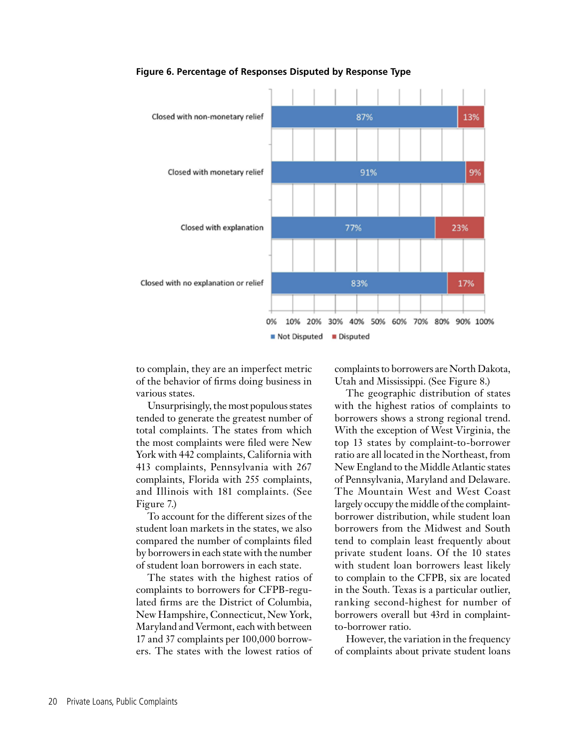**Figure 6. Percentage of Responses Disputed by Response Type**

Closed with non-monetary relief 87% 13%

Closed with monetary relief 91% 9%

Closed with explanation 77% 23%

Closed with no explanation or relief 83% 17%

0% 10% 20% 30% 40% 50% 60% 70% 80% 90% 100%

Not Disputed Disputed

to complain, they are an imperfect metric of the behavior of firms doing business in various states.

Unsurprisingly, the most populous states tended to generate the greatest number of total complaints. The states from which the most complaints were filed were New York with 442 complaints, California with 413 complaints, Pennsylvania with 267 complaints, Florida with 255 complaints, and Illinois with 181 complaints. (See Figure 7.)

To account for the different sizes of the student loan markets in the states, we also compared the number of complaints filed by borrowers in each state with the number of student loan borrowers in each state.

The states with the highest ratios of complaints to borrowers for CFPB-regulated firms are the District of Columbia, New Hampshire, Connecticut, New York, Maryland and Vermont, each with between 17 and 37 complaints per 100,000 borrowers. The states with the lowest ratios of complaints to borrowers are North Dakota, Utah and Mississippi. (See Figure 8.)

The geographic distribution of states with the highest ratios of complaints to borrowers shows a strong regional trend. With the exception of West Virginia, the top 13 states by complaint-to-borrower ratio are all located in the Northeast, from New England to the Middle Atlantic states of Pennsylvania, Maryland and Delaware. The Mountain West and West Coast largely occupy the middle of the complaint-borrower distribution, while student loan borrowers from the Midwest and South tend to complain least frequently about private student loans. Of the 10 states with student loan borrowers least likely to complain to the CFPB, six are located in the South. Texas is a particular outlier, ranking second-highest for number of borrowers overall but 43rd in complaint-to-borrower ratio.

However, the variation in the frequency of complaints about private student loans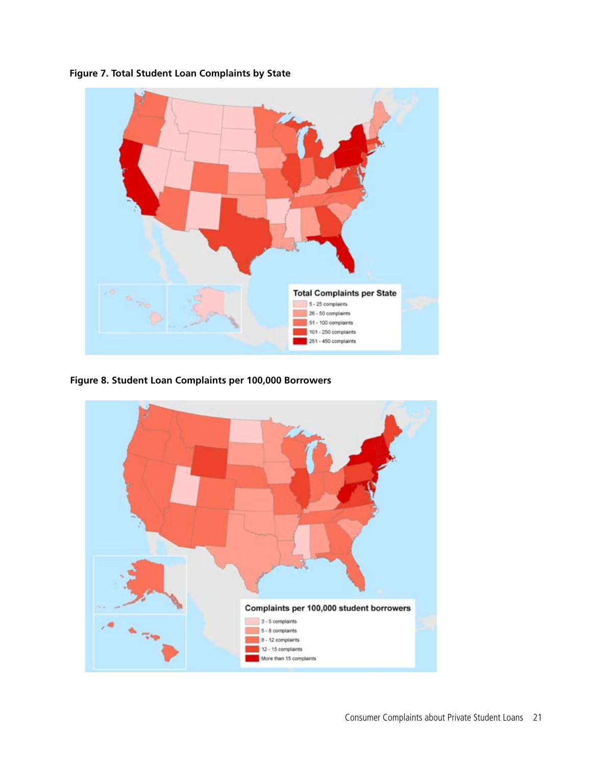**Figure 7. Total Student Loan Complaints by State**

Total Complaints per State

5 - 25 complaints

26 - 50 complaints

51 - 100 complaints

101 - 250 complaints

251 - 450 complaints

**Figure 8. Student Loan Complaints per 100,000 Borrowers**

Complaints per 100,000 student borrowers

3 - 5 complaints

5 - 8 complaints

8 - 12 complaints

12 - 15 complaints

More than 15 complaints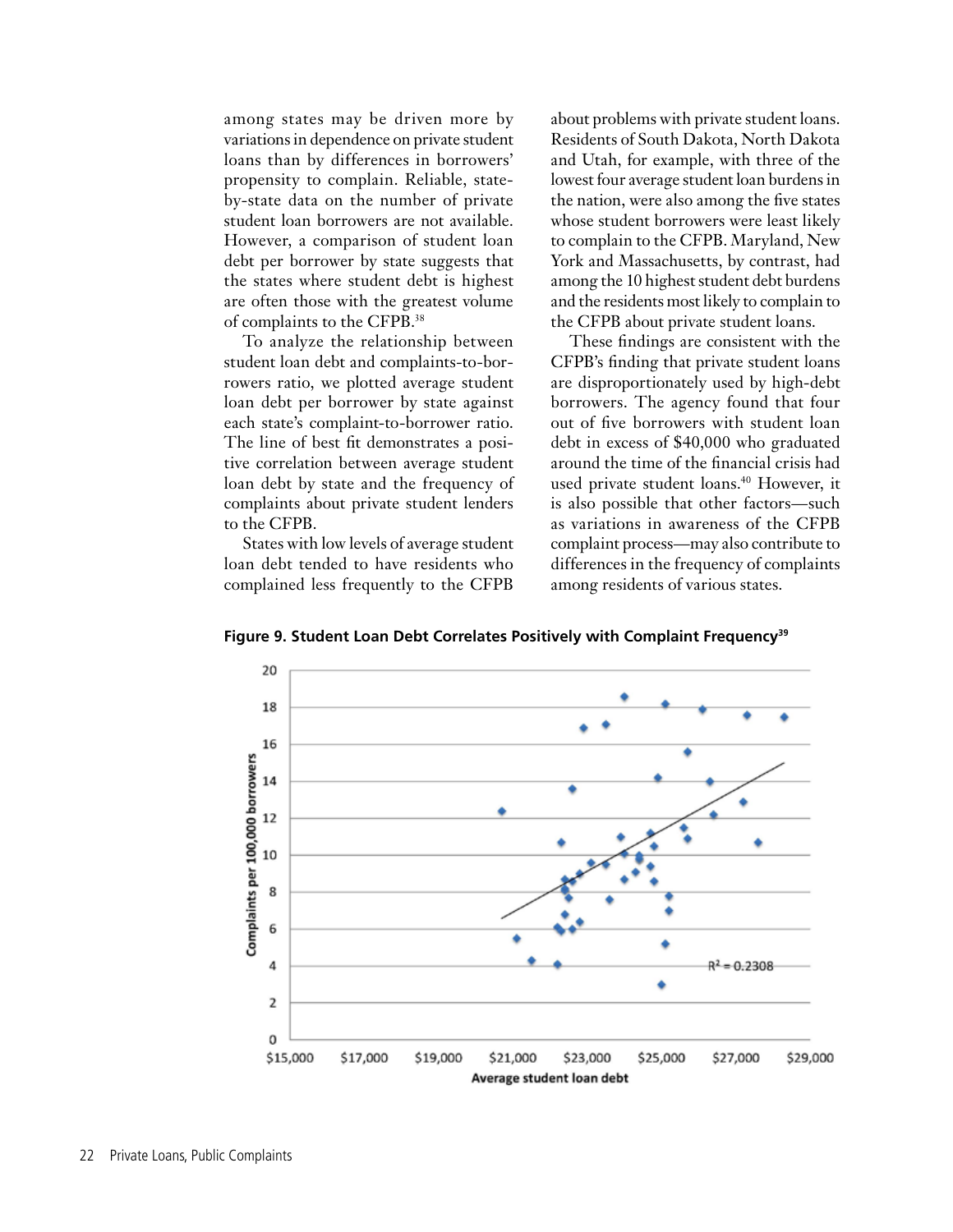among states may be driven more by variations in dependence on private student loans than by differences in borrowers' propensity to complain. Reliable, state-by-state data on the number of private student loan borrowers are not available. However, a comparison of student loan debt per borrower by state suggests that the states where student debt is highest are often those with the greatest volume of complaints to the CFPB.[38]

To analyze the relationship between student loan debt and complaints-to-borrowers ratio, we plotted average student loan debt per borrower by state against each state's complaint-to-borrower ratio. The line of best fit demonstrates a positive correlation between average student loan debt by state and the frequency of complaints about private student lenders to the CFPB.

States with low levels of average student loan debt tended to have residents who complained less frequently to the CFPB about problems with private student loans. Residents of South Dakota, North Dakota and Utah, for example, with three of the lowest four average student loan burdens in the nation, were also among the five states whose student borrowers were least likely to complain to the CFPB. Maryland, New York and Massachusetts, by contrast, had among the 10 highest student debt burdens and the residents most likely to complain to the CFPB about private student loans.

These findings are consistent with the CFPB's finding that private student loans are disproportionately used by high-debt borrowers. The agency found that four out of five borrowers with student loan debt in excess of $40,000 who graduated around the time of the financial crisis had used private student loans.[40] However, it is also possible that other factors—such as variations in awareness of the CFPB complaint process—may also contribute to differences in the frequency of complaints among residents of various states.

**Figure 9. Student Loan Debt Correlates Positively with Complaint Frequency[39]**

Complaints per 100,000 borrowers

0
2
4
6
8
10
12
14
16
18
20

$R^2 = 0.2308$

$15,000 $17,000 $19,000 $21,000 $23,000 $25,000 $27,000 $29,000

Average student loan debt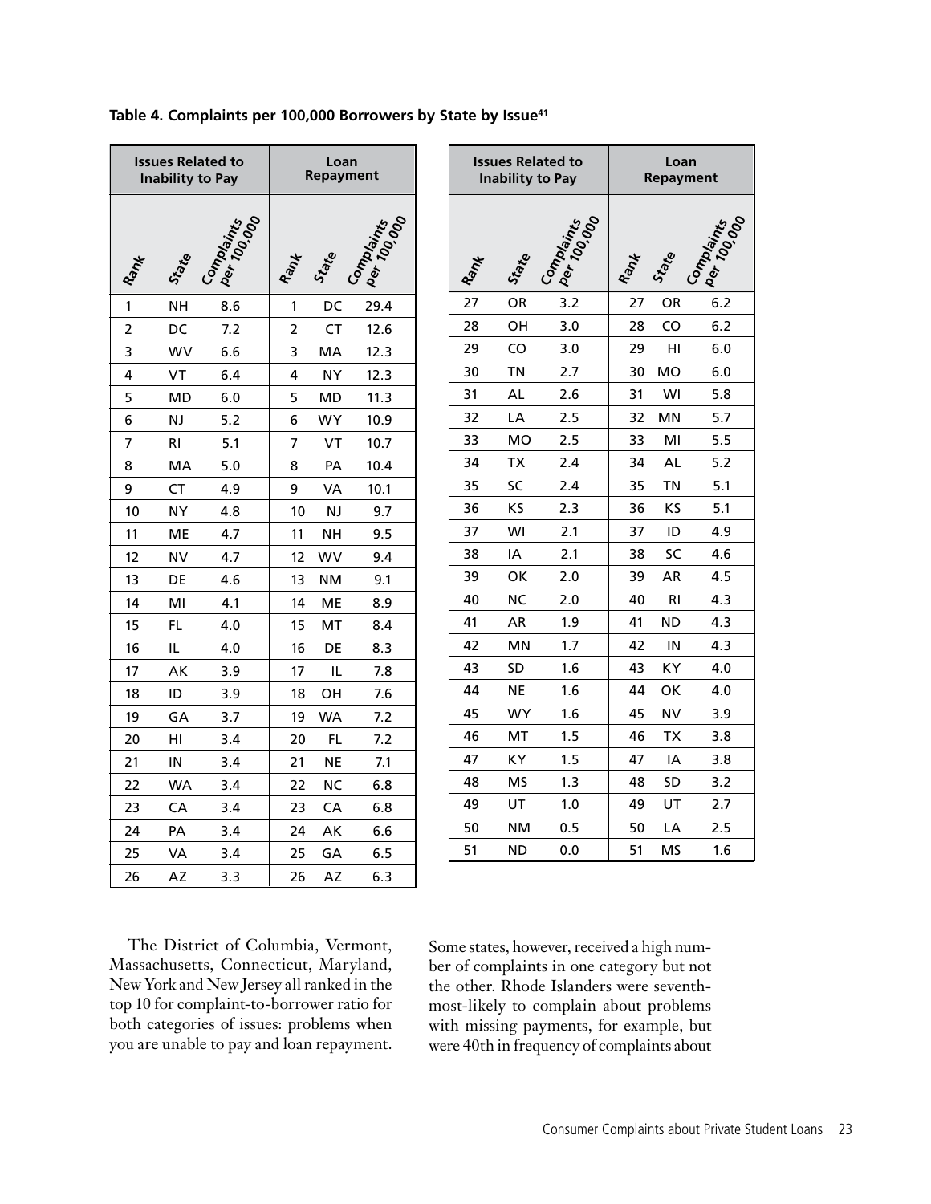**Table 4. Complaints per 100,000 Borrowers by State by Issue**[41]

| Issues Related to Inability to Pay | | | Loan Repayment | | |
|---|---|---|---|---|---|
| Rank | State | Complaints per 100,000 | Rank | State | Complaints per 100,000 |
| 1 | NH | 8.6 | 1 | DC | 29.4 |
| 2 | DC | 7.2 | 2 | CT | 12.6 |
| 3 | WV | 6.6 | 3 | MA | 12.3 |
| 4 | VT | 6.4 | 4 | NY | 12.3 |
| 5 | MD | 6.0 | 5 | MD | 11.3 |
| 6 | NJ | 5.2 | 6 | WY | 10.9 |
| 7 | RI | 5.1 | 7 | VT | 10.7 |
| 8 | MA | 5.0 | 8 | PA | 10.4 |
| 9 | CT | 4.9 | 9 | VA | 10.1 |
| 10 | NY | 4.8 | 10 | NJ | 9.7 |
| 11 | ME | 4.7 | 11 | NH | 9.5 |
| 12 | NV | 4.7 | 12 | WV | 9.4 |
| 13 | DE | 4.6 | 13 | NM | 9.1 |
| 14 | MI | 4.1 | 14 | ME | 8.9 |
| 15 | FL | 4.0 | 15 | MT | 8.4 |
| 16 | IL | 4.0 | 16 | DE | 8.3 |
| 17 | AK | 3.9 | 17 | IL | 7.8 |
| 18 | ID | 3.9 | 18 | OH | 7.6 |
| 19 | GA | 3.7 | 19 | WA | 7.2 |
| 20 | HI | 3.4 | 20 | FL | 7.2 |
| 21 | IN | 3.4 | 21 | NE | 7.1 |
| 22 | WA | 3.4 | 22 | NC | 6.8 |
| 23 | CA | 3.4 | 23 | CA | 6.8 |
| 24 | PA | 3.4 | 24 | AK | 6.6 |
| 25 | VA | 3.4 | 25 | GA | 6.5 |
| 26 | AZ | 3.3 | 26 | AZ | 6.3 |
| 27 | OR | 3.2 | 27 | OR | 6.2 |
| 28 | OH | 3.0 | 28 | CO | 6.2 |
| 29 | CO | 3.0 | 29 | HI | 6.0 |
| 30 | TN | 2.7 | 30 | MO | 6.0 |
| 31 | AL | 2.6 | 31 | WI | 5.8 |
| 32 | LA | 2.5 | 32 | MN | 5.7 |
| 33 | MO | 2.5 | 33 | MI | 5.5 |
| 34 | TX | 2.4 | 34 | AL | 5.2 |
| 35 | SC | 2.4 | 35 | TN | 5.1 |
| 36 | KS | 2.3 | 36 | KS | 5.1 |
| 37 | WI | 2.1 | 37 | ID | 4.9 |
| 38 | IA | 2.1 | 38 | SC | 4.6 |
| 39 | OK | 2.0 | 39 | AR | 4.5 |
| 40 | NC | 2.0 | 40 | RI | 4.3 |
| 41 | AR | 1.9 | 41 | ND | 4.3 |
| 42 | MN | 1.7 | 42 | IN | 4.3 |
| 43 | SD | 1.6 | 43 | KY | 4.0 |
| 44 | NE | 1.6 | 44 | OK | 4.0 |
| 45 | WY | 1.6 | 45 | NV | 3.9 |
| 46 | MT | 1.5 | 46 | TX | 3.8 |
| 47 | KY | 1.5 | 47 | IA | 3.8 |
| 48 | MS | 1.3 | 48 | SD | 3.2 |
| 49 | UT | 1.0 | 49 | UT | 2.7 |
| 50 | NM | 0.5 | 50 | LA | 2.5 |
| 51 | ND | 0.0 | 51 | MS | 1.6 |

The District of Columbia, Vermont, Massachusetts, Connecticut, Maryland, New York and New Jersey all ranked in the top 10 for complaint-to-borrower ratio for both categories of issues: problems when you are unable to pay and loan repayment. Some states, however, received a high number of complaints in one category but not the other. Rhode Islanders were seventh-most-likely to complain about problems with missing payments, for example, but were 40th in frequency of complaints about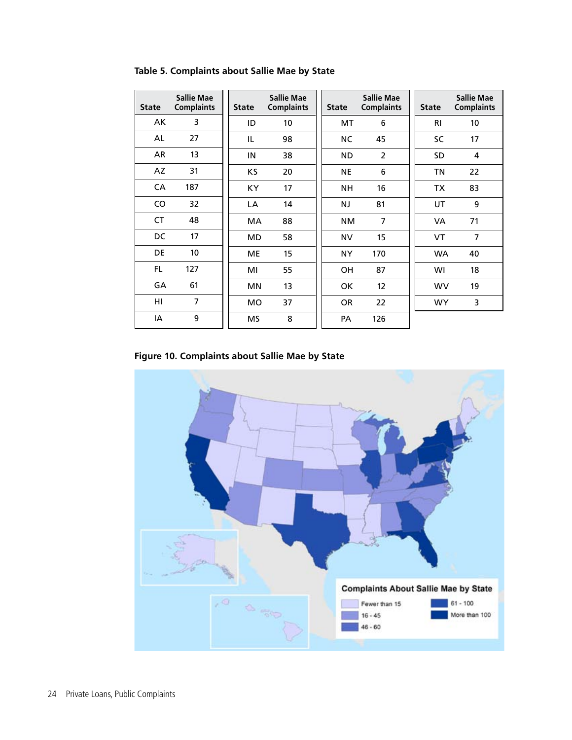**Table 5. Complaints about Sallie Mae by State**

| State | Sallie Mae Complaints | State | Sallie Mae Complaints | State | Sallie Mae Complaints | State | Sallie Mae Complaints |
|---|---|---|---|---|---|---|---|
| AK | 3 | ID | 10 | MT | 6 | RI | 10 |
| AL | 27 | IL | 98 | NC | 45 | SC | 17 |
| AR | 13 | IN | 38 | ND | 2 | SD | 4 |
| AZ | 31 | KS | 20 | NE | 6 | TN | 22 |
| CA | 187 | KY | 17 | NH | 16 | TX | 83 |
| CO | 32 | LA | 14 | NJ | 81 | UT | 9 |
| CT | 48 | MA | 88 | NM | 7 | VA | 71 |
| DC | 17 | MD | 58 | NV | 15 | VT | 7 |
| DE | 10 | ME | 15 | NY | 170 | WA | 40 |
| FL | 127 | MI | 55 | OH | 87 | WI | 18 |
| GA | 61 | MN | 13 | OK | 12 | WV | 19 |
| HI | 7 | MO | 37 | OR | 22 | WY | 3 |
| IA | 9 | MS | 8 | PA | 126 | | |

**Figure 10. Complaints about Sallie Mae by State**

Complaints About Sallie Mae by State

Fewer than 15

16 - 45

46 - 60

61 - 100

More than 100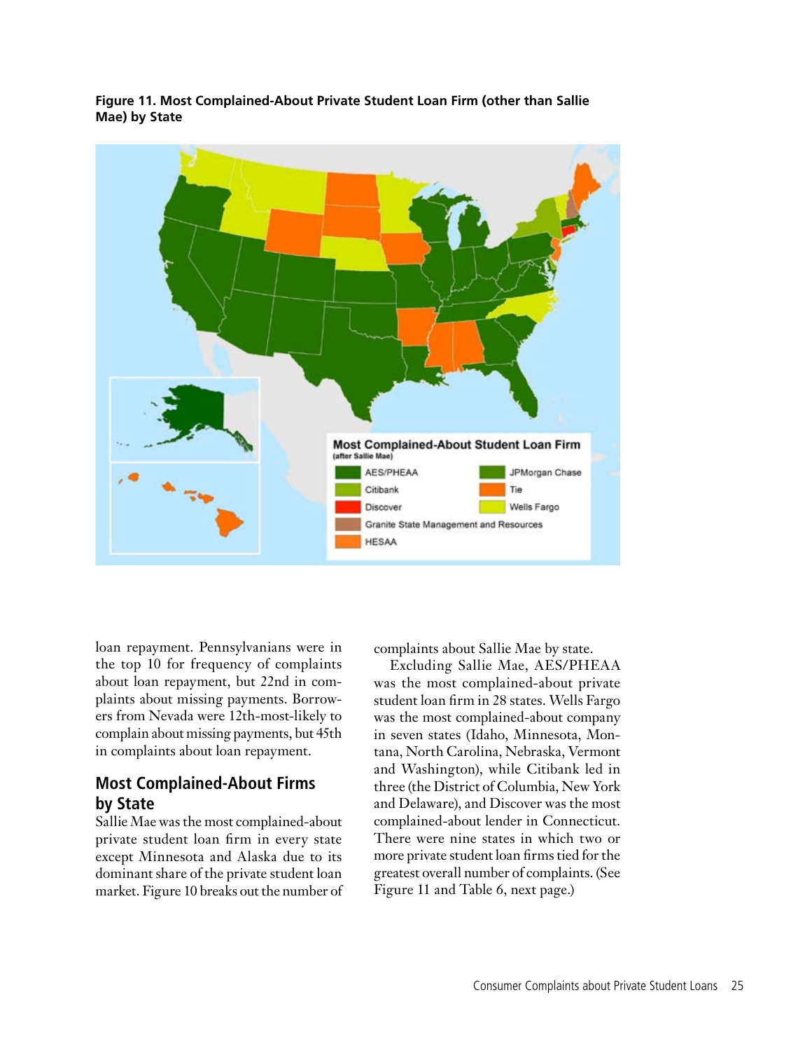**Figure 11. Most Complained-About Private Student Loan Firm (other than Sallie Mae) by State**

Most Complained-About Student Loan Firm
(after Sallie Mae)

AES/PHEAA
Citibank
Discover
Granite State Management and Resources
HESAA
JPMorgan Chase
Tie
Wells Fargo

loan repayment. Pennsylvanians were in the top 10 for frequency of complaints about loan repayment, but 22nd in complaints about missing payments. Borrowers from Nevada were 12th-most-likely to complain about missing payments, but 45th in complaints about loan repayment.

## Most Complained-About Firms by State

Sallie Mae was the most complained-about private student loan firm in every state except Minnesota and Alaska due to its dominant share of the private student loan market. Figure 10 breaks out the number of complaints about Sallie Mae by state.

Excluding Sallie Mae, AES/PHEAA was the most complained-about private student loan firm in 28 states. Wells Fargo was the most complained-about company in seven states (Idaho, Minnesota, Montana, North Carolina, Nebraska, Vermont and Washington), while Citibank led in three (the District of Columbia, New York and Delaware), and Discover was the most complained-about lender in Connecticut. There were nine states in which two or more private student loan firms tied for the greatest overall number of complaints. (See Figure 11 and Table 6, next page.)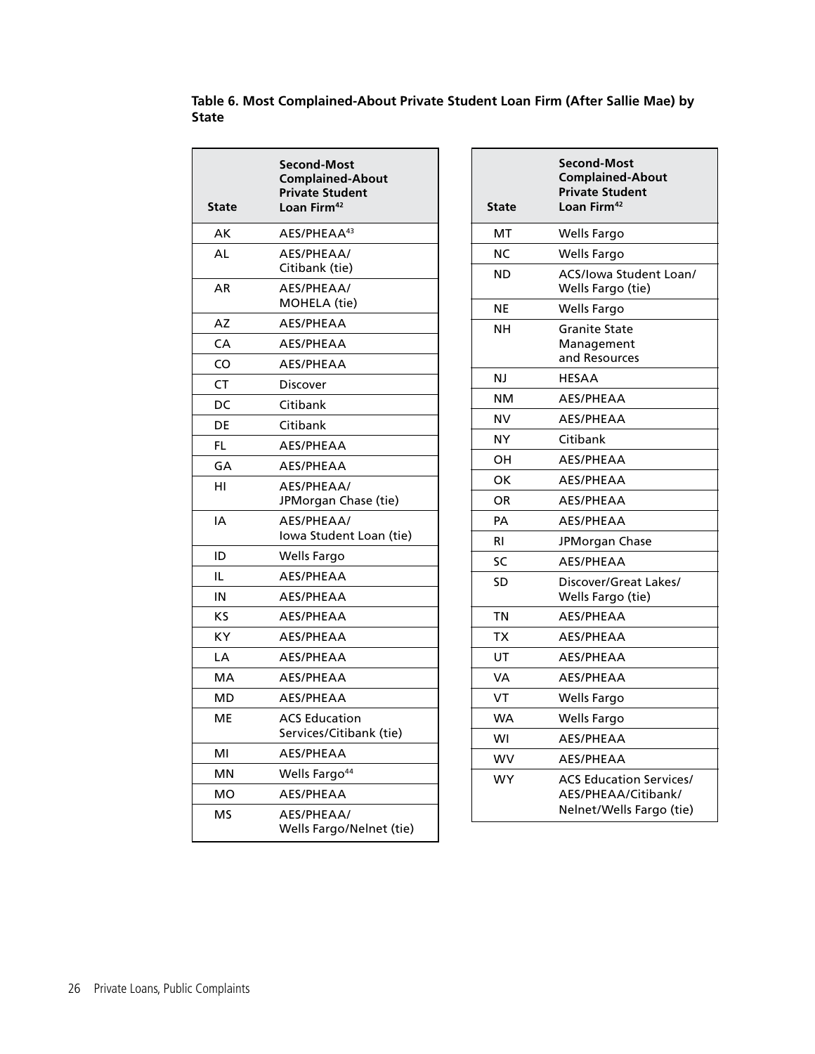**Table 6. Most Complained-About Private Student Loan Firm (After Sallie Mae) by State**

| State | Second-Most Complained-About Private Student Loan Firm[42] |
|---|---|
| AK | AES/PHEAA[43] |
| AL | AES/PHEAA/ Citibank (tie) |
| AR | AES/PHEAA/ MOHELA (tie) |
| AZ | AES/PHEAA |
| CA | AES/PHEAA |
| CO | AES/PHEAA |
| CT | Discover |
| DC | Citibank |
| DE | Citibank |
| FL | AES/PHEAA |
| GA | AES/PHEAA |
| HI | AES/PHEAA/ JPMorgan Chase (tie) |
| IA | AES/PHEAA/ Iowa Student Loan (tie) |
| ID | Wells Fargo |
| IL | AES/PHEAA |
| IN | AES/PHEAA |
| KS | AES/PHEAA |
| KY | AES/PHEAA |
| LA | AES/PHEAA |
| MA | AES/PHEAA |
| MD | AES/PHEAA |
| ME | ACS Education Services/Citibank (tie) |
| MI | AES/PHEAA |
| MN | Wells Fargo[44] |
| MO | AES/PHEAA |
| MS | AES/PHEAA/ Wells Fargo/Nelnet (tie) |
| MT | Wells Fargo |
| NC | Wells Fargo |
| ND | ACS/Iowa Student Loan/ Wells Fargo (tie) |
| NE | Wells Fargo |
| NH | Granite State Management and Resources |
| NJ | HESAA |
| NM | AES/PHEAA |
| NV | AES/PHEAA |
| NY | Citibank |
| OH | AES/PHEAA |
| OK | AES/PHEAA |
| OR | AES/PHEAA |
| PA | AES/PHEAA |
| RI | JPMorgan Chase |
| SC | AES/PHEAA |
| SD | Discover/Great Lakes/ Wells Fargo (tie) |
| TN | AES/PHEAA |
| TX | AES/PHEAA |
| UT | AES/PHEAA |
| VA | AES/PHEAA |
| VT | Wells Fargo |
| WA | Wells Fargo |
| WI | AES/PHEAA |
| WV | AES/PHEAA |
| WY | ACS Education Services/ AES/PHEAA/Citibank/ Nelnet/Wells Fargo (tie) |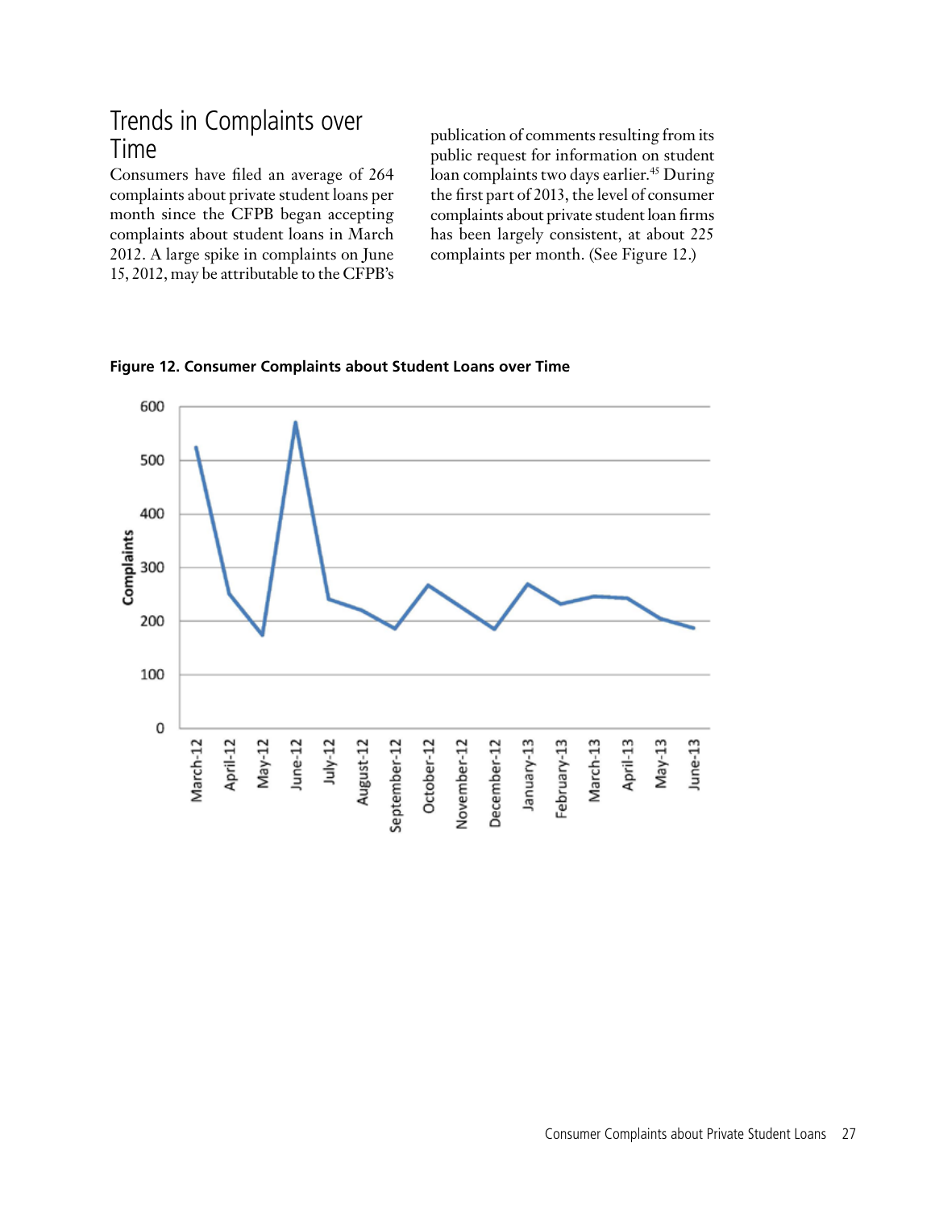## Trends in Complaints over Time

Consumers have filed an average of 264 complaints about private student loans per month since the CFPB began accepting complaints about student loans in March 2012. A large spike in complaints on June 15, 2012, may be attributable to the CFPB's publication of comments resulting from its public request for information on student loan complaints two days earlier.[45] During the first part of 2013, the level of consumer complaints about private student loan firms has been largely consistent, at about 225 complaints per month. (See Figure 12.)

**Figure 12. Consumer Complaints about Student Loans over Time**

Complaints

600
500
400
300
200
100
0

March-12
April-12
May-12
June-12
July-12
August-12
September-12
October-12
November-12
December-12
January-13
February-13
March-13
April-13
May-13
June-13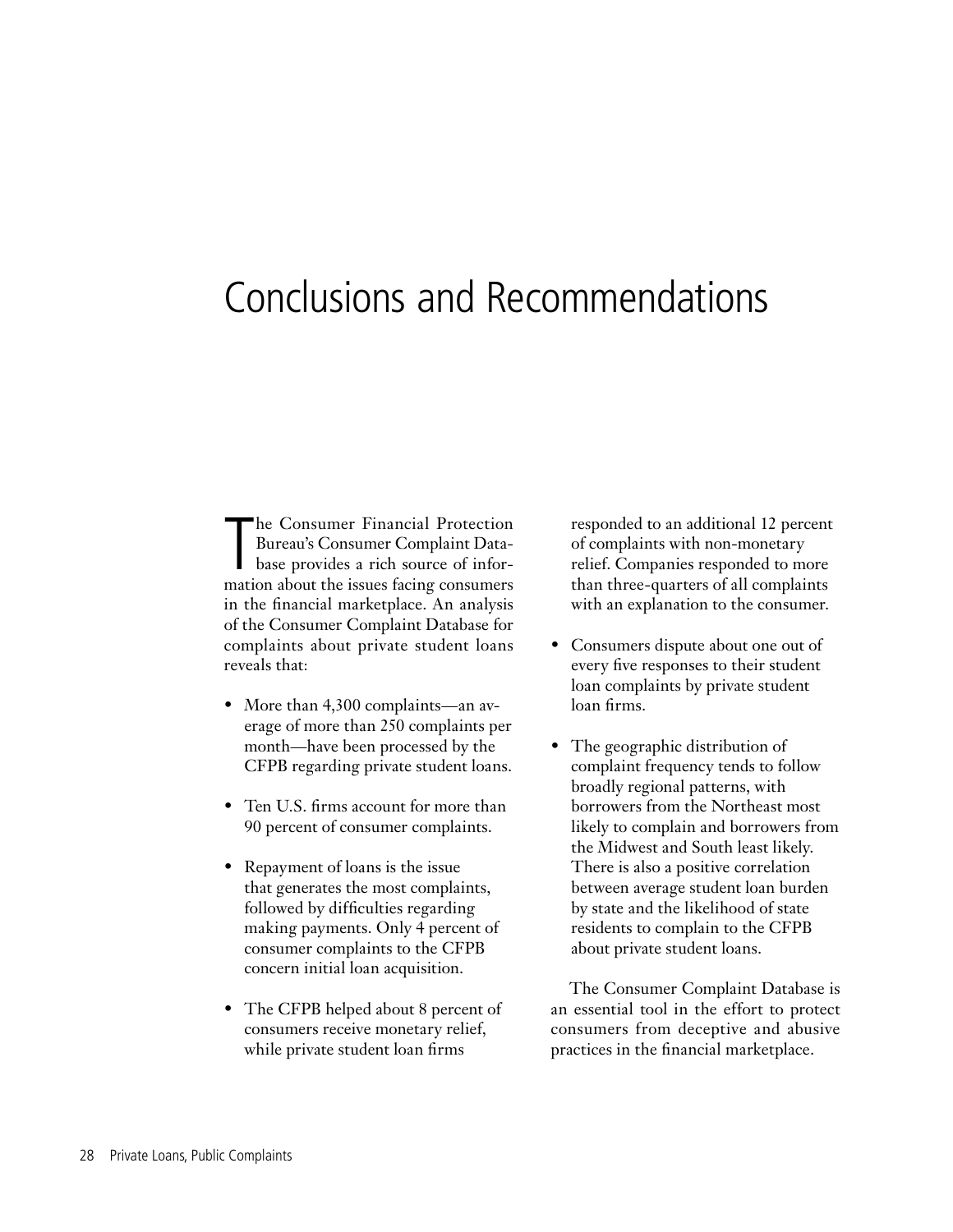# Conclusions and Recommendations

The Consumer Financial Protection Bureau's Consumer Complaint Database provides a rich source of information about the issues facing consumers in the financial marketplace. An analysis of the Consumer Complaint Database for complaints about private student loans reveals that:

- More than 4,300 complaints—an average of more than 250 complaints per month—have been processed by the CFPB regarding private student loans.
- Ten U.S. firms account for more than 90 percent of consumer complaints.
- Repayment of loans is the issue that generates the most complaints, followed by difficulties regarding making payments. Only 4 percent of consumer complaints to the CFPB concern initial loan acquisition.
- The CFPB helped about 8 percent of consumers receive monetary relief, while private student loan firms responded to an additional 12 percent of complaints with non-monetary relief. Companies responded to more than three-quarters of all complaints with an explanation to the consumer.
- Consumers dispute about one out of every five responses to their student loan complaints by private student loan firms.
- The geographic distribution of complaint frequency tends to follow broadly regional patterns, with borrowers from the Northeast most likely to complain and borrowers from the Midwest and South least likely. There is also a positive correlation between average student loan burden by state and the likelihood of state residents to complain to the CFPB about private student loans.

The Consumer Complaint Database is an essential tool in the effort to protect consumers from deceptive and abusive practices in the financial marketplace.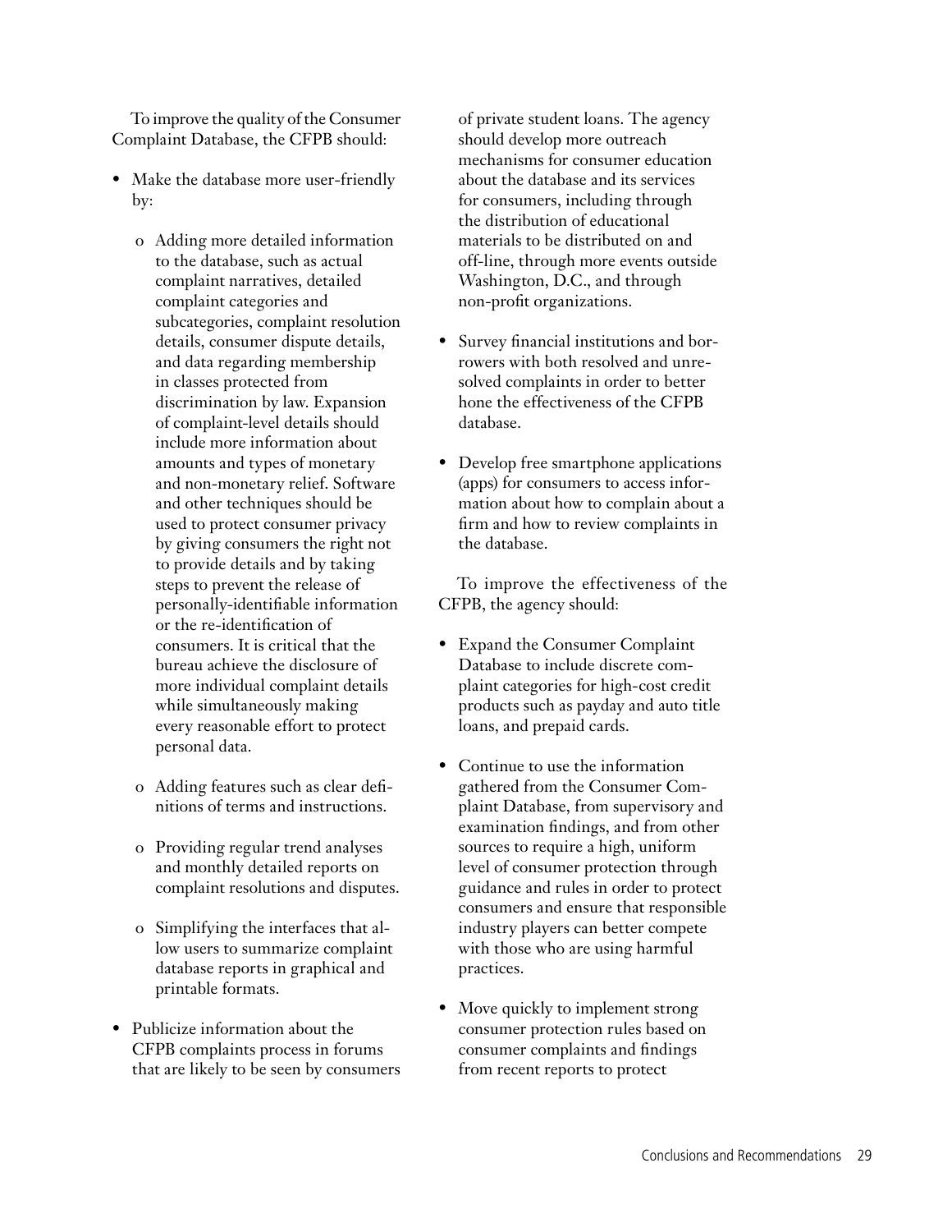To improve the quality of the Consumer Complaint Database, the CFPB should:

- Make the database more user-friendly by:
  - o Adding more detailed information to the database, such as actual complaint narratives, detailed complaint categories and subcategories, complaint resolution details, consumer dispute details, and data regarding membership in classes protected from discrimination by law. Expansion of complaint-level details should include more information about amounts and types of monetary and non-monetary relief. Software and other techniques should be used to protect consumer privacy by giving consumers the right not to provide details and by taking steps to prevent the release of personally-identifiable information or the re-identification of consumers. It is critical that the bureau achieve the disclosure of more individual complaint details while simultaneously making every reasonable effort to protect personal data.
  - o Adding features such as clear definitions of terms and instructions.
  - o Providing regular trend analyses and monthly detailed reports on complaint resolutions and disputes.
  - o Simplifying the interfaces that allow users to summarize complaint database reports in graphical and printable formats.
- Publicize information about the CFPB complaints process in forums that are likely to be seen by consumers of private student loans. The agency should develop more outreach mechanisms for consumer education about the database and its services for consumers, including through the distribution of educational materials to be distributed on and off-line, through more events outside Washington, D.C., and through non-profit organizations.
- Survey financial institutions and borrowers with both resolved and unresolved complaints in order to better hone the effectiveness of the CFPB database.
- Develop free smartphone applications (apps) for consumers to access information about how to complain about a firm and how to review complaints in the database.

To improve the effectiveness of the CFPB, the agency should:

- Expand the Consumer Complaint Database to include discrete complaint categories for high-cost credit products such as payday and auto title loans, and prepaid cards.
- Continue to use the information gathered from the Consumer Complaint Database, from supervisory and examination findings, and from other sources to require a high, uniform level of consumer protection through guidance and rules in order to protect consumers and ensure that responsible industry players can better compete with those who are using harmful practices.
- Move quickly to implement strong consumer protection rules based on consumer complaints and findings from recent reports to protect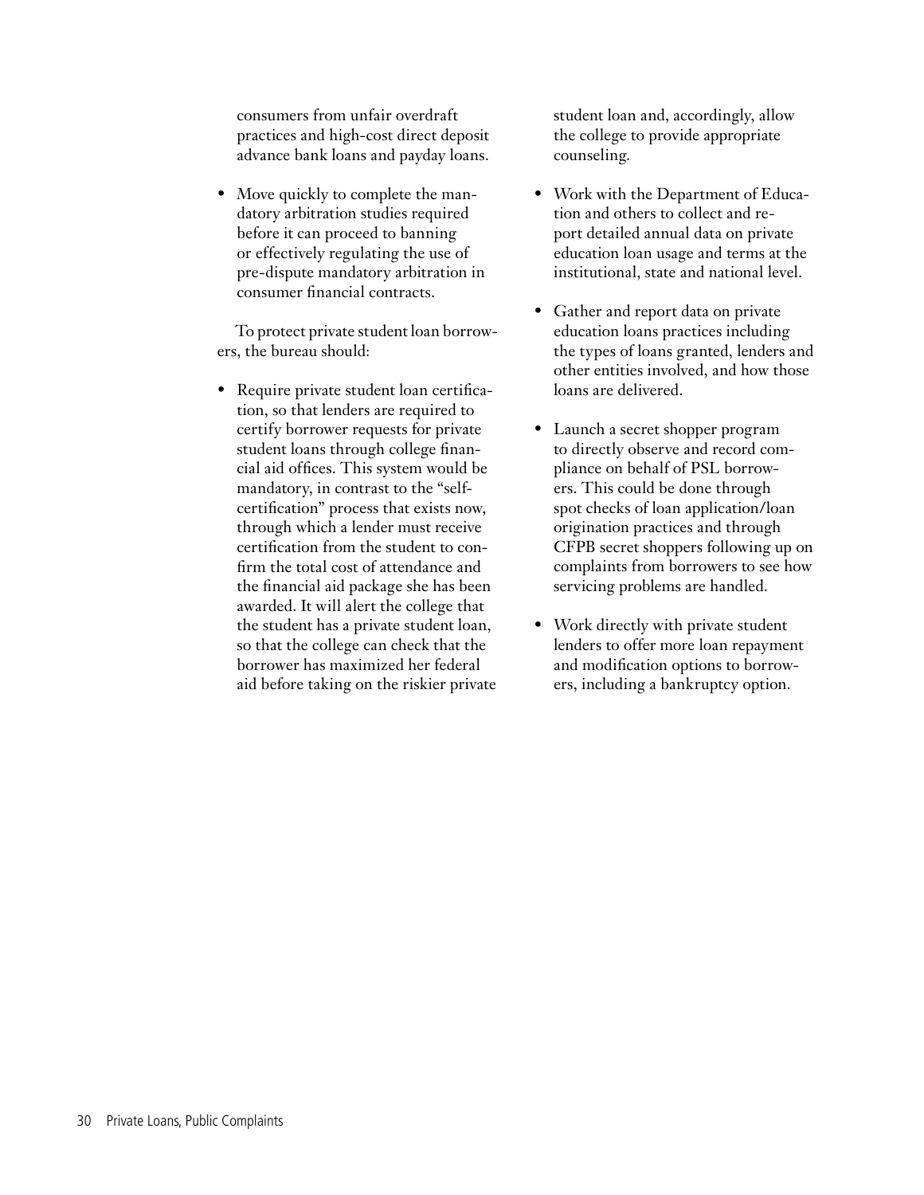consumers from unfair overdraft practices and high-cost direct deposit advance bank loans and payday loans.

- Move quickly to complete the mandatory arbitration studies required before it can proceed to banning or effectively regulating the use of pre-dispute mandatory arbitration in consumer financial contracts.

To protect private student loan borrowers, the bureau should:

- Require private student loan certification, so that lenders are required to certify borrower requests for private student loans through college financial aid offices. This system would be mandatory, in contrast to the "self-certification" process that exists now, through which a lender must receive certification from the student to confirm the total cost of attendance and the financial aid package she has been awarded. It will alert the college that the student has a private student loan, so that the college can check that the borrower has maximized her federal aid before taking on the riskier private student loan and, accordingly, allow the college to provide appropriate counseling.
- Work with the Department of Education and others to collect and report detailed annual data on private education loan usage and terms at the institutional, state and national level.
- Gather and report data on private education loans practices including the types of loans granted, lenders and other entities involved, and how those loans are delivered.
- Launch a secret shopper program to directly observe and record compliance on behalf of PSL borrowers. This could be done through spot checks of loan application/loan origination practices and through CFPB secret shoppers following up on complaints from borrowers to see how servicing problems are handled.
- Work directly with private student lenders to offer more loan repayment and modification options to borrowers, including a bankruptcy option.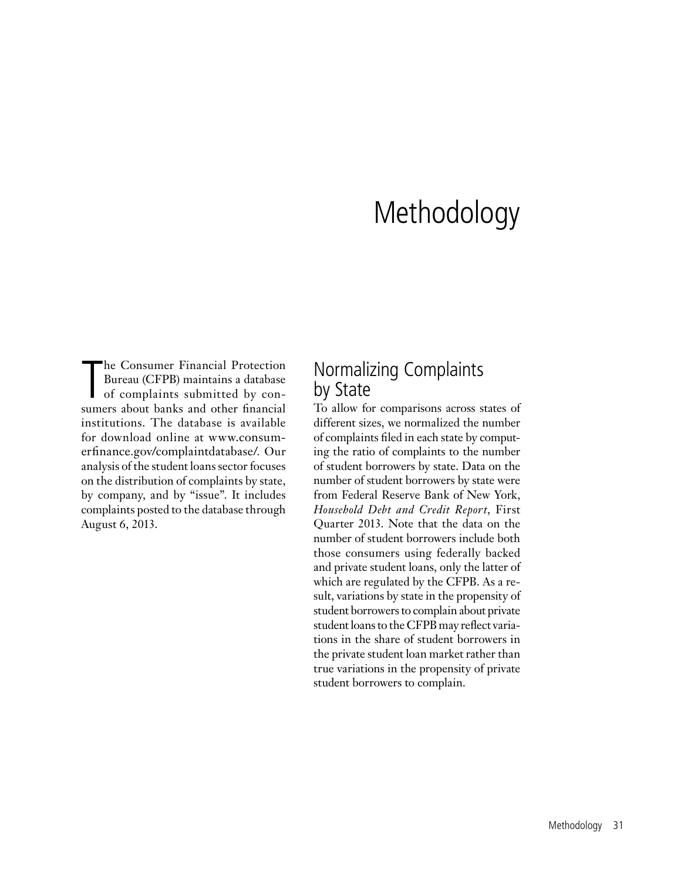# Methodology

The Consumer Financial Protection Bureau (CFPB) maintains a database of complaints submitted by consumers about banks and other financial institutions. The database is available for download online at www.consumerfinance.gov/complaintdatabase/. Our analysis of the student loans sector focuses on the distribution of complaints by state, by company, and by "issue". It includes complaints posted to the database through August 6, 2013.

## Normalizing Complaints by State

To allow for comparisons across states of different sizes, we normalized the number of complaints filed in each state by computing the ratio of complaints to the number of student borrowers by state. Data on the number of student borrowers by state were from Federal Reserve Bank of New York, *Household Debt and Credit Report*, First Quarter 2013. Note that the data on the number of student borrowers include both those consumers using federally backed and private student loans, only the latter of which are regulated by the CFPB. As a result, variations by state in the propensity of student borrowers to complain about private student loans to the CFPB may reflect variations in the share of student borrowers in the private student loan market rather than true variations in the propensity of private student borrowers to complain.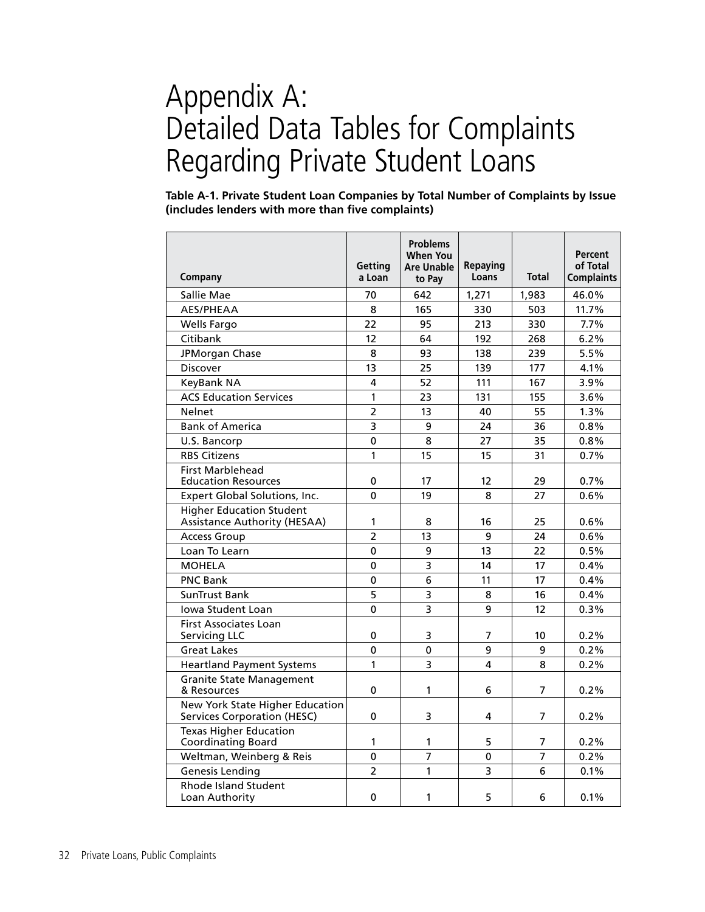# Appendix A: Detailed Data Tables for Complaints Regarding Private Student Loans

**Table A-1. Private Student Loan Companies by Total Number of Complaints by Issue (includes lenders with more than five complaints)**

| Company | Getting a Loan | Problems When You Are Unable to Pay | Repaying Loans | Total | Percent of Total Complaints |
|---|---|---|---|---|---|
| Sallie Mae | 70 | 642 | 1,271 | 1,983 | 46.0% |
| AES/PHEAA | 8 | 165 | 330 | 503 | 11.7% |
| Wells Fargo | 22 | 95 | 213 | 330 | 7.7% |
| Citibank | 12 | 64 | 192 | 268 | 6.2% |
| JPMorgan Chase | 8 | 93 | 138 | 239 | 5.5% |
| Discover | 13 | 25 | 139 | 177 | 4.1% |
| KeyBank NA | 4 | 52 | 111 | 167 | 3.9% |
| ACS Education Services | 1 | 23 | 131 | 155 | 3.6% |
| Nelnet | 2 | 13 | 40 | 55 | 1.3% |
| Bank of America | 3 | 9 | 24 | 36 | 0.8% |
| U.S. Bancorp | 0 | 8 | 27 | 35 | 0.8% |
| RBS Citizens | 1 | 15 | 15 | 31 | 0.7% |
| First Marblehead Education Resources | 0 | 17 | 12 | 29 | 0.7% |
| Expert Global Solutions, Inc. | 0 | 19 | 8 | 27 | 0.6% |
| Higher Education Student Assistance Authority (HESAA) | 1 | 8 | 16 | 25 | 0.6% |
| Access Group | 2 | 13 | 9 | 24 | 0.6% |
| Loan To Learn | 0 | 9 | 13 | 22 | 0.5% |
| MOHELA | 0 | 3 | 14 | 17 | 0.4% |
| PNC Bank | 0 | 6 | 11 | 17 | 0.4% |
| SunTrust Bank | 5 | 3 | 8 | 16 | 0.4% |
| Iowa Student Loan | 0 | 3 | 9 | 12 | 0.3% |
| First Associates Loan Servicing LLC | 0 | 3 | 7 | 10 | 0.2% |
| Great Lakes | 0 | 0 | 9 | 9 | 0.2% |
| Heartland Payment Systems | 1 | 3 | 4 | 8 | 0.2% |
| Granite State Management & Resources | 0 | 1 | 6 | 7 | 0.2% |
| New York State Higher Education Services Corporation (HESC) | 0 | 3 | 4 | 7 | 0.2% |
| Texas Higher Education Coordinating Board | 1 | 1 | 5 | 7 | 0.2% |
| Weltman, Weinberg & Reis | 0 | 7 | 0 | 7 | 0.2% |
| Genesis Lending | 2 | 1 | 3 | 6 | 0.1% |
| Rhode Island Student Loan Authority | 0 | 1 | 5 | 6 | 0.1% |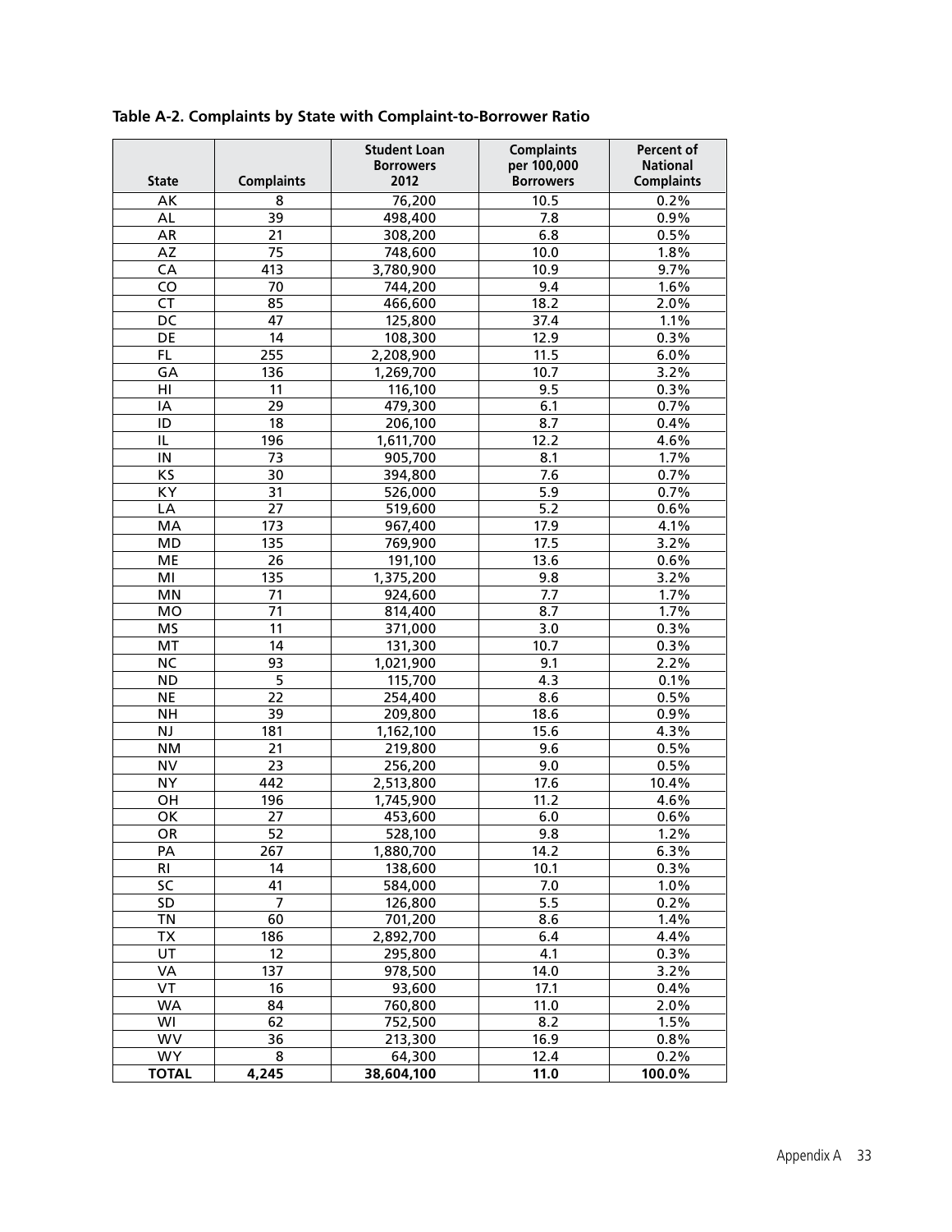**Table A-2. Complaints by State with Complaint-to-Borrower Ratio**

| State | Complaints | Student Loan Borrowers 2012 | Complaints per 100,000 Borrowers | Percent of National Complaints |
|---|---|---|---|---|
| AK | 8 | 76,200 | 10.5 | 0.2% |
| AL | 39 | 498,400 | 7.8 | 0.9% |
| AR | 21 | 308,200 | 6.8 | 0.5% |
| AZ | 75 | 748,600 | 10.0 | 1.8% |
| CA | 413 | 3,780,900 | 10.9 | 9.7% |
| CO | 70 | 744,200 | 9.4 | 1.6% |
| CT | 85 | 466,600 | 18.2 | 2.0% |
| DC | 47 | 125,800 | 37.4 | 1.1% |
| DE | 14 | 108,300 | 12.9 | 0.3% |
| FL | 255 | 2,208,900 | 11.5 | 6.0% |
| GA | 136 | 1,269,700 | 10.7 | 3.2% |
| HI | 11 | 116,100 | 9.5 | 0.3% |
| IA | 29 | 479,300 | 6.1 | 0.7% |
| ID | 18 | 206,100 | 8.7 | 0.4% |
| IL | 196 | 1,611,700 | 12.2 | 4.6% |
| IN | 73 | 905,700 | 8.1 | 1.7% |
| KS | 30 | 394,800 | 7.6 | 0.7% |
| KY | 31 | 526,000 | 5.9 | 0.7% |
| LA | 27 | 519,600 | 5.2 | 0.6% |
| MA | 173 | 967,400 | 17.9 | 4.1% |
| MD | 135 | 769,900 | 17.5 | 3.2% |
| ME | 26 | 191,100 | 13.6 | 0.6% |
| MI | 135 | 1,375,200 | 9.8 | 3.2% |
| MN | 71 | 924,600 | 7.7 | 1.7% |
| MO | 71 | 814,400 | 8.7 | 1.7% |
| MS | 11 | 371,000 | 3.0 | 0.3% |
| MT | 14 | 131,300 | 10.7 | 0.3% |
| NC | 93 | 1,021,900 | 9.1 | 2.2% |
| ND | 5 | 115,700 | 4.3 | 0.1% |
| NE | 22 | 254,400 | 8.6 | 0.5% |
| NH | 39 | 209,800 | 18.6 | 0.9% |
| NJ | 181 | 1,162,100 | 15.6 | 4.3% |
| NM | 21 | 219,800 | 9.6 | 0.5% |
| NV | 23 | 256,200 | 9.0 | 0.5% |
| NY | 442 | 2,513,800 | 17.6 | 10.4% |
| OH | 196 | 1,745,900 | 11.2 | 4.6% |
| OK | 27 | 453,600 | 6.0 | 0.6% |
| OR | 52 | 528,100 | 9.8 | 1.2% |
| PA | 267 | 1,880,700 | 14.2 | 6.3% |
| RI | 14 | 138,600 | 10.1 | 0.3% |
| SC | 41 | 584,000 | 7.0 | 1.0% |
| SD | 7 | 126,800 | 5.5 | 0.2% |
| TN | 60 | 701,200 | 8.6 | 1.4% |
| TX | 186 | 2,892,700 | 6.4 | 4.4% |
| UT | 12 | 295,800 | 4.1 | 0.3% |
| VA | 137 | 978,500 | 14.0 | 3.2% |
| VT | 16 | 93,600 | 17.1 | 0.4% |
| WA | 84 | 760,800 | 11.0 | 2.0% |
| WI | 62 | 752,500 | 8.2 | 1.5% |
| WV | 36 | 213,300 | 16.9 | 0.8% |
| WY | 8 | 64,300 | 12.4 | 0.2% |
| **TOTAL** | **4,245** | **38,604,100** | **11.0** | **100.0%** |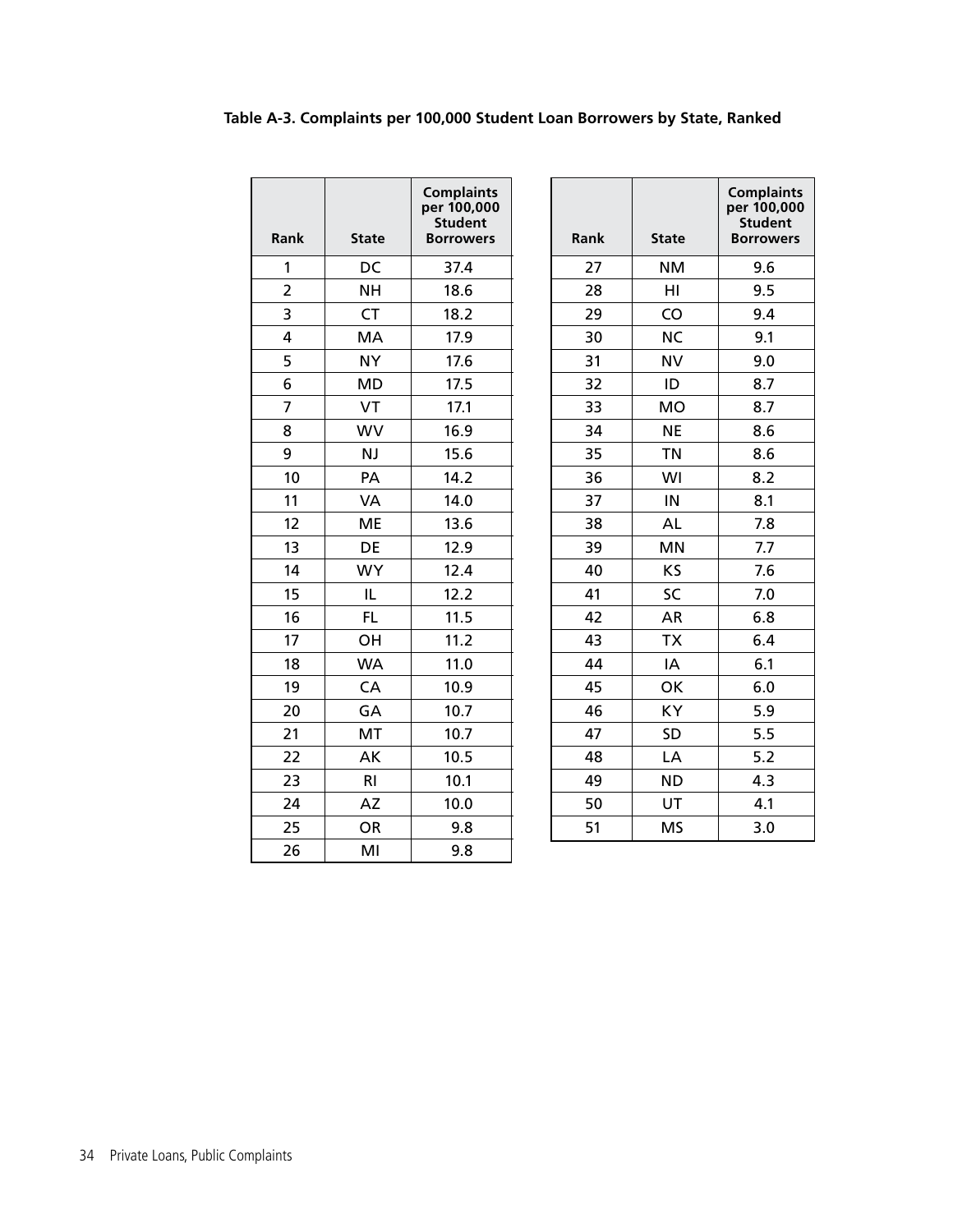**Table A-3. Complaints per 100,000 Student Loan Borrowers by State, Ranked**

| Rank | State | Complaints per 100,000 Student Borrowers |
|---|---|---|
| 1 | DC | 37.4 |
| 2 | NH | 18.6 |
| 3 | CT | 18.2 |
| 4 | MA | 17.9 |
| 5 | NY | 17.6 |
| 6 | MD | 17.5 |
| 7 | VT | 17.1 |
| 8 | WV | 16.9 |
| 9 | NJ | 15.6 |
| 10 | PA | 14.2 |
| 11 | VA | 14.0 |
| 12 | ME | 13.6 |
| 13 | DE | 12.9 |
| 14 | WY | 12.4 |
| 15 | IL | 12.2 |
| 16 | FL | 11.5 |
| 17 | OH | 11.2 |
| 18 | WA | 11.0 |
| 19 | CA | 10.9 |
| 20 | GA | 10.7 |
| 21 | MT | 10.7 |
| 22 | AK | 10.5 |
| 23 | RI | 10.1 |
| 24 | AZ | 10.0 |
| 25 | OR | 9.8 |
| 26 | MI | 9.8 |

| Rank | State | Complaints per 100,000 Student Borrowers |
|---|---|---|
| 27 | NM | 9.6 |
| 28 | HI | 9.5 |
| 29 | CO | 9.4 |
| 30 | NC | 9.1 |
| 31 | NV | 9.0 |
| 32 | ID | 8.7 |
| 33 | MO | 8.7 |
| 34 | NE | 8.6 |
| 35 | TN | 8.6 |
| 36 | WI | 8.2 |
| 37 | IN | 8.1 |
| 38 | AL | 7.8 |
| 39 | MN | 7.7 |
| 40 | KS | 7.6 |
| 41 | SC | 7.0 |
| 42 | AR | 6.8 |
| 43 | TX | 6.4 |
| 44 | IA | 6.1 |
| 45 | OK | 6.0 |
| 46 | KY | 5.9 |
| 47 | SD | 5.5 |
| 48 | LA | 5.2 |
| 49 | ND | 4.3 |
| 50 | UT | 4.1 |
| 51 | MS | 3.0 |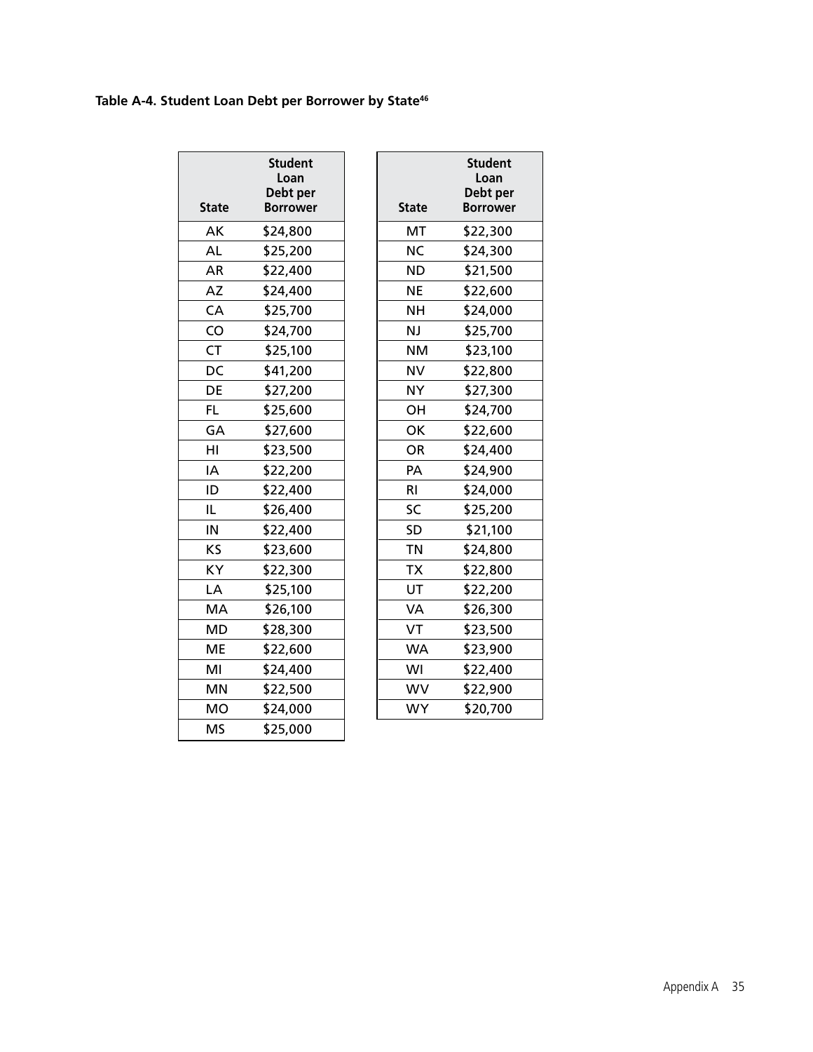**Table A-4. Student Loan Debt per Borrower by State[46]**

| State | Student Loan Debt per Borrower |
|---|---|
| AK | $24,800 |
| AL | $25,200 |
| AR | $22,400 |
| AZ | $24,400 |
| CA | $25,700 |
| CO | $24,700 |
| CT | $25,100 |
| DC | $41,200 |
| DE | $27,200 |
| FL | $25,600 |
| GA | $27,600 |
| HI | $23,500 |
| IA | $22,200 |
| ID | $22,400 |
| IL | $26,400 |
| IN | $22,400 |
| KS | $23,600 |
| KY | $22,300 |
| LA | $25,100 |
| MA | $26,100 |
| MD | $28,300 |
| ME | $22,600 |
| MI | $24,400 |
| MN | $22,500 |
| MO | $24,000 |
| MS | $25,000 |
| MT | $22,300 |
| NC | $24,300 |
| ND | $21,500 |
| NE | $22,600 |
| NH | $24,000 |
| NJ | $25,700 |
| NM | $23,100 |
| NV | $22,800 |
| NY | $27,300 |
| OH | $24,700 |
| OK | $22,600 |
| OR | $24,400 |
| PA | $24,900 |
| RI | $24,000 |
| SC | $25,200 |
| SD | $21,100 |
| TN | $24,800 |
| TX | $22,800 |
| UT | $22,200 |
| VA | $26,300 |
| VT | $23,500 |
| WA | $23,900 |
| WI | $22,400 |
| WV | $22,900 |
| WY | $20,700 |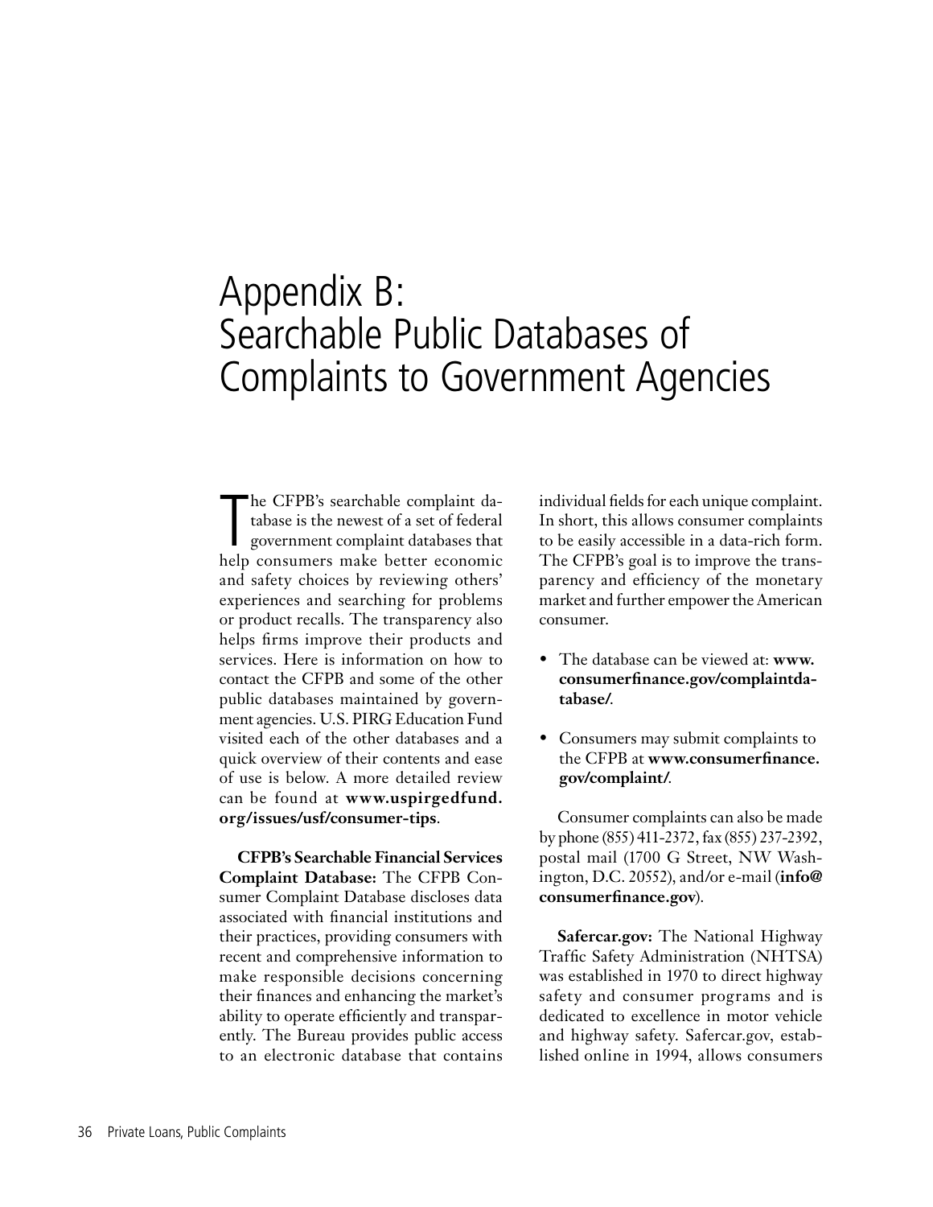# Appendix B: Searchable Public Databases of Complaints to Government Agencies

The CFPB's searchable complaint database is the newest of a set of federal government complaint databases that help consumers make better economic and safety choices by reviewing others' experiences and searching for problems or product recalls. The transparency also helps firms improve their products and services. Here is information on how to contact the CFPB and some of the other public databases maintained by government agencies. U.S. PIRG Education Fund visited each of the other databases and a quick overview of their contents and ease of use is below. A more detailed review can be found at **www.uspirgedfund.org/issues/usf/consumer-tips**.

**CFPB's Searchable Financial Services Complaint Database:** The CFPB Consumer Complaint Database discloses data associated with financial institutions and their practices, providing consumers with recent and comprehensive information to make responsible decisions concerning their finances and enhancing the market's ability to operate efficiently and transparently. The Bureau provides public access to an electronic database that contains individual fields for each unique complaint. In short, this allows consumer complaints to be easily accessible in a data-rich form. The CFPB's goal is to improve the transparency and efficiency of the monetary market and further empower the American consumer.

- The database can be viewed at: **www.consumerfinance.gov/complaintdatabase/**.
- Consumers may submit complaints to the CFPB at **www.consumerfinance.gov/complaint/**.

Consumer complaints can also be made by phone (855) 411-2372, fax (855) 237-2392, postal mail (1700 G Street, NW Washington, D.C. 20552), and/or e-mail (**info@consumerfinance.gov**).

**Safercar.gov:** The National Highway Traffic Safety Administration (NHTSA) was established in 1970 to direct highway safety and consumer programs and is dedicated to excellence in motor vehicle and highway safety. Safercar.gov, established online in 1994, allows consumers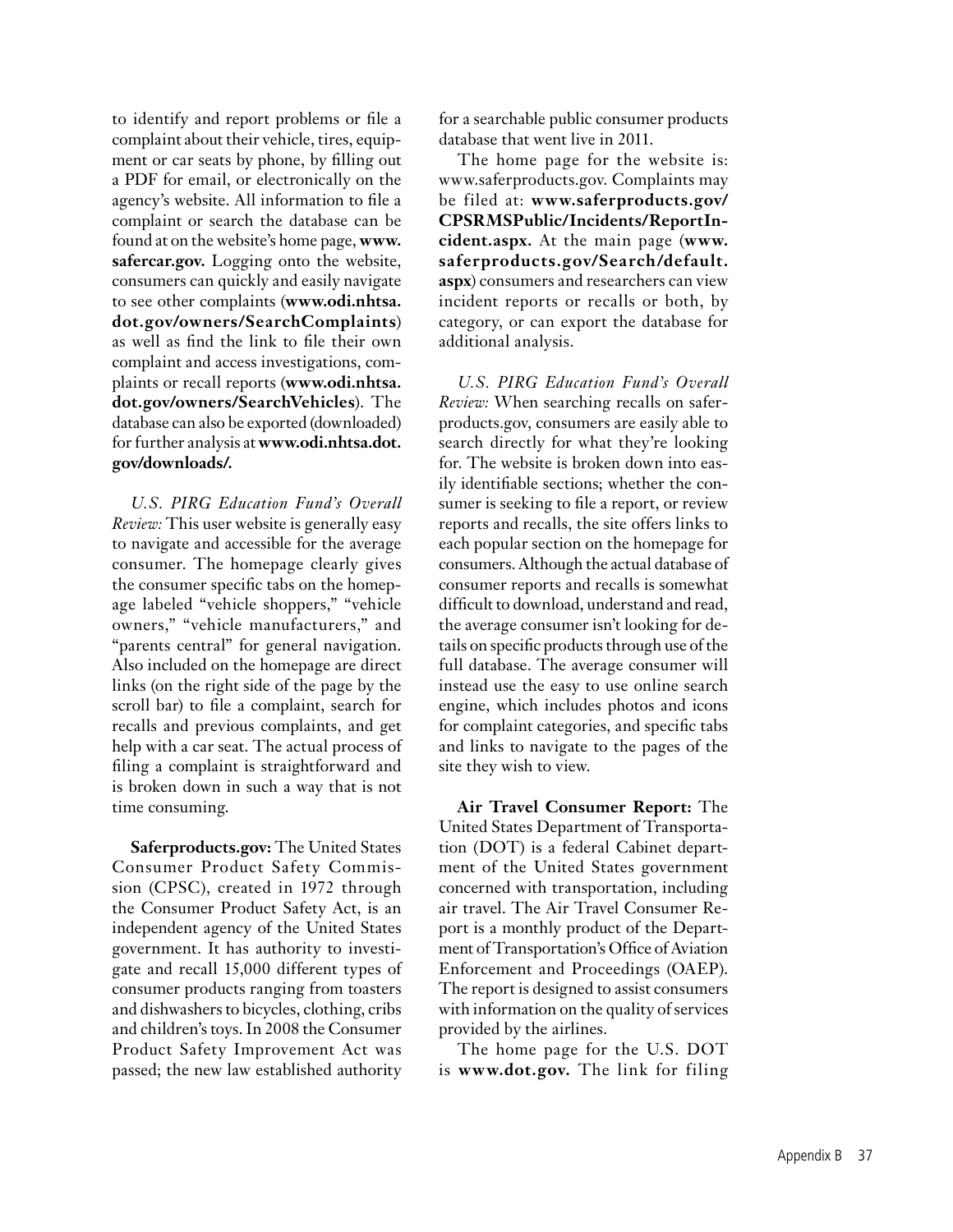to identify and report problems or file a complaint about their vehicle, tires, equipment or car seats by phone, by filling out a PDF for email, or electronically on the agency's website. All information to file a complaint or search the database can be found at on the website's home page, **www.safercar.gov.** Logging onto the website, consumers can quickly and easily navigate to see other complaints (**www.odi.nhtsa.dot.gov/owners/SearchComplaints**) as well as find the link to file their own complaint and access investigations, complaints or recall reports (**www.odi.nhtsa.dot.gov/owners/SearchVehicles**). The database can also be exported (downloaded) for further analysis at **www.odi.nhtsa.dot.gov/downloads/.**

*U.S. PIRG Education Fund's Overall Review:* This user website is generally easy to navigate and accessible for the average consumer. The homepage clearly gives the consumer specific tabs on the homepage labeled "vehicle shoppers," "vehicle owners," "vehicle manufacturers," and "parents central" for general navigation. Also included on the homepage are direct links (on the right side of the page by the scroll bar) to file a complaint, search for recalls and previous complaints, and get help with a car seat. The actual process of filing a complaint is straightforward and is broken down in such a way that is not time consuming.

**Saferproducts.gov:** The United States Consumer Product Safety Commission (CPSC), created in 1972 through the Consumer Product Safety Act, is an independent agency of the United States government. It has authority to investigate and recall 15,000 different types of consumer products ranging from toasters and dishwashers to bicycles, clothing, cribs and children's toys. In 2008 the Consumer Product Safety Improvement Act was passed; the new law established authority for a searchable public consumer products database that went live in 2011.

The home page for the website is: www.saferproducts.gov. Complaints may be filed at: **www.saferproducts.gov/CPSRMSPublic/Incidents/ReportIncident.aspx.** At the main page (**www.saferproducts.gov/Search/default.aspx**) consumers and researchers can view incident reports or recalls or both, by category, or can export the database for additional analysis.

*U.S. PIRG Education Fund's Overall Review:* When searching recalls on saferproducts.gov, consumers are easily able to search directly for what they're looking for. The website is broken down into easily identifiable sections; whether the consumer is seeking to file a report, or review reports and recalls, the site offers links to each popular section on the homepage for consumers. Although the actual database of consumer reports and recalls is somewhat difficult to download, understand and read, the average consumer isn't looking for details on specific products through use of the full database. The average consumer will instead use the easy to use online search engine, which includes photos and icons for complaint categories, and specific tabs and links to navigate to the pages of the site they wish to view.

**Air Travel Consumer Report:** The United States Department of Transportation (DOT) is a federal Cabinet department of the United States government concerned with transportation, including air travel. The Air Travel Consumer Report is a monthly product of the Department of Transportation's Office of Aviation Enforcement and Proceedings (OAEP). The report is designed to assist consumers with information on the quality of services provided by the airlines.

The home page for the U.S. DOT is **www.dot.gov.** The link for filing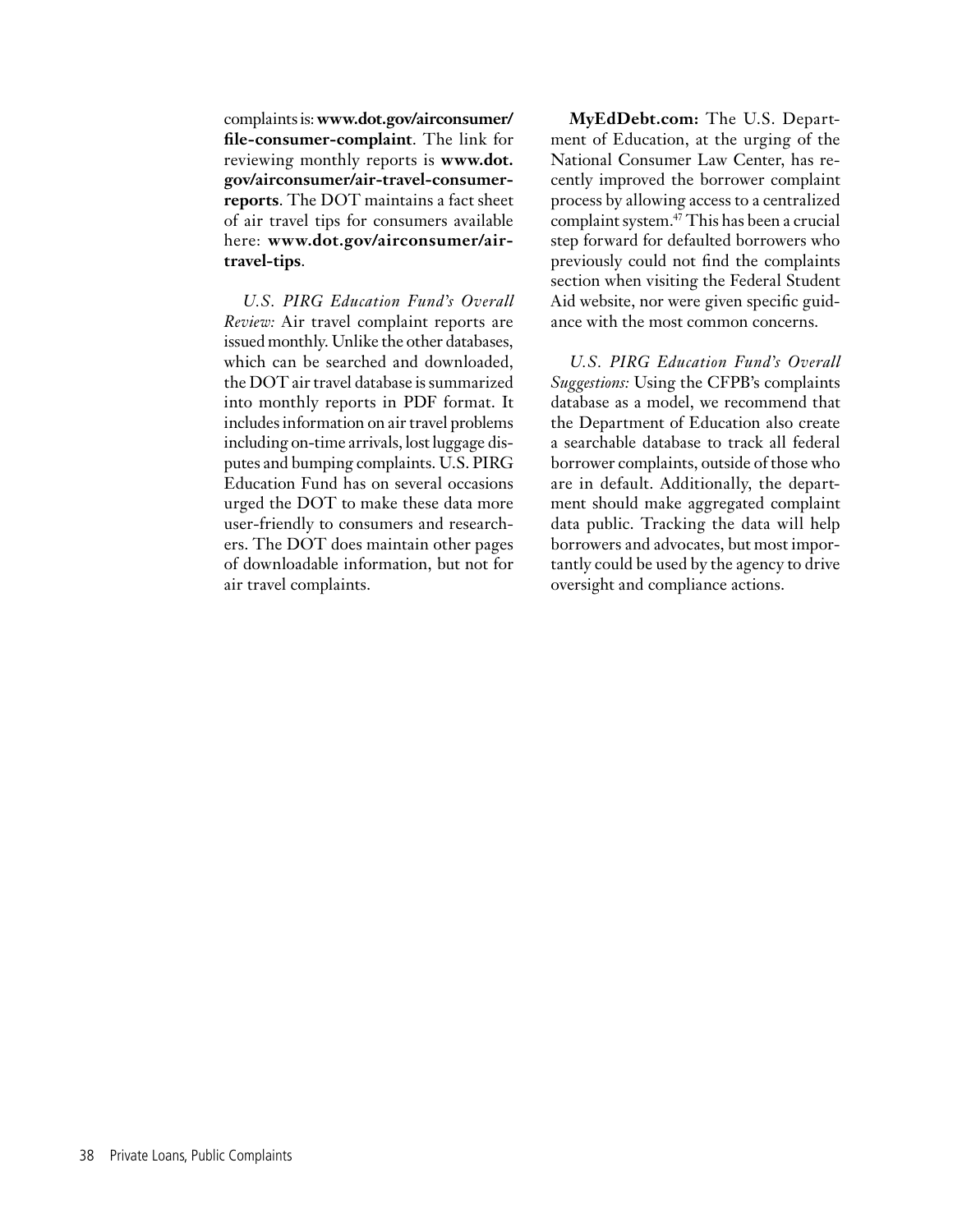complaints is: **www.dot.gov/airconsumer/file-consumer-complaint**. The link for reviewing monthly reports is **www.dot.gov/airconsumer/air-travel-consumer-reports**. The DOT maintains a fact sheet of air travel tips for consumers available here: **www.dot.gov/airconsumer/air-travel-tips**.

*U.S. PIRG Education Fund's Overall Review:* Air travel complaint reports are issued monthly. Unlike the other databases, which can be searched and downloaded, the DOT air travel database is summarized into monthly reports in PDF format. It includes information on air travel problems including on-time arrivals, lost luggage disputes and bumping complaints. U.S. PIRG Education Fund has on several occasions urged the DOT to make these data more user-friendly to consumers and researchers. The DOT does maintain other pages of downloadable information, but not for air travel complaints.

**MyEdDebt.com:** The U.S. Department of Education, at the urging of the National Consumer Law Center, has recently improved the borrower complaint process by allowing access to a centralized complaint system.[47] This has been a crucial step forward for defaulted borrowers who previously could not find the complaints section when visiting the Federal Student Aid website, nor were given specific guidance with the most common concerns.

*U.S. PIRG Education Fund's Overall Suggestions:* Using the CFPB's complaints database as a model, we recommend that the Department of Education also create a searchable database to track all federal borrower complaints, outside of those who are in default. Additionally, the department should make aggregated complaint data public. Tracking the data will help borrowers and advocates, but most importantly could be used by the agency to drive oversight and compliance actions.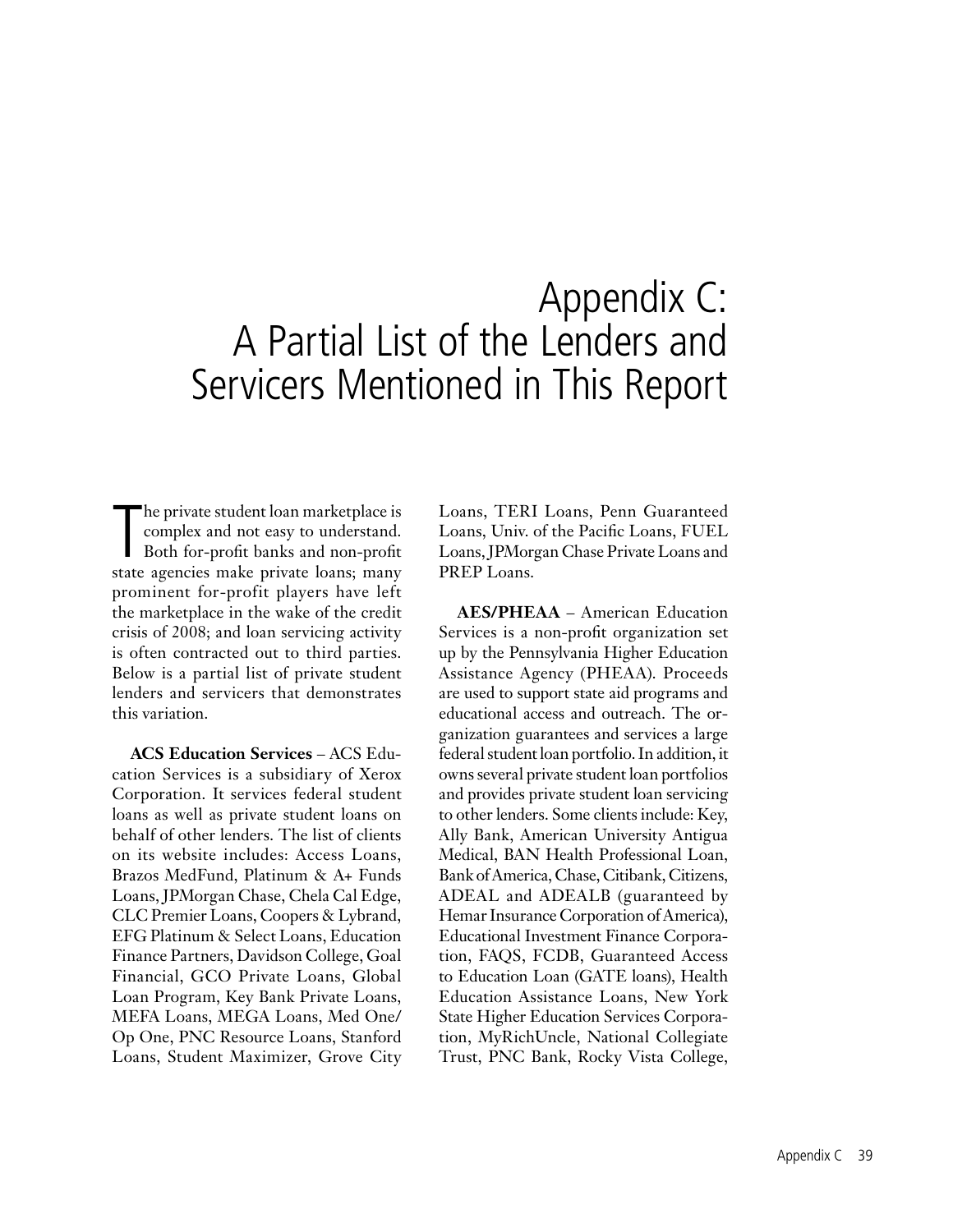# Appendix C: A Partial List of the Lenders and Servicers Mentioned in This Report

The private student loan marketplace is complex and not easy to understand. Both for-profit banks and non-profit state agencies make private loans; many prominent for-profit players have left the marketplace in the wake of the credit crisis of 2008; and loan servicing activity is often contracted out to third parties. Below is a partial list of private student lenders and servicers that demonstrates this variation.

**ACS Education Services** – ACS Education Services is a subsidiary of Xerox Corporation. It services federal student loans as well as private student loans on behalf of other lenders. The list of clients on its website includes: Access Loans, Brazos MedFund, Platinum & A+ Funds Loans, JPMorgan Chase, Chela Cal Edge, CLC Premier Loans, Coopers & Lybrand, EFG Platinum & Select Loans, Education Finance Partners, Davidson College, Goal Financial, GCO Private Loans, Global Loan Program, Key Bank Private Loans, MEFA Loans, MEGA Loans, Med One/Op One, PNC Resource Loans, Stanford Loans, Student Maximizer, Grove City Loans, TERI Loans, Penn Guaranteed Loans, Univ. of the Pacific Loans, FUEL Loans, JPMorgan Chase Private Loans and PREP Loans.

**AES/PHEAA** – American Education Services is a non-profit organization set up by the Pennsylvania Higher Education Assistance Agency (PHEAA). Proceeds are used to support state aid programs and educational access and outreach. The organization guarantees and services a large federal student loan portfolio. In addition, it owns several private student loan portfolios and provides private student loan servicing to other lenders. Some clients include: Key, Ally Bank, American University Antigua Medical, BAN Health Professional Loan, Bank of America, Chase, Citibank, Citizens, ADEAL and ADEALB (guaranteed by Hemar Insurance Corporation of America), Educational Investment Finance Corporation, FAQS, FCDB, Guaranteed Access to Education Loan (GATE loans), Health Education Assistance Loans, New York State Higher Education Services Corporation, MyRichUncle, National Collegiate Trust, PNC Bank, Rocky Vista College,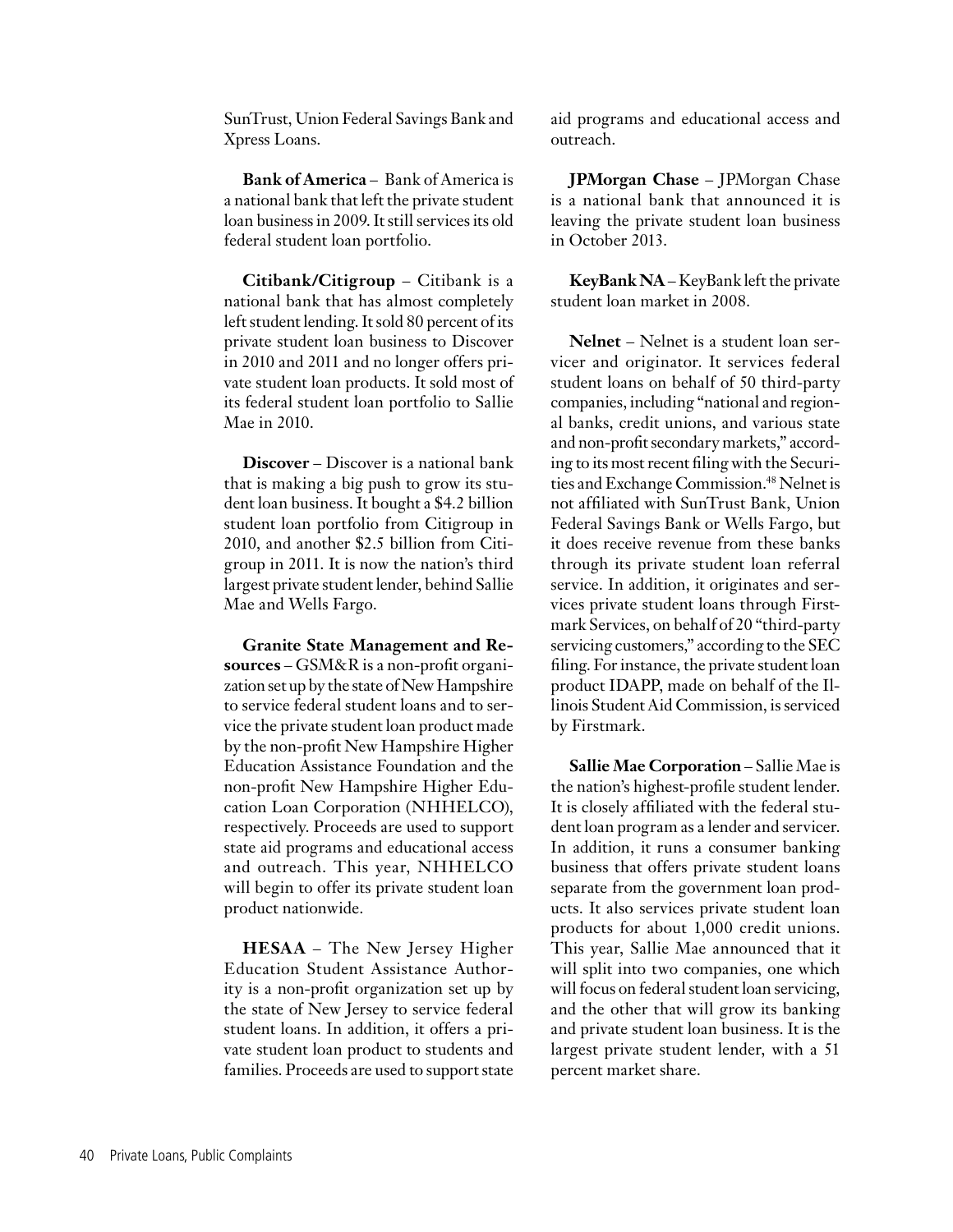SunTrust, Union Federal Savings Bank and Xpress Loans.

**Bank of America** – Bank of America is a national bank that left the private student loan business in 2009. It still services its old federal student loan portfolio.

**Citibank/Citigroup** – Citibank is a national bank that has almost completely left student lending. It sold 80 percent of its private student loan business to Discover in 2010 and 2011 and no longer offers private student loan products. It sold most of its federal student loan portfolio to Sallie Mae in 2010.

**Discover** – Discover is a national bank that is making a big push to grow its student loan business. It bought a $4.2 billion student loan portfolio from Citigroup in 2010, and another $2.5 billion from Citigroup in 2011. It is now the nation's third largest private student lender, behind Sallie Mae and Wells Fargo.

**Granite State Management and Resources** – GSM&R is a non-profit organization set up by the state of New Hampshire to service federal student loans and to service the private student loan product made by the non-profit New Hampshire Higher Education Assistance Foundation and the non-profit New Hampshire Higher Education Loan Corporation (NHHELCO), respectively. Proceeds are used to support state aid programs and educational access and outreach. This year, NHHELCO will begin to offer its private student loan product nationwide.

**HESAA** – The New Jersey Higher Education Student Assistance Authority is a non-profit organization set up by the state of New Jersey to service federal student loans. In addition, it offers a private student loan product to students and families. Proceeds are used to support state aid programs and educational access and outreach.

**JPMorgan Chase** – JPMorgan Chase is a national bank that announced it is leaving the private student loan business in October 2013.

**KeyBank NA** – KeyBank left the private student loan market in 2008.

**Nelnet** – Nelnet is a student loan servicer and originator. It services federal student loans on behalf of 50 third-party companies, including "national and regional banks, credit unions, and various state and non-profit secondary markets," according to its most recent filing with the Securities and Exchange Commission.[48] Nelnet is not affiliated with SunTrust Bank, Union Federal Savings Bank or Wells Fargo, but it does receive revenue from these banks through its private student loan referral service. In addition, it originates and services private student loans through Firstmark Services, on behalf of 20 "third-party servicing customers," according to the SEC filing. For instance, the private student loan product IDAPP, made on behalf of the Illinois Student Aid Commission, is serviced by Firstmark.

**Sallie Mae Corporation** – Sallie Mae is the nation's highest-profile student lender. It is closely affiliated with the federal student loan program as a lender and servicer. In addition, it runs a consumer banking business that offers private student loans separate from the government loan products. It also services private student loan products for about 1,000 credit unions. This year, Sallie Mae announced that it will split into two companies, one which will focus on federal student loan servicing, and the other that will grow its banking and private student loan business. It is the largest private student lender, with a 51 percent market share.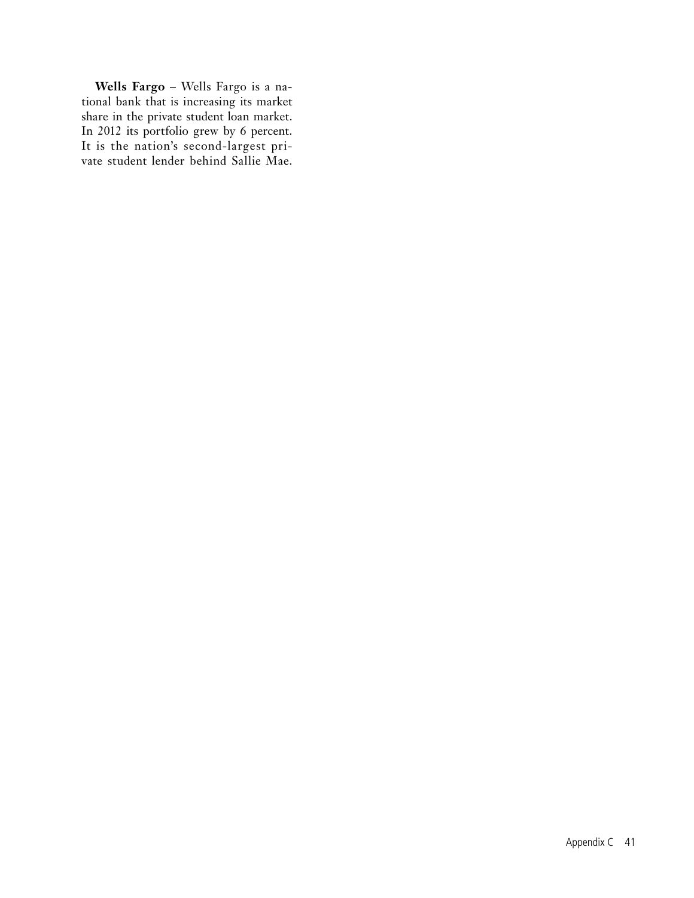**Wells Fargo** – Wells Fargo is a national bank that is increasing its market share in the private student loan market. In 2012 its portfolio grew by 6 percent. It is the nation's second-largest private student lender behind Sallie Mae.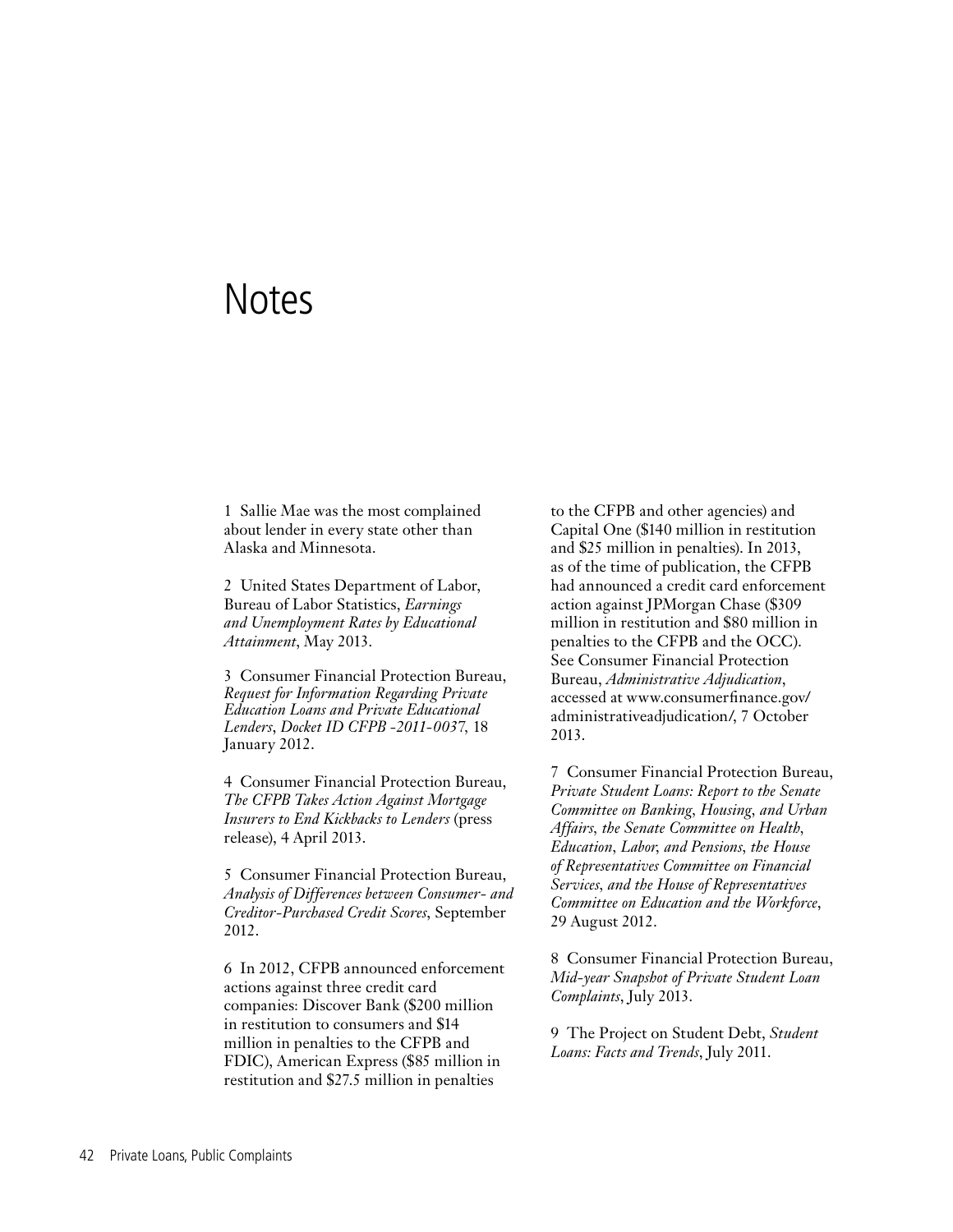# Notes

1 Sallie Mae was the most complained about lender in every state other than Alaska and Minnesota.

2 United States Department of Labor, Bureau of Labor Statistics, *Earnings and Unemployment Rates by Educational Attainment*, May 2013.

3 Consumer Financial Protection Bureau, *Request for Information Regarding Private Education Loans and Private Educational Lenders, Docket ID CFPB -2011-0037*, 18 January 2012.

4 Consumer Financial Protection Bureau, *The CFPB Takes Action Against Mortgage Insurers to End Kickbacks to Lenders* (press release), 4 April 2013.

5 Consumer Financial Protection Bureau, *Analysis of Differences between Consumer- and Creditor-Purchased Credit Scores*, September 2012.

6 In 2012, CFPB announced enforcement actions against three credit card companies: Discover Bank ($200 million in restitution to consumers and $14 million in penalties to the CFPB and FDIC), American Express ($85 million in restitution and $27.5 million in penalties to the CFPB and other agencies) and Capital One ($140 million in restitution and $25 million in penalties). In 2013, as of the time of publication, the CFPB had announced a credit card enforcement action against JPMorgan Chase ($309 million in restitution and $80 million in penalties to the CFPB and the OCC). See Consumer Financial Protection Bureau, *Administrative Adjudication*, accessed at www.consumerfinance.gov/administrativeadjudication/, 7 October 2013.

7 Consumer Financial Protection Bureau, *Private Student Loans: Report to the Senate Committee on Banking, Housing, and Urban Affairs, the Senate Committee on Health, Education, Labor, and Pensions, the House of Representatives Committee on Financial Services, and the House of Representatives Committee on Education and the Workforce*, 29 August 2012.

8 Consumer Financial Protection Bureau, *Mid-year Snapshot of Private Student Loan Complaints*, July 2013.

9 The Project on Student Debt, *Student Loans: Facts and Trends*, July 2011.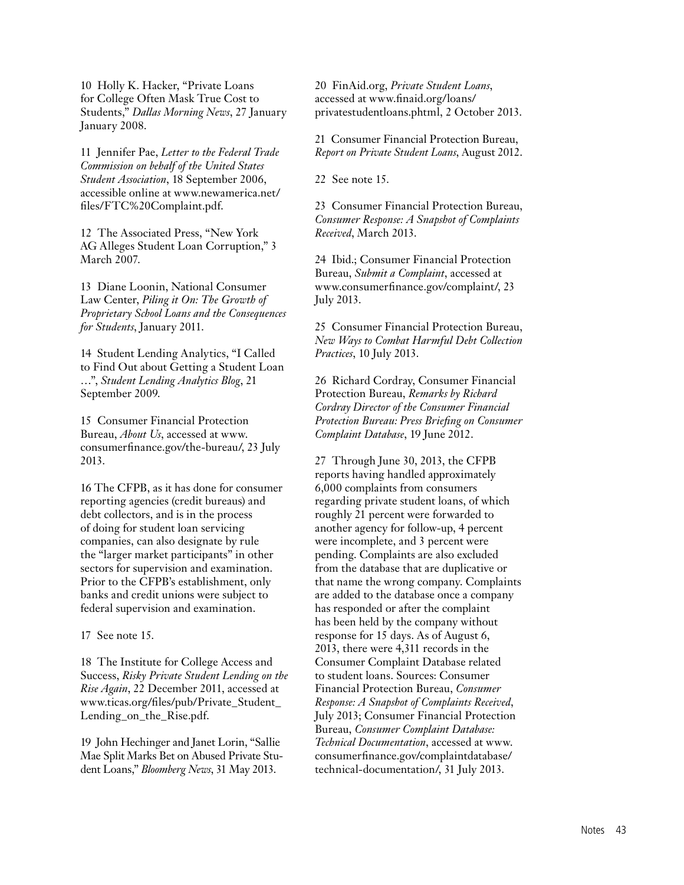10 Holly K. Hacker, "Private Loans for College Often Mask True Cost to Students," *Dallas Morning News*, 27 January January 2008.

11 Jennifer Pae, *Letter to the Federal Trade Commission on behalf of the United States Student Association*, 18 September 2006, accessible online at www.newamerica.net/files/FTC%20Complaint.pdf.

12 The Associated Press, "New York AG Alleges Student Loan Corruption," 3 March 2007.

13 Diane Loonin, National Consumer Law Center, *Piling it On: The Growth of Proprietary School Loans and the Consequences for Students*, January 2011.

14 Student Lending Analytics, "I Called to Find Out about Getting a Student Loan …", *Student Lending Analytics Blog*, 21 September 2009.

15 Consumer Financial Protection Bureau, *About Us*, accessed at www.consumerfinance.gov/the-bureau/, 23 July 2013.

16 The CFPB, as it has done for consumer reporting agencies (credit bureaus) and debt collectors, and is in the process of doing for student loan servicing companies, can also designate by rule the "larger market participants" in other sectors for supervision and examination. Prior to the CFPB's establishment, only banks and credit unions were subject to federal supervision and examination.

17 See note 15.

18 The Institute for College Access and Success, *Risky Private Student Lending on the Rise Again*, 22 December 2011, accessed at www.ticas.org/files/pub/Private_Student_Lending_on_the_Rise.pdf.

19 John Hechinger and Janet Lorin, "Sallie Mae Split Marks Bet on Abused Private Student Loans," *Bloomberg News*, 31 May 2013.

20 FinAid.org, *Private Student Loans*, accessed at www.finaid.org/loans/privatestudentloans.phtml, 2 October 2013.

21 Consumer Financial Protection Bureau, *Report on Private Student Loans*, August 2012.

22 See note 15.

23 Consumer Financial Protection Bureau, *Consumer Response: A Snapshot of Complaints Received*, March 2013.

24 Ibid.; Consumer Financial Protection Bureau, *Submit a Complaint*, accessed at www.consumerfinance.gov/complaint/, 23 July 2013.

25 Consumer Financial Protection Bureau, *New Ways to Combat Harmful Debt Collection Practices*, 10 July 2013.

26 Richard Cordray, Consumer Financial Protection Bureau, *Remarks by Richard Cordray Director of the Consumer Financial Protection Bureau: Press Briefing on Consumer Complaint Database*, 19 June 2012.

27 Through June 30, 2013, the CFPB reports having handled approximately 6,000 complaints from consumers regarding private student loans, of which roughly 21 percent were forwarded to another agency for follow-up, 4 percent were incomplete, and 3 percent were pending. Complaints are also excluded from the database that are duplicative or that name the wrong company. Complaints are added to the database once a company has responded or after the complaint has been held by the company without response for 15 days. As of August 6, 2013, there were 4,311 records in the Consumer Complaint Database related to student loans. Sources: Consumer Financial Protection Bureau, *Consumer Response: A Snapshot of Complaints Received*, July 2013; Consumer Financial Protection Bureau, *Consumer Complaint Database: Technical Documentation*, accessed at www.consumerfinance.gov/complaintdatabase/technical-documentation/, 31 July 2013.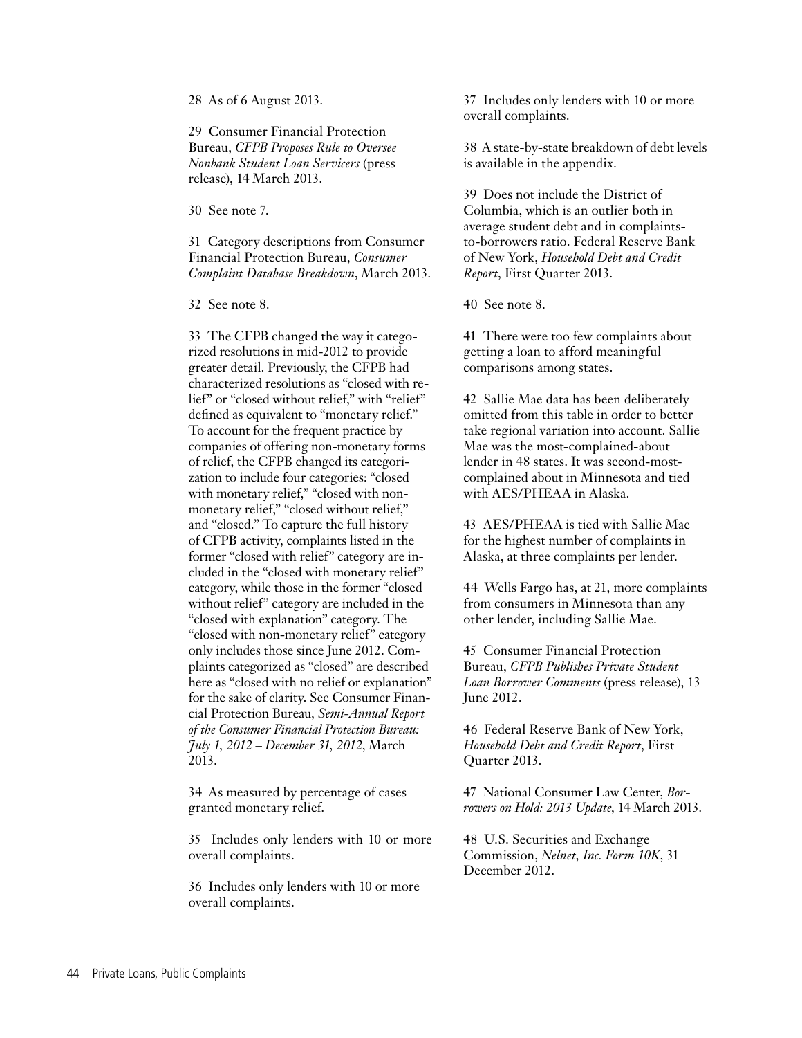28 As of 6 August 2013.

29 Consumer Financial Protection Bureau, *CFPB Proposes Rule to Oversee Nonbank Student Loan Servicers* (press release), 14 March 2013.

30 See note 7.

31 Category descriptions from Consumer Financial Protection Bureau, *Consumer Complaint Database Breakdown*, March 2013.

32 See note 8.

33 The CFPB changed the way it categorized resolutions in mid-2012 to provide greater detail. Previously, the CFPB had characterized resolutions as "closed with relief" or "closed without relief," with "relief" defined as equivalent to "monetary relief." To account for the frequent practice by companies of offering non-monetary forms of relief, the CFPB changed its categorization to include four categories: "closed with monetary relief," "closed with non-monetary relief," "closed without relief," and "closed." To capture the full history of CFPB activity, complaints listed in the former "closed with relief" category are included in the "closed with monetary relief" category, while those in the former "closed without relief" category are included in the "closed with explanation" category. The "closed with non-monetary relief" category only includes those since June 2012. Complaints categorized as "closed" are described here as "closed with no relief or explanation" for the sake of clarity. See Consumer Financial Protection Bureau, *Semi-Annual Report of the Consumer Financial Protection Bureau: July 1, 2012 – December 31, 2012*, March 2013.

34 As measured by percentage of cases granted monetary relief.

35 Includes only lenders with 10 or more overall complaints.

36 Includes only lenders with 10 or more overall complaints.

37 Includes only lenders with 10 or more overall complaints.

38 A state-by-state breakdown of debt levels is available in the appendix.

39 Does not include the District of Columbia, which is an outlier both in average student debt and in complaints-to-borrowers ratio. Federal Reserve Bank of New York, *Household Debt and Credit Report*, First Quarter 2013.

40 See note 8.

41 There were too few complaints about getting a loan to afford meaningful comparisons among states.

42 Sallie Mae data has been deliberately omitted from this table in order to better take regional variation into account. Sallie Mae was the most-complained-about lender in 48 states. It was second-most-complained about in Minnesota and tied with AES/PHEAA in Alaska.

43 AES/PHEAA is tied with Sallie Mae for the highest number of complaints in Alaska, at three complaints per lender.

44 Wells Fargo has, at 21, more complaints from consumers in Minnesota than any other lender, including Sallie Mae.

45 Consumer Financial Protection Bureau, *CFPB Publishes Private Student Loan Borrower Comments* (press release), 13 June 2012.

46 Federal Reserve Bank of New York, *Household Debt and Credit Report*, First Quarter 2013.

47 National Consumer Law Center, *Borrowers on Hold: 2013 Update*, 14 March 2013.

48 U.S. Securities and Exchange Commission, *Nelnet, Inc. Form 10K*, 31 December 2012.